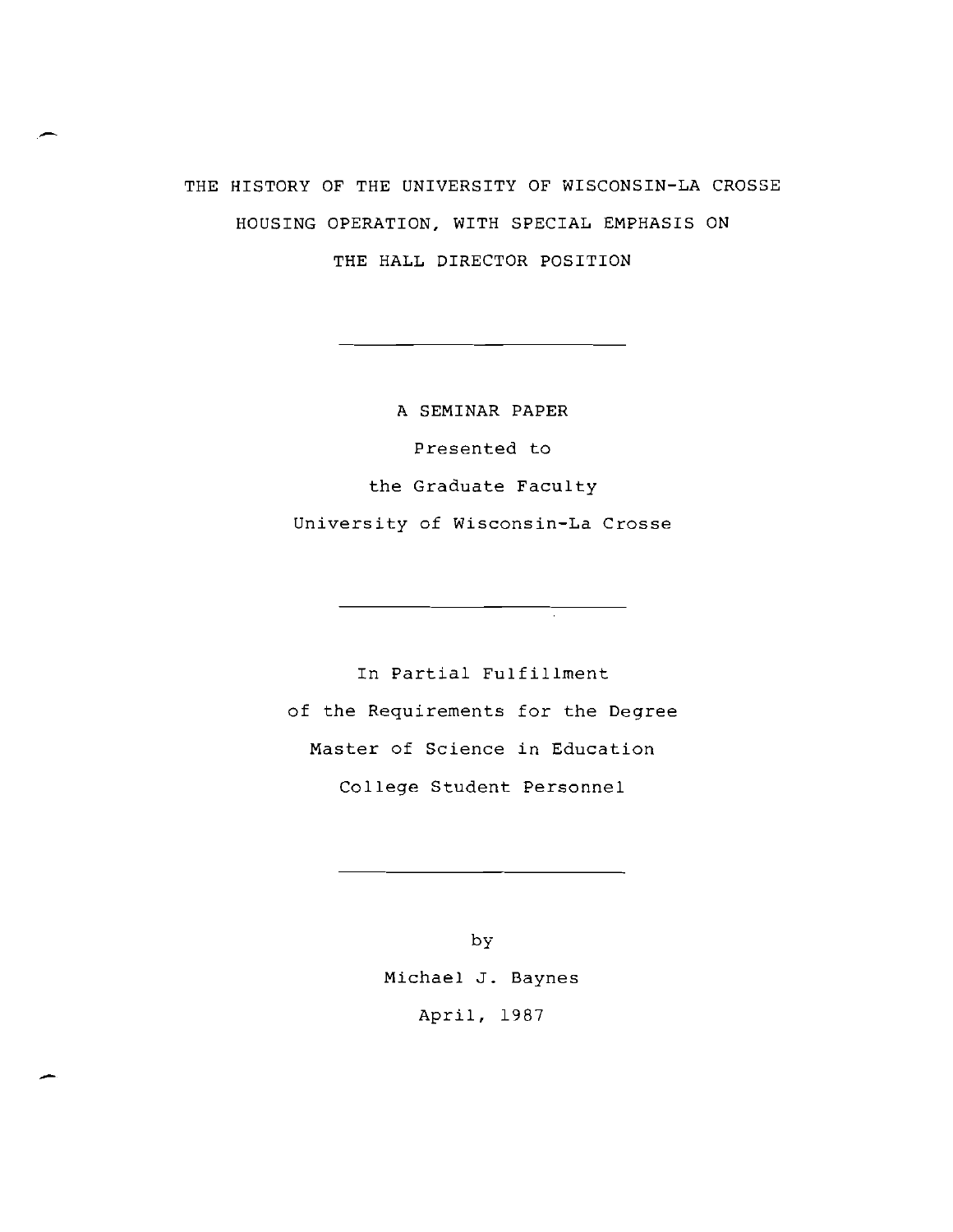# THE HISTORY OF THE UNIVERSITY OF WISCONSIN-LA CROSSE HOUSING OPERATION, WITH SPECIAL EMPHASIS ON THE HALL DIRECTOR POSITION

---

A SEMINAR PAPER

Presented to

the Graduate Faculty

University of Wisconsin-La Crosse

---

In Partial Fulfillment

of the Requirements for the Degree

Master of Science in Education

College Student Personnel

---

by

Michael J. Baynes

April, 1987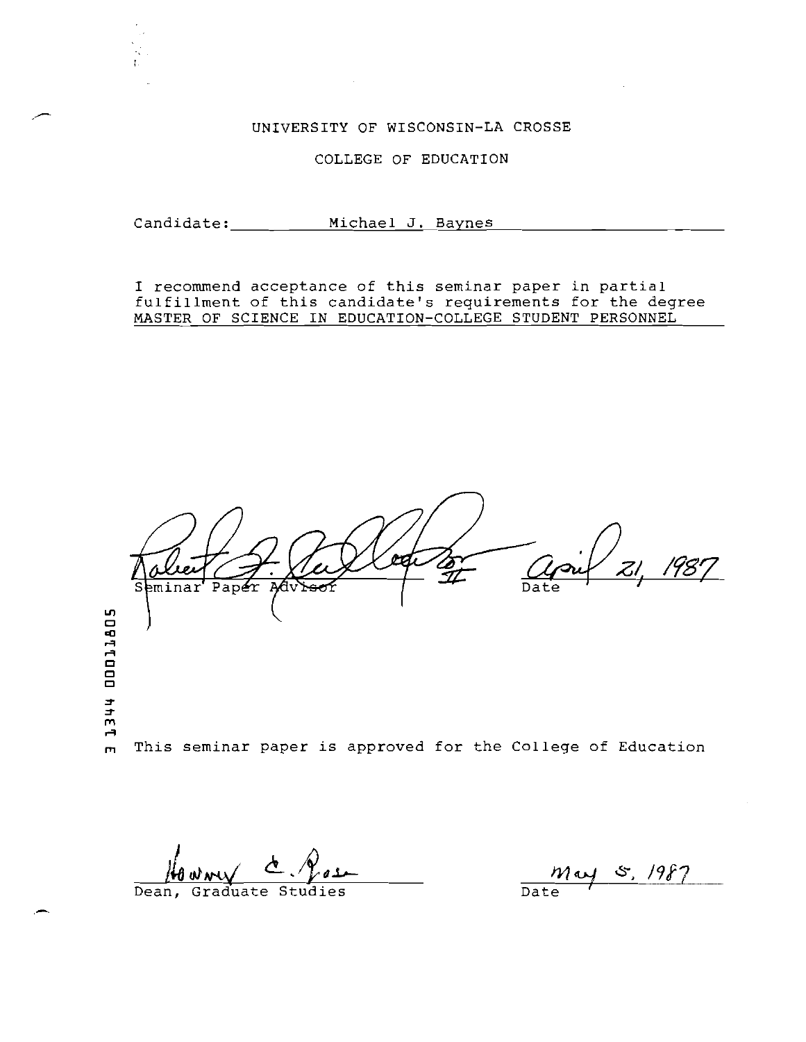UNIVERSITY OF WISCONSIN-LA CROSSE

COLLEGE OF EDUCATION

Candidate: Michael J. Baynes

I recommend acceptance of this seminar paper in partial fulfillment of this candidate's requirements for the degree MASTER OF SCIENCE IN EDUCATION-COLLEGE STUDENT PERSONNEL

Seminar Paper Advisor — Date: April 21, 1987

3 1344 00011805

This seminar paper is approved for the College of Education

Dean, Graduate Studies — Date: May 5, 1987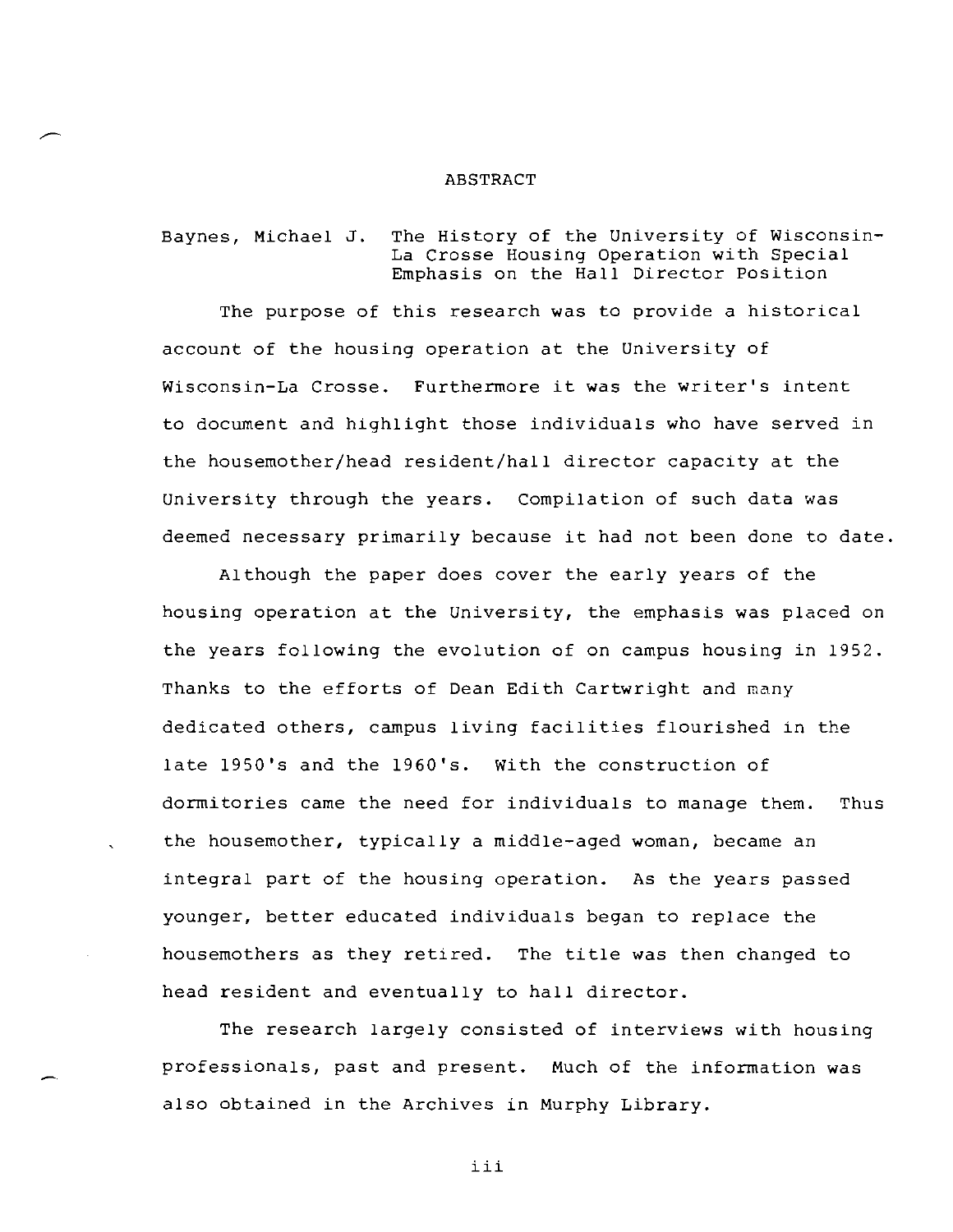# ABSTRACT

Baynes, Michael J. The History of the University of Wisconsin-La Crosse Housing Operation with Special Emphasis on the Hall Director Position

The purpose of this research was to provide a historical account of the housing operation at the University of Wisconsin-La Crosse. Furthermore it was the writer's intent to document and highlight those individuals who have served in the housemother/head resident/hall director capacity at the University through the years. Compilation of such data was deemed necessary primarily because it had not been done to date.

Although the paper does cover the early years of the housing operation at the University, the emphasis was placed on the years following the evolution of on campus housing in 1952. Thanks to the efforts of Dean Edith Cartwright and many dedicated others, campus living facilities flourished in the late 1950's and the 1960's. With the construction of dormitories came the need for individuals to manage them. Thus the housemother, typically a middle-aged woman, became an integral part of the housing operation. As the years passed younger, better educated individuals began to replace the housemothers as they retired. The title was then changed to head resident and eventually to hall director.

The research largely consisted of interviews with housing professionals, past and present. Much of the information was also obtained in the Archives in Murphy Library.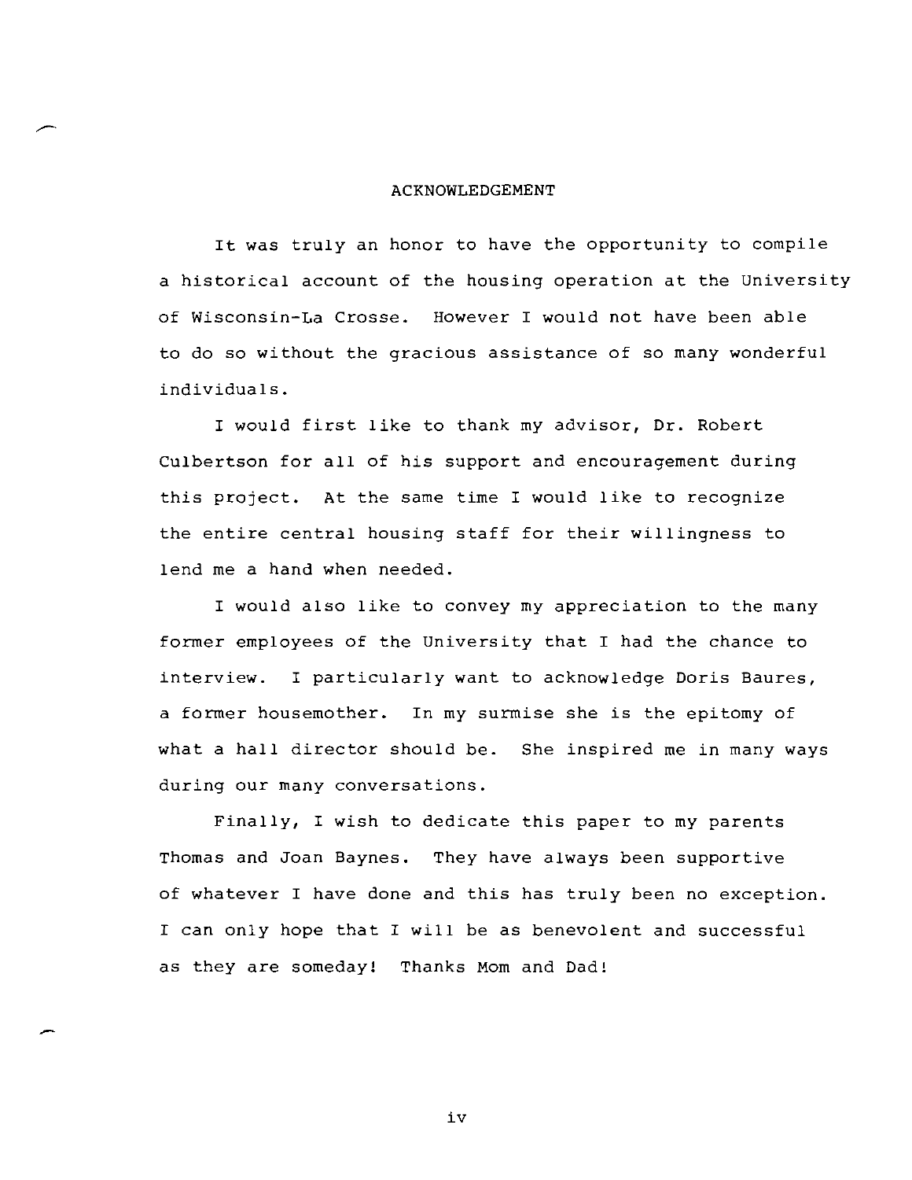# ACKNOWLEDGEMENT

It was truly an honor to have the opportunity to compile a historical account of the housing operation at the University of Wisconsin-La Crosse. However I would not have been able to do so without the gracious assistance of so many wonderful individuals.

I would first like to thank my advisor, Dr. Robert Culbertson for all of his support and encouragement during this project. At the same time I would like to recognize the entire central housing staff for their willingness to lend me a hand when needed.

I would also like to convey my appreciation to the many former employees of the University that I had the chance to interview. I particularly want to acknowledge Doris Baures, a former housemother. In my surmise she is the epitomy of what a hall director should be. She inspired me in many ways during our many conversations.

Finally, I wish to dedicate this paper to my parents Thomas and Joan Baynes. They have always been supportive of whatever I have done and this has truly been no exception. I can only hope that I will be as benevolent and successful as they are someday! Thanks Mom and Dad!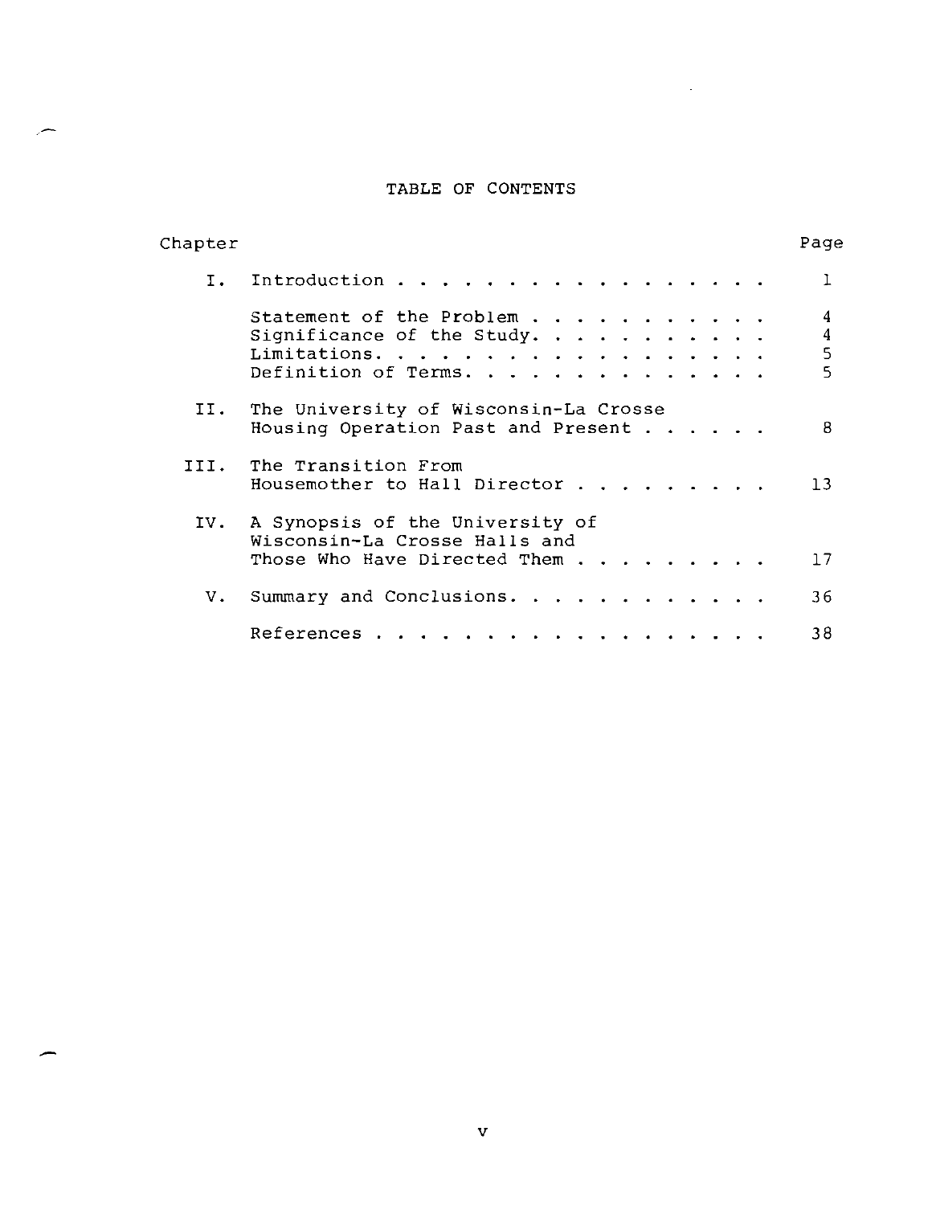# TABLE OF CONTENTS

| Chapter | | Page |
|---|---|---|
| I. | Introduction | 1 |
| | Statement of the Problem | 4 |
| | Significance of the Study | 4 |
| | Limitations | 5 |
| | Definition of Terms | 5 |
| II. | The University of Wisconsin-La Crosse Housing Operation Past and Present | 8 |
| III. | The Transition From Housemother to Hall Director | 13 |
| IV. | A Synopsis of the University of Wisconsin-La Crosse Halls and Those Who Have Directed Them | 17 |
| V. | Summary and Conclusions | 36 |
| | References | 38 |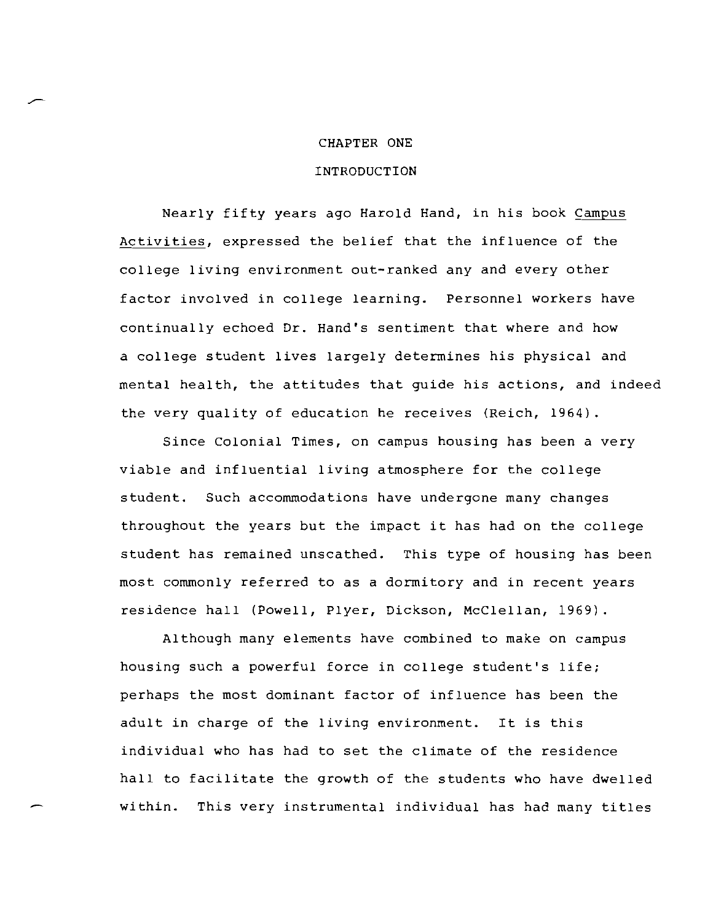# CHAPTER ONE

## INTRODUCTION

Nearly fifty years ago Harold Hand, in his book *Campus Activities*, expressed the belief that the influence of the college living environment out-ranked any and every other factor involved in college learning. Personnel workers have continually echoed Dr. Hand's sentiment that where and how a college student lives largely determines his physical and mental health, the attitudes that guide his actions, and indeed the very quality of education he receives (Reich, 1964).

Since Colonial Times, on campus housing has been a very viable and influential living atmosphere for the college student. Such accommodations have undergone many changes throughout the years but the impact it has had on the college student has remained unscathed. This type of housing has been most commonly referred to as a dormitory and in recent years residence hall (Powell, Plyer, Dickson, McClellan, 1969).

Although many elements have combined to make on campus housing such a powerful force in college student's life; perhaps the most dominant factor of influence has been the adult in charge of the living environment. It is this individual who has had to set the climate of the residence hall to facilitate the growth of the students who have dwelled within. This very instrumental individual has had many titles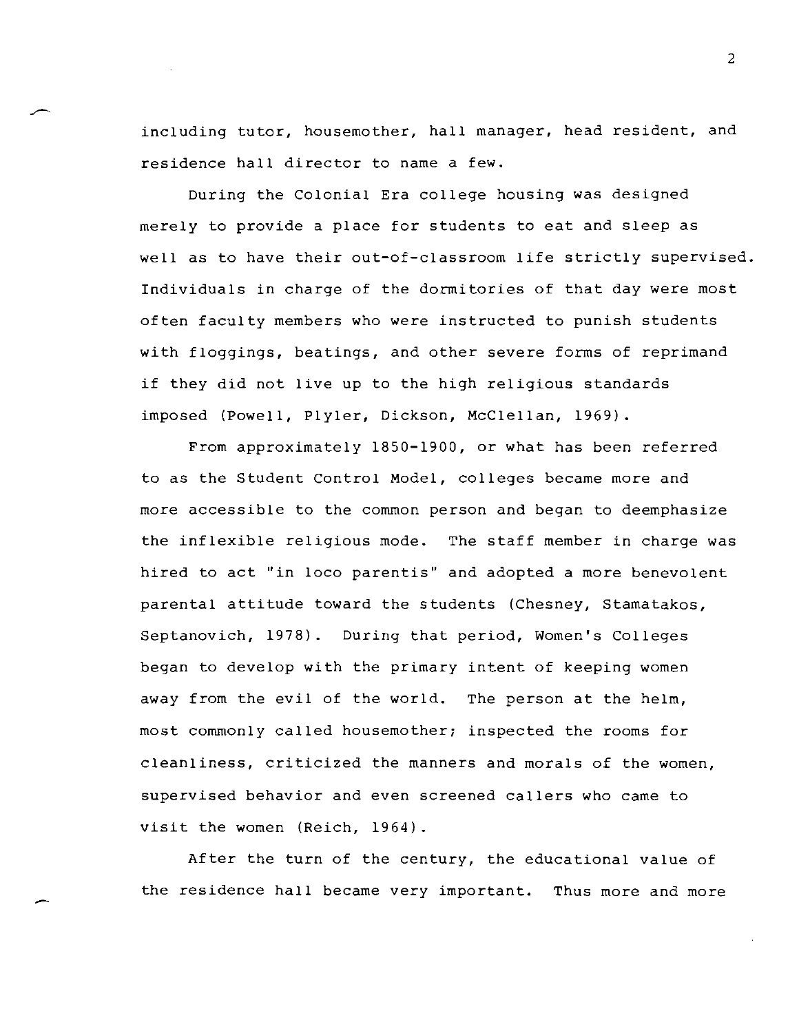including tutor, housemother, hall manager, head resident, and residence hall director to name a few.

During the Colonial Era college housing was designed merely to provide a place for students to eat and sleep as well as to have their out-of-classroom life strictly supervised. Individuals in charge of the dormitories of that day were most often faculty members who were instructed to punish students with floggings, beatings, and other severe forms of reprimand if they did not live up to the high religious standards imposed (Powell, Plyler, Dickson, McClellan, 1969).

From approximately 1850-1900, or what has been referred to as the Student Control Model, colleges became more and more accessible to the common person and began to deemphasize the inflexible religious mode. The staff member in charge was hired to act "in loco parentis" and adopted a more benevolent parental attitude toward the students (Chesney, Stamatakos, Septanovich, 1978). During that period, Women's Colleges began to develop with the primary intent of keeping women away from the evil of the world. The person at the helm, most commonly called housemother; inspected the rooms for cleanliness, criticized the manners and morals of the women, supervised behavior and even screened callers who came to visit the women (Reich, 1964).

After the turn of the century, the educational value of the residence hall became very important. Thus more and more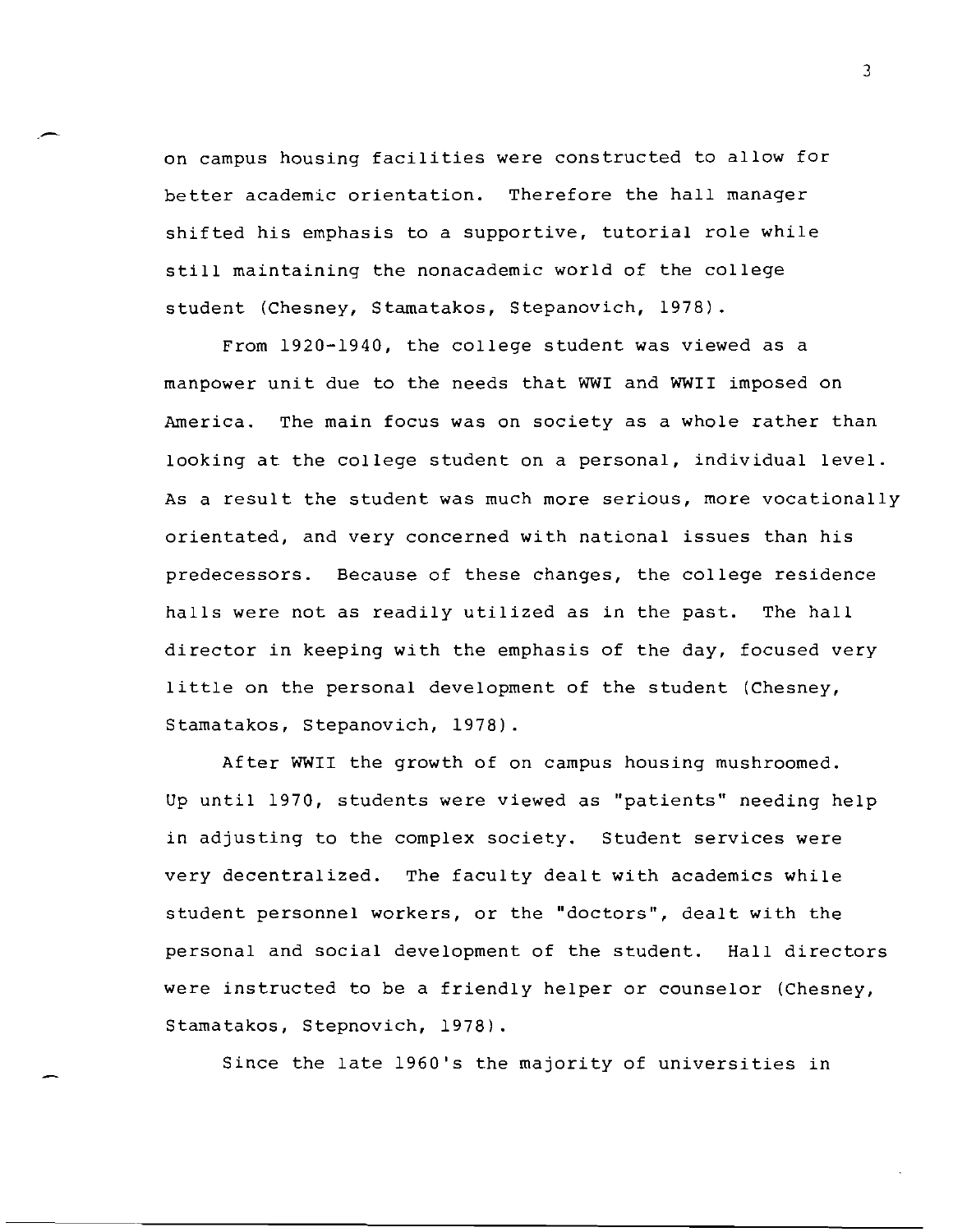on campus housing facilities were constructed to allow for better academic orientation. Therefore the hall manager shifted his emphasis to a supportive, tutorial role while still maintaining the nonacademic world of the college student (Chesney, Stamatakos, Stepanovich, 1978).

From 1920-1940, the college student was viewed as a manpower unit due to the needs that WWI and WWII imposed on America. The main focus was on society as a whole rather than looking at the college student on a personal, individual level. As a result the student was much more serious, more vocationally orientated, and very concerned with national issues than his predecessors. Because of these changes, the college residence halls were not as readily utilized as in the past. The hall director in keeping with the emphasis of the day, focused very little on the personal development of the student (Chesney, Stamatakos, Stepanovich, 1978).

After WWII the growth of on campus housing mushroomed. Up until 1970, students were viewed as "patients" needing help in adjusting to the complex society. Student services were very decentralized. The faculty dealt with academics while student personnel workers, or the "doctors", dealt with the personal and social development of the student. Hall directors were instructed to be a friendly helper or counselor (Chesney, Stamatakos, Stepnovich, 1978).

Since the late 1960's the majority of universities in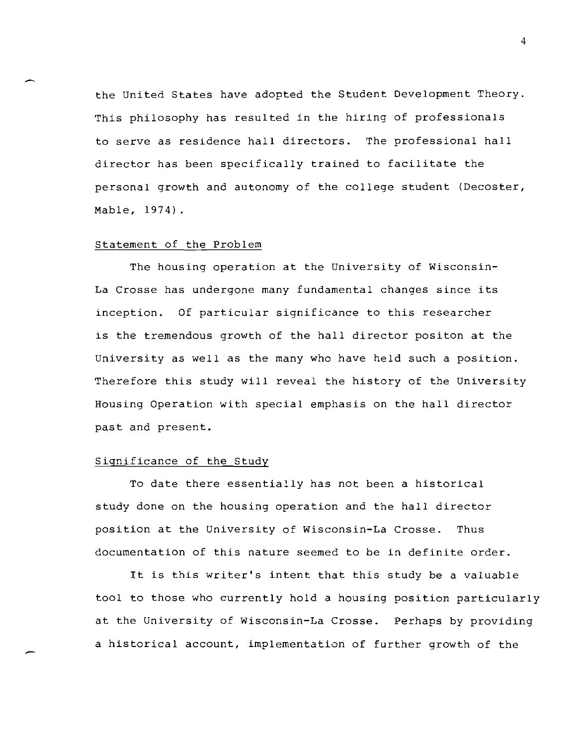the United States have adopted the Student Development Theory. This philosophy has resulted in the hiring of professionals to serve as residence hall directors. The professional hall director has been specifically trained to facilitate the personal growth and autonomy of the college student (Decoster, Mable, 1974).

## Statement of the Problem

The housing operation at the University of Wisconsin-La Crosse has undergone many fundamental changes since its inception. Of particular significance to this researcher is the tremendous growth of the hall director positon at the University as well as the many who have held such a position. Therefore this study will reveal the history of the University Housing Operation with special emphasis on the hall director past and present.

## Significance of the Study

To date there essentially has not been a historical study done on the housing operation and the hall director position at the University of Wisconsin-La Crosse. Thus documentation of this nature seemed to be in definite order.

It is this writer's intent that this study be a valuable tool to those who currently hold a housing position particularly at the University of Wisconsin-La Crosse. Perhaps by providing a historical account, implementation of further growth of the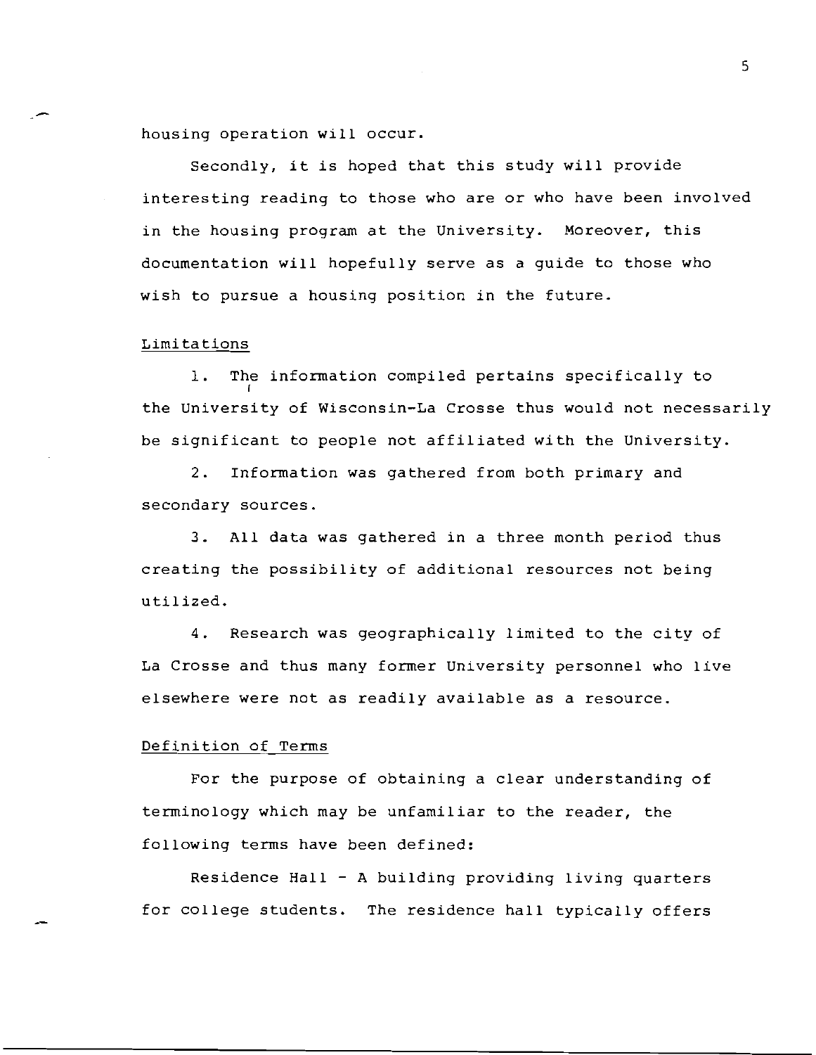housing operation will occur.

Secondly, it is hoped that this study will provide interesting reading to those who are or who have been involved in the housing program at the University. Moreover, this documentation will hopefully serve as a guide to those who wish to pursue a housing position in the future.

## Limitations

1. The information compiled pertains specifically to the University of Wisconsin-La Crosse thus would not necessarily be significant to people not affiliated with the University.

2. Information was gathered from both primary and secondary sources.

3. All data was gathered in a three month period thus creating the possibility of additional resources not being utilized.

4. Research was geographically limited to the city of La Crosse and thus many former University personnel who live elsewhere were not as readily available as a resource.

## Definition of Terms

For the purpose of obtaining a clear understanding of terminology which may be unfamiliar to the reader, the following terms have been defined:

Residence Hall - A building providing living quarters for college students. The residence hall typically offers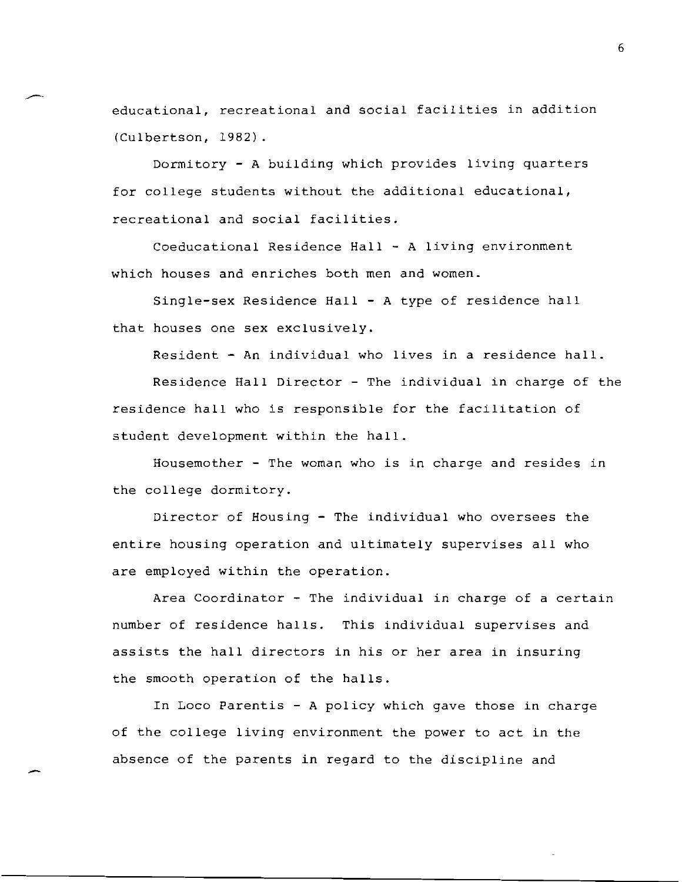educational, recreational and social facilities in addition (Culbertson, 1982).

Dormitory - A building which provides living quarters for college students without the additional educational, recreational and social facilities.

Coeducational Residence Hall - A living environment which houses and enriches both men and women.

Single-sex Residence Hall - A type of residence hall that houses one sex exclusively.

Resident - An individual who lives in a residence hall.

Residence Hall Director - The individual in charge of the residence hall who is responsible for the facilitation of student development within the hall.

Housemother - The woman who is in charge and resides in the college dormitory.

Director of Housing - The individual who oversees the entire housing operation and ultimately supervises all who are employed within the operation.

Area Coordinator - The individual in charge of a certain number of residence halls. This individual supervises and assists the hall directors in his or her area in insuring the smooth operation of the halls.

In Loco Parentis - A policy which gave those in charge of the college living environment the power to act in the absence of the parents in regard to the discipline and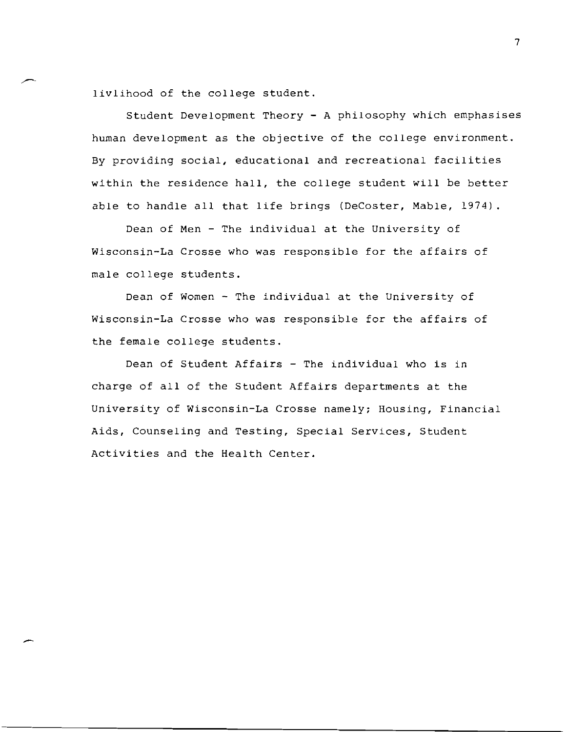livlihood of the college student.

Student Development Theory - A philosophy which emphasises human development as the objective of the college environment. By providing social, educational and recreational facilities within the residence hall, the college student will be better able to handle all that life brings (DeCoster, Mable, 1974).

Dean of Men - The individual at the University of Wisconsin-La Crosse who was responsible for the affairs of male college students.

Dean of Women - The individual at the University of Wisconsin-La Crosse who was responsible for the affairs of the female college students.

Dean of Student Affairs - The individual who is in charge of all of the Student Affairs departments at the University of Wisconsin-La Crosse namely; Housing, Financial Aids, Counseling and Testing, Special Services, Student Activities and the Health Center.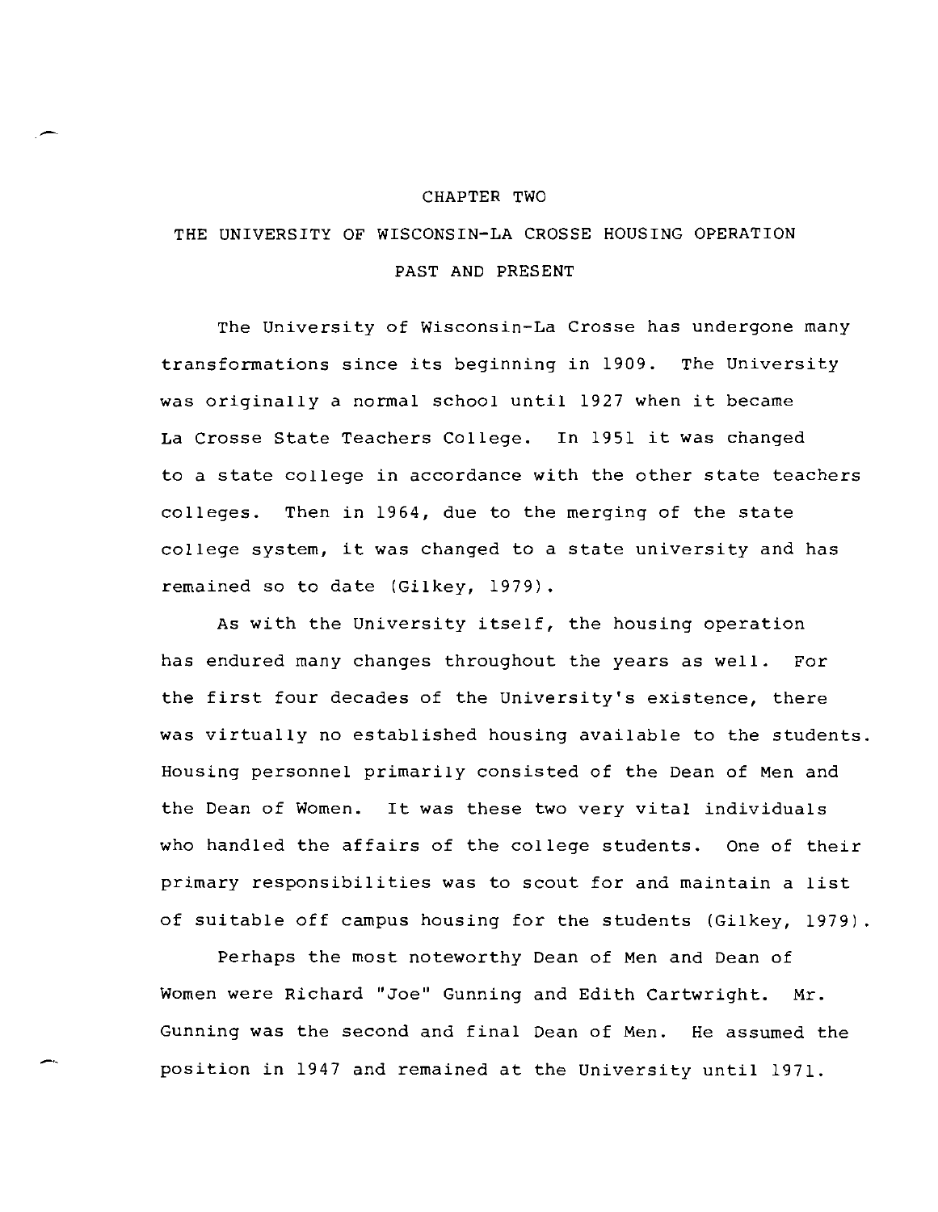# CHAPTER TWO

## THE UNIVERSITY OF WISCONSIN-LA CROSSE HOUSING OPERATION PAST AND PRESENT

The University of Wisconsin-La Crosse has undergone many transformations since its beginning in 1909. The University was originally a normal school until 1927 when it became La Crosse State Teachers College. In 1951 it was changed to a state college in accordance with the other state teachers colleges. Then in 1964, due to the merging of the state college system, it was changed to a state university and has remained so to date (Gilkey, 1979).

As with the University itself, the housing operation has endured many changes throughout the years as well. For the first four decades of the University's existence, there was virtually no established housing available to the students. Housing personnel primarily consisted of the Dean of Men and the Dean of Women. It was these two very vital individuals who handled the affairs of the college students. One of their primary responsibilities was to scout for and maintain a list of suitable off campus housing for the students (Gilkey, 1979).

Perhaps the most noteworthy Dean of Men and Dean of Women were Richard "Joe" Gunning and Edith Cartwright. Mr. Gunning was the second and final Dean of Men. He assumed the position in 1947 and remained at the University until 1971.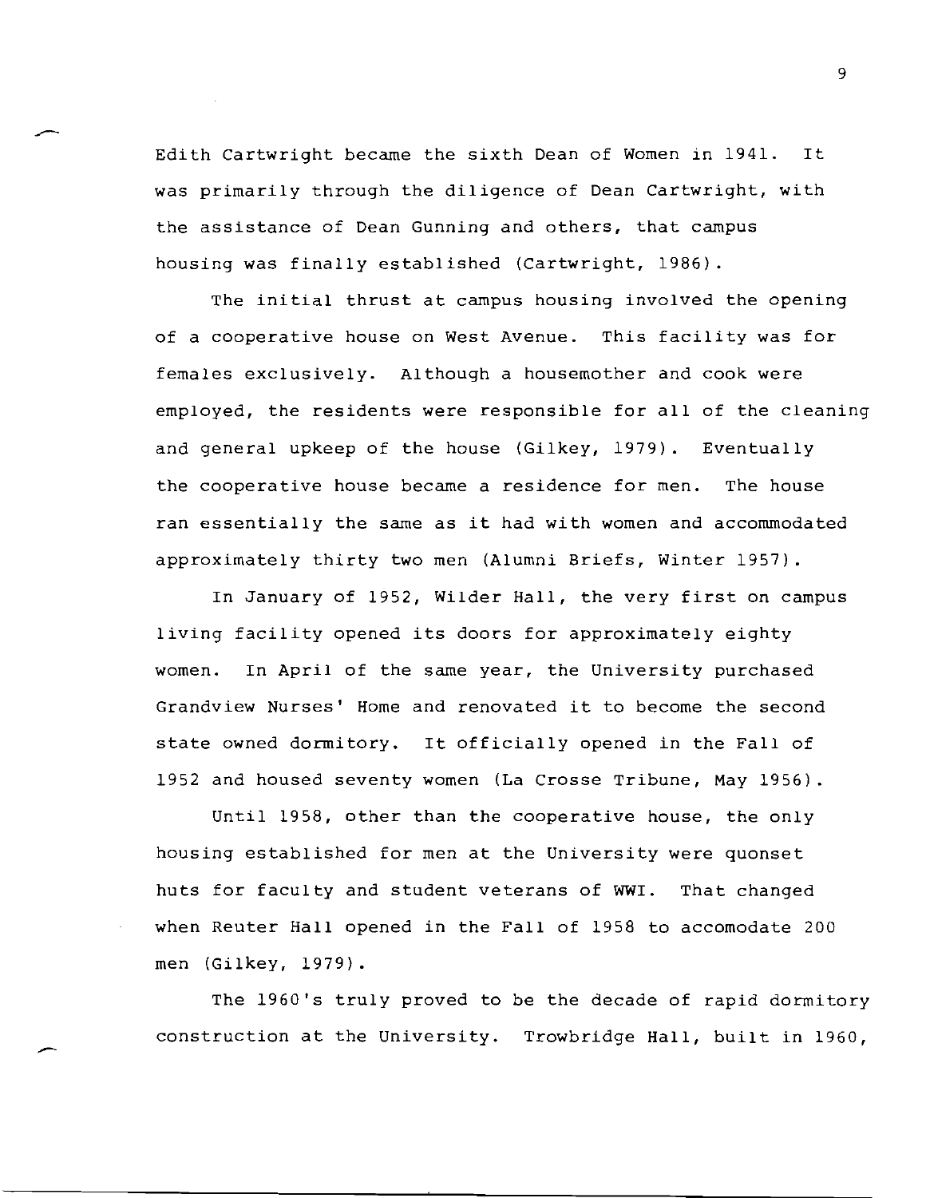Edith Cartwright became the sixth Dean of Women in 1941. It was primarily through the diligence of Dean Cartwright, with the assistance of Dean Gunning and others, that campus housing was finally established (Cartwright, 1986).

The initial thrust at campus housing involved the opening of a cooperative house on West Avenue. This facility was for females exclusively. Although a housemother and cook were employed, the residents were responsible for all of the cleaning and general upkeep of the house (Gilkey, 1979). Eventually the cooperative house became a residence for men. The house ran essentially the same as it had with women and accommodated approximately thirty two men (Alumni Briefs, Winter 1957).

In January of 1952, Wilder Hall, the very first on campus living facility opened its doors for approximately eighty women. In April of the same year, the University purchased Grandview Nurses' Home and renovated it to become the second state owned dormitory. It officially opened in the Fall of 1952 and housed seventy women (La Crosse Tribune, May 1956).

Until 1958, other than the cooperative house, the only housing established for men at the University were quonset huts for faculty and student veterans of WWI. That changed when Reuter Hall opened in the Fall of 1958 to accomodate 200 men (Gilkey, 1979).

The 1960's truly proved to be the decade of rapid dormitory construction at the University. Trowbridge Hall, built in 1960,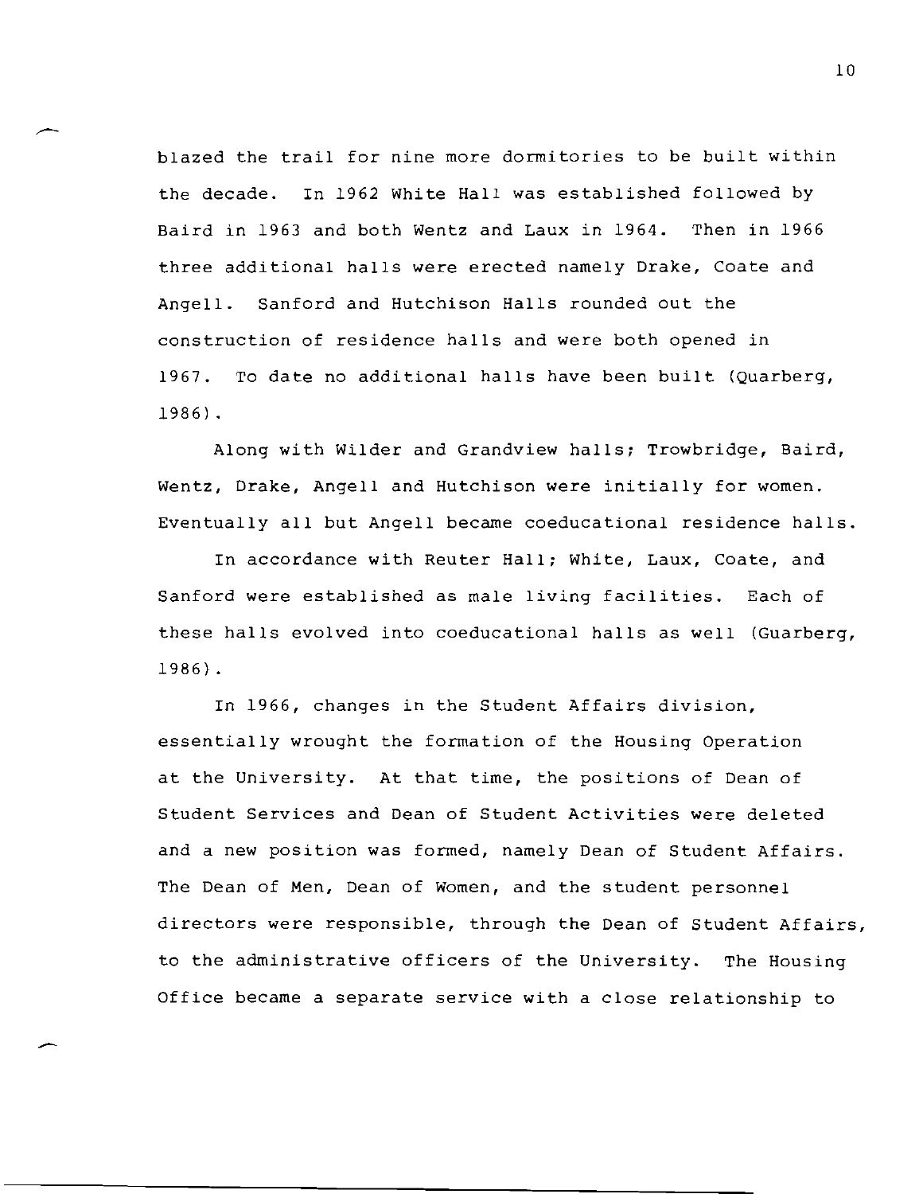blazed the trail for nine more dormitories to be built within the decade. In 1962 White Hall was established followed by Baird in 1963 and both Wentz and Laux in 1964. Then in 1966 three additional halls were erected namely Drake, Coate and Angell. Sanford and Hutchison Halls rounded out the construction of residence halls and were both opened in 1967. To date no additional halls have been built (Quarberg, 1986).

Along with Wilder and Grandview halls; Trowbridge, Baird, Wentz, Drake, Angell and Hutchison were initially for women. Eventually all but Angell became coeducational residence halls.

In accordance with Reuter Hall; White, Laux, Coate, and Sanford were established as male living facilities. Each of these halls evolved into coeducational halls as well (Guarberg, 1986).

In 1966, changes in the Student Affairs division, essentially wrought the formation of the Housing Operation at the University. At that time, the positions of Dean of Student Services and Dean of Student Activities were deleted and a new position was formed, namely Dean of Student Affairs. The Dean of Men, Dean of Women, and the student personnel directors were responsible, through the Dean of Student Affairs, to the administrative officers of the University. The Housing Office became a separate service with a close relationship to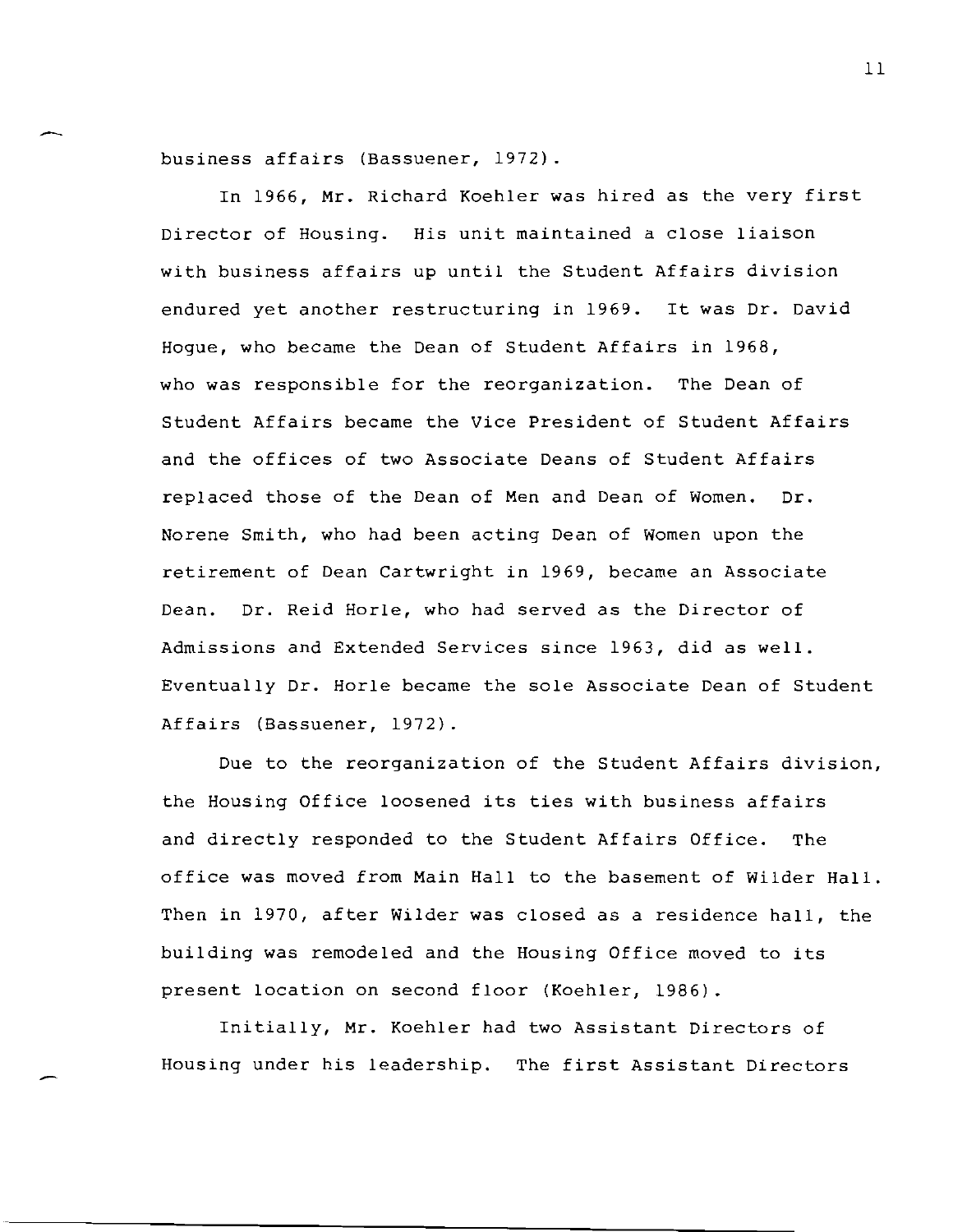business affairs (Bassuener, 1972).

In 1966, Mr. Richard Koehler was hired as the very first Director of Housing. His unit maintained a close liaison with business affairs up until the Student Affairs division endured yet another restructuring in 1969. It was Dr. David Hogue, who became the Dean of Student Affairs in 1968, who was responsible for the reorganization. The Dean of Student Affairs became the Vice President of Student Affairs and the offices of two Associate Deans of Student Affairs replaced those of the Dean of Men and Dean of Women. Dr. Norene Smith, who had been acting Dean of Women upon the retirement of Dean Cartwright in 1969, became an Associate Dean. Dr. Reid Horle, who had served as the Director of Admissions and Extended Services since 1963, did as well. Eventually Dr. Horle became the sole Associate Dean of Student Affairs (Bassuener, 1972).

Due to the reorganization of the Student Affairs division, the Housing Office loosened its ties with business affairs and directly responded to the Student Affairs Office. The office was moved from Main Hall to the basement of Wilder Hall. Then in 1970, after Wilder was closed as a residence hall, the building was remodeled and the Housing Office moved to its present location on second floor (Koehler, 1986).

Initially, Mr. Koehler had two Assistant Directors of Housing under his leadership. The first Assistant Directors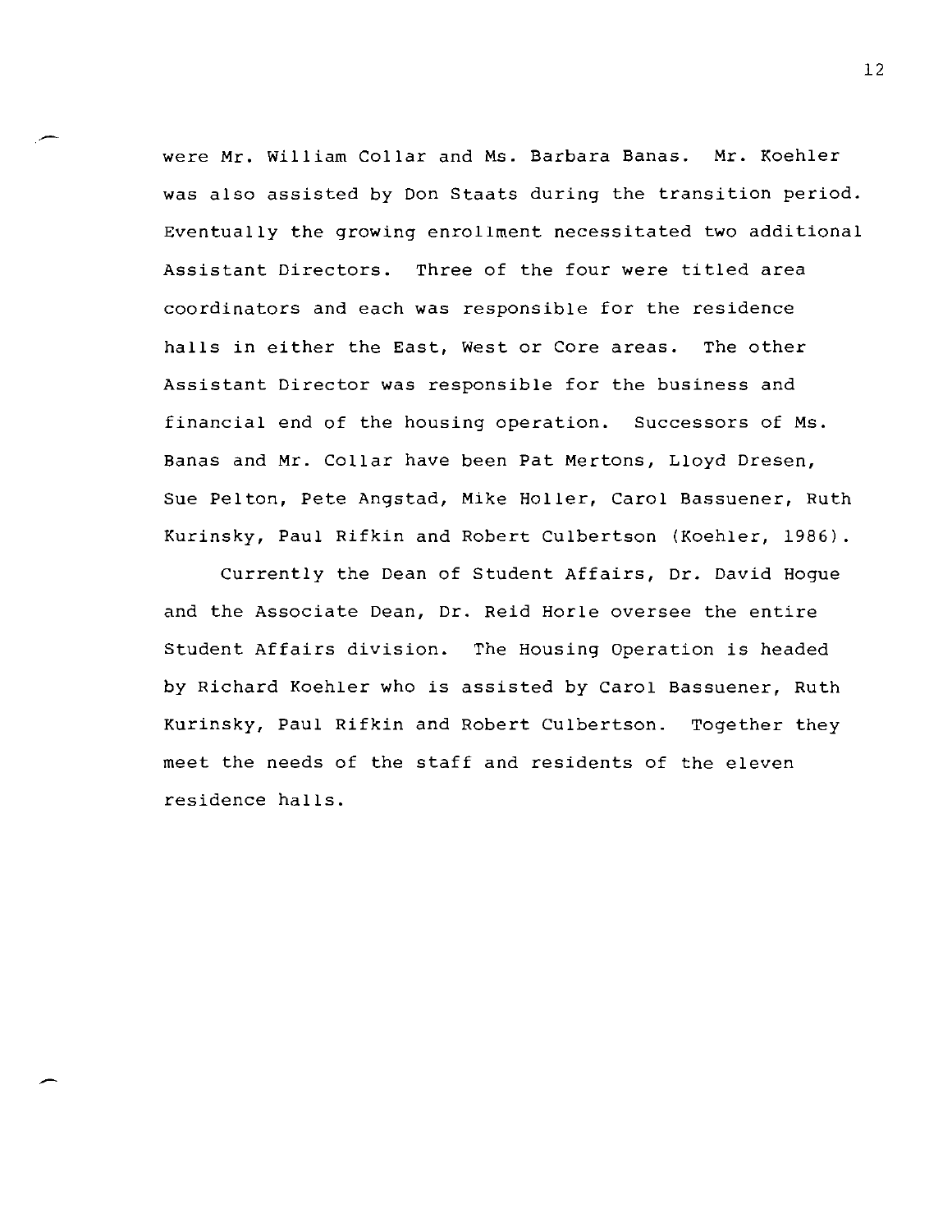were Mr. William Collar and Ms. Barbara Banas. Mr. Koehler was also assisted by Don Staats during the transition period. Eventually the growing enrollment necessitated two additional Assistant Directors. Three of the four were titled area coordinators and each was responsible for the residence halls in either the East, West or Core areas. The other Assistant Director was responsible for the business and financial end of the housing operation. Successors of Ms. Banas and Mr. Collar have been Pat Mertons, Lloyd Dresen, Sue Pelton, Pete Angstad, Mike Holler, Carol Bassuener, Ruth Kurinsky, Paul Rifkin and Robert Culbertson (Koehler, 1986).

Currently the Dean of Student Affairs, Dr. David Hogue and the Associate Dean, Dr. Reid Horle oversee the entire Student Affairs division. The Housing Operation is headed by Richard Koehler who is assisted by Carol Bassuener, Ruth Kurinsky, Paul Rifkin and Robert Culbertson. Together they meet the needs of the staff and residents of the eleven residence halls.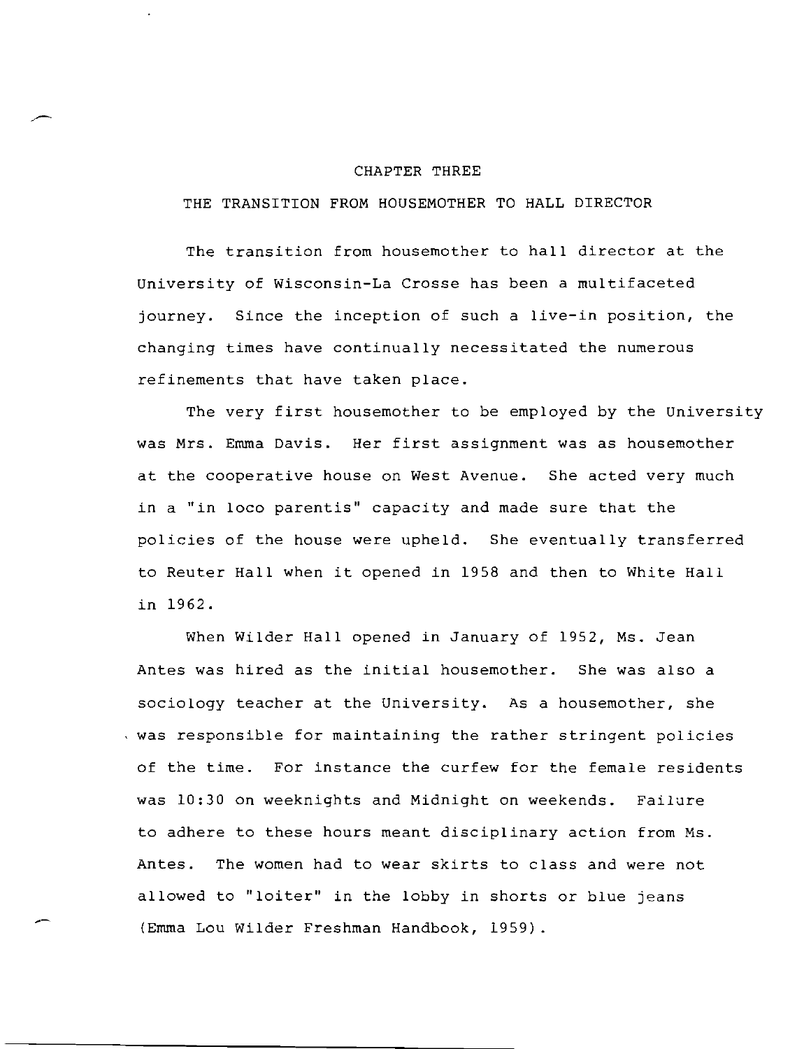# CHAPTER THREE

## THE TRANSITION FROM HOUSEMOTHER TO HALL DIRECTOR

The transition from housemother to hall director at the University of Wisconsin-La Crosse has been a multifaceted journey. Since the inception of such a live-in position, the changing times have continually necessitated the numerous refinements that have taken place.

The very first housemother to be employed by the University was Mrs. Emma Davis. Her first assignment was as housemother at the cooperative house on West Avenue. She acted very much in a "in loco parentis" capacity and made sure that the policies of the house were upheld. She eventually transferred to Reuter Hall when it opened in 1958 and then to White Hall in 1962.

When Wilder Hall opened in January of 1952, Ms. Jean Antes was hired as the initial housemother. She was also a sociology teacher at the University. As a housemother, she was responsible for maintaining the rather stringent policies of the time. For instance the curfew for the female residents was 10:30 on weeknights and Midnight on weekends. Failure to adhere to these hours meant disciplinary action from Ms. Antes. The women had to wear skirts to class and were not allowed to "loiter" in the lobby in shorts or blue jeans (Emma Lou Wilder Freshman Handbook, 1959).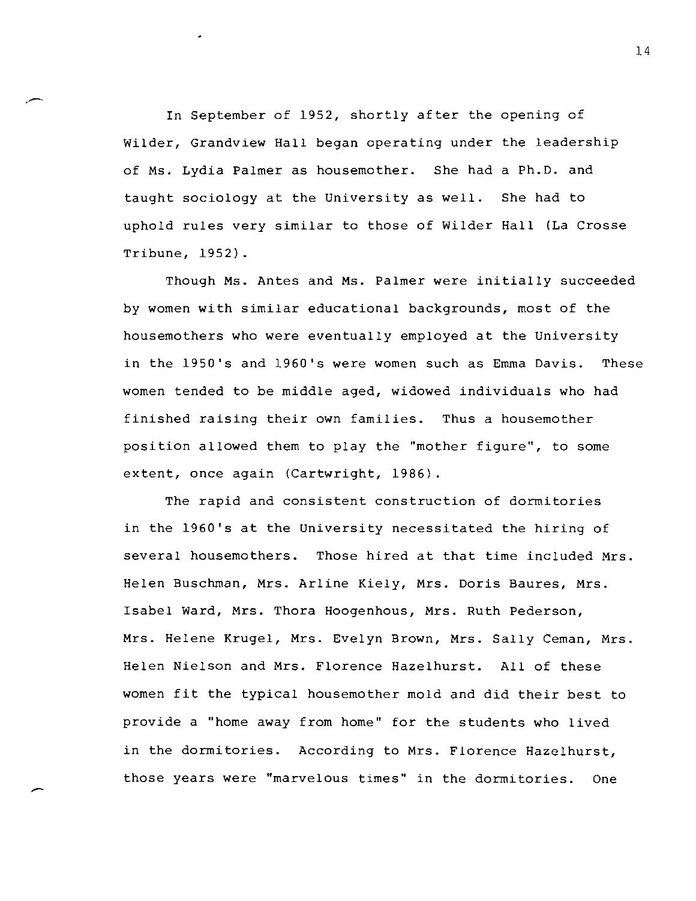In September of 1952, shortly after the opening of Wilder, Grandview Hall began operating under the leadership of Ms. Lydia Palmer as housemother. She had a Ph.D. and taught sociology at the University as well. She had to uphold rules very similar to those of Wilder Hall (La Crosse Tribune, 1952).

Though Ms. Antes and Ms. Palmer were initially succeeded by women with similar educational backgrounds, most of the housemothers who were eventually employed at the University in the 1950's and 1960's were women such as Emma Davis. These women tended to be middle aged, widowed individuals who had finished raising their own families. Thus a housemother position allowed them to play the "mother figure", to some extent, once again (Cartwright, 1986).

The rapid and consistent construction of dormitories in the 1960's at the University necessitated the hiring of several housemothers. Those hired at that time included Mrs. Helen Buschman, Mrs. Arline Kiely, Mrs. Doris Baures, Mrs. Isabel Ward, Mrs. Thora Hoogenhous, Mrs. Ruth Pederson, Mrs. Helene Krugel, Mrs. Evelyn Brown, Mrs. Sally Ceman, Mrs. Helen Nielson and Mrs. Florence Hazelhurst. All of these women fit the typical housemother mold and did their best to provide a "home away from home" for the students who lived in the dormitories. According to Mrs. Florence Hazelhurst, those years were "marvelous times" in the dormitories. One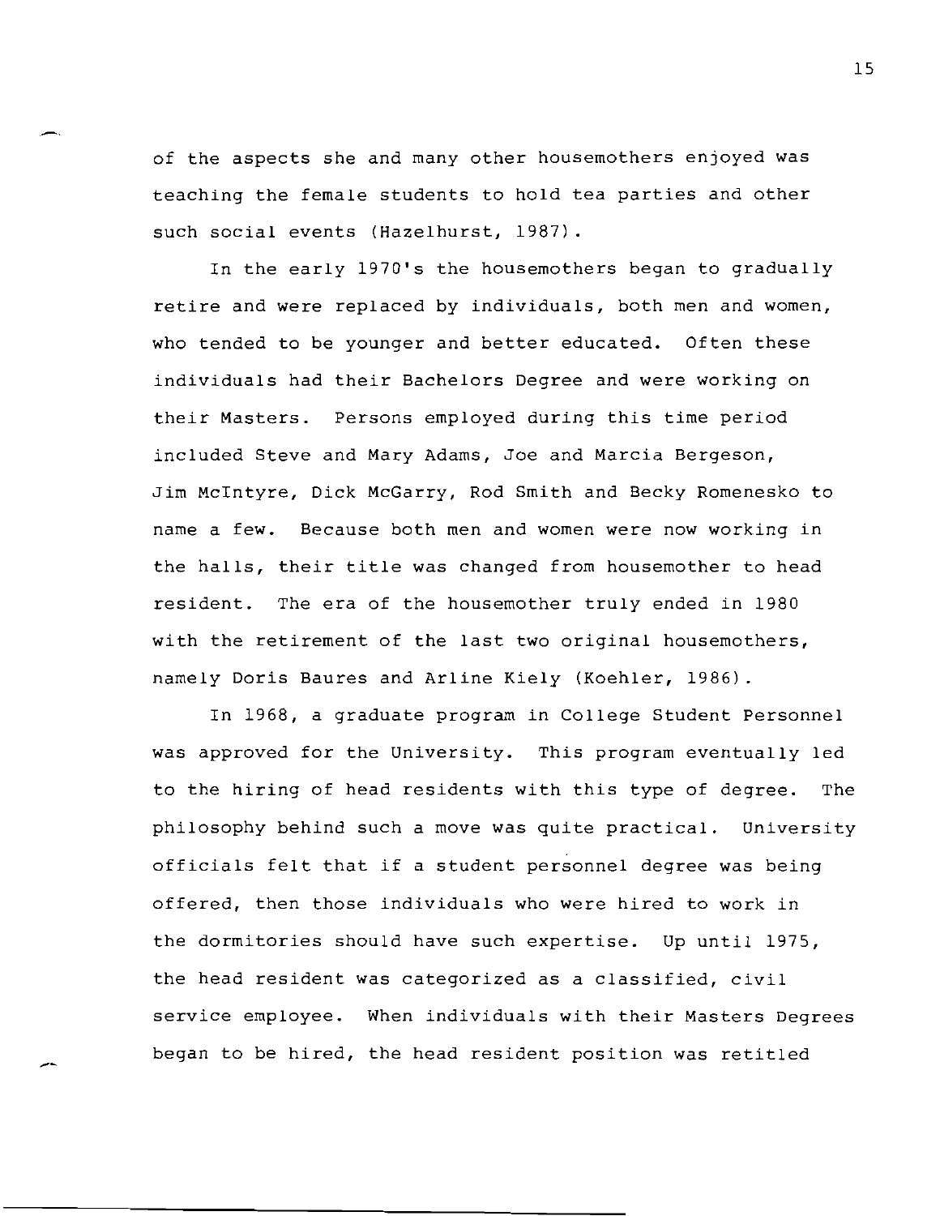of the aspects she and many other housemothers enjoyed was teaching the female students to hold tea parties and other such social events (Hazelhurst, 1987).

In the early 1970's the housemothers began to gradually retire and were replaced by individuals, both men and women, who tended to be younger and better educated. Often these individuals had their Bachelors Degree and were working on their Masters. Persons employed during this time period included Steve and Mary Adams, Joe and Marcia Bergeson, Jim McIntyre, Dick McGarry, Rod Smith and Becky Romenesko to name a few. Because both men and women were now working in the halls, their title was changed from housemother to head resident. The era of the housemother truly ended in 1980 with the retirement of the last two original housemothers, namely Doris Baures and Arline Kiely (Koehler, 1986).

In 1968, a graduate program in College Student Personnel was approved for the University. This program eventually led to the hiring of head residents with this type of degree. The philosophy behind such a move was quite practical. University officials felt that if a student personnel degree was being offered, then those individuals who were hired to work in the dormitories should have such expertise. Up until 1975, the head resident was categorized as a classified, civil service employee. When individuals with their Masters Degrees began to be hired, the head resident position was retitled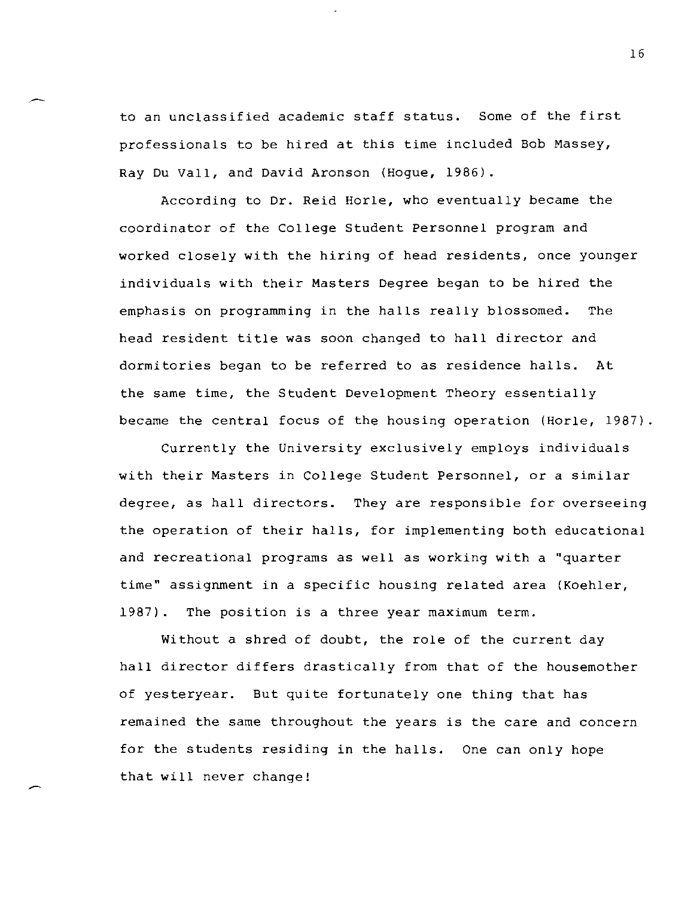to an unclassified academic staff status. Some of the first professionals to be hired at this time included Bob Massey, Ray Du Vall, and David Aronson (Hogue, 1986).

According to Dr. Reid Horle, who eventually became the coordinator of the College Student Personnel program and worked closely with the hiring of head residents, once younger individuals with their Masters Degree began to be hired the emphasis on programming in the halls really blossomed. The head resident title was soon changed to hall director and dormitories began to be referred to as residence halls. At the same time, the Student Development Theory essentially became the central focus of the housing operation (Horle, 1987).

Currently the University exclusively employs individuals with their Masters in College Student Personnel, or a similar degree, as hall directors. They are responsible for overseeing the operation of their halls, for implementing both educational and recreational programs as well as working with a "quarter time" assignment in a specific housing related area (Koehler, 1987). The position is a three year maximum term.

Without a shred of doubt, the role of the current day hall director differs drastically from that of the housemother of yesteryear. But quite fortunately one thing that has remained the same throughout the years is the care and concern for the students residing in the halls. One can only hope that will never change!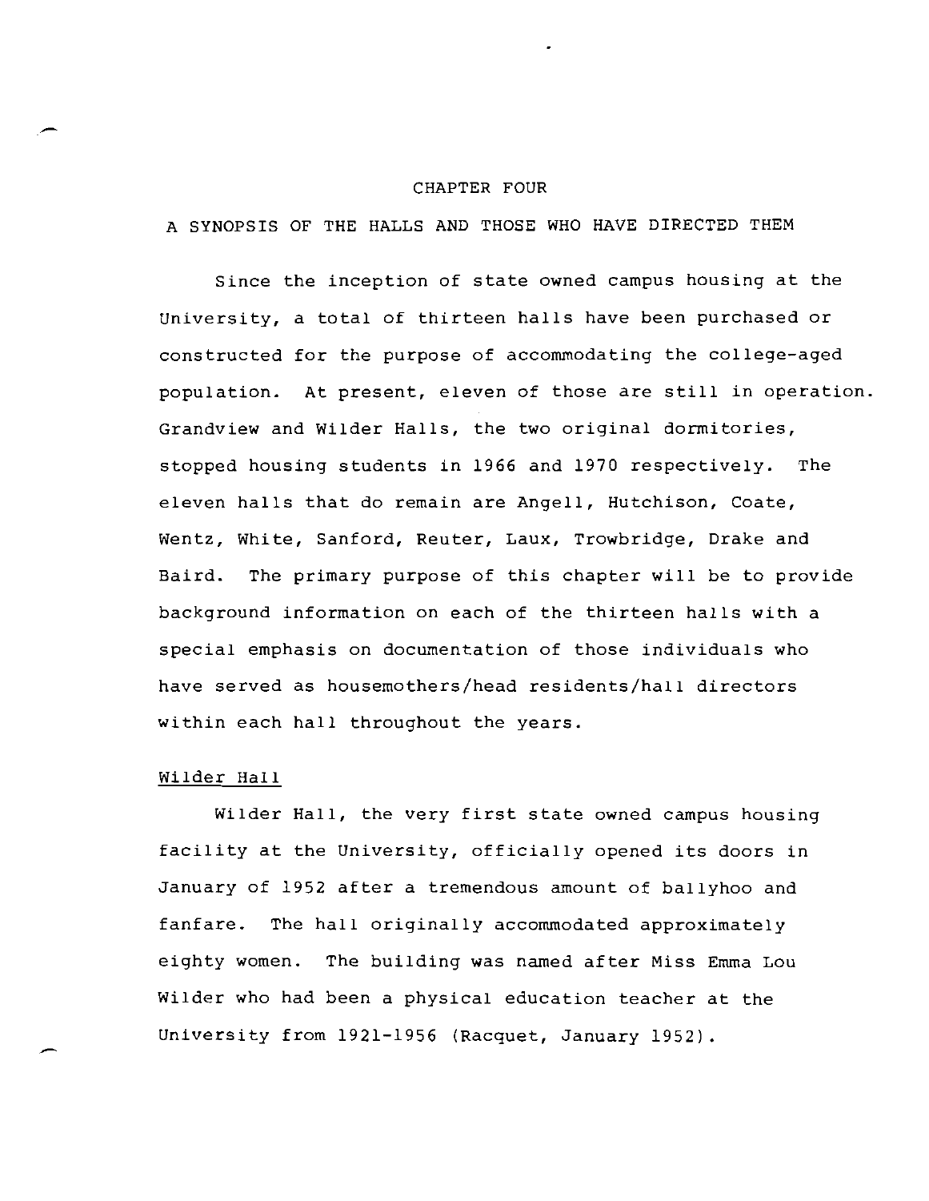# CHAPTER FOUR

## A SYNOPSIS OF THE HALLS AND THOSE WHO HAVE DIRECTED THEM

Since the inception of state owned campus housing at the University, a total of thirteen halls have been purchased or constructed for the purpose of accommodating the college-aged population. At present, eleven of those are still in operation. Grandview and Wilder Halls, the two original dormitories, stopped housing students in 1966 and 1970 respectively. The eleven halls that do remain are Angell, Hutchison, Coate, Wentz, White, Sanford, Reuter, Laux, Trowbridge, Drake and Baird. The primary purpose of this chapter will be to provide background information on each of the thirteen halls with a special emphasis on documentation of those individuals who have served as housemothers/head residents/hall directors within each hall throughout the years.

### Wilder Hall

Wilder Hall, the very first state owned campus housing facility at the University, officially opened its doors in January of 1952 after a tremendous amount of ballyhoo and fanfare. The hall originally accommodated approximately eighty women. The building was named after Miss Emma Lou Wilder who had been a physical education teacher at the University from 1921-1956 (Racquet, January 1952).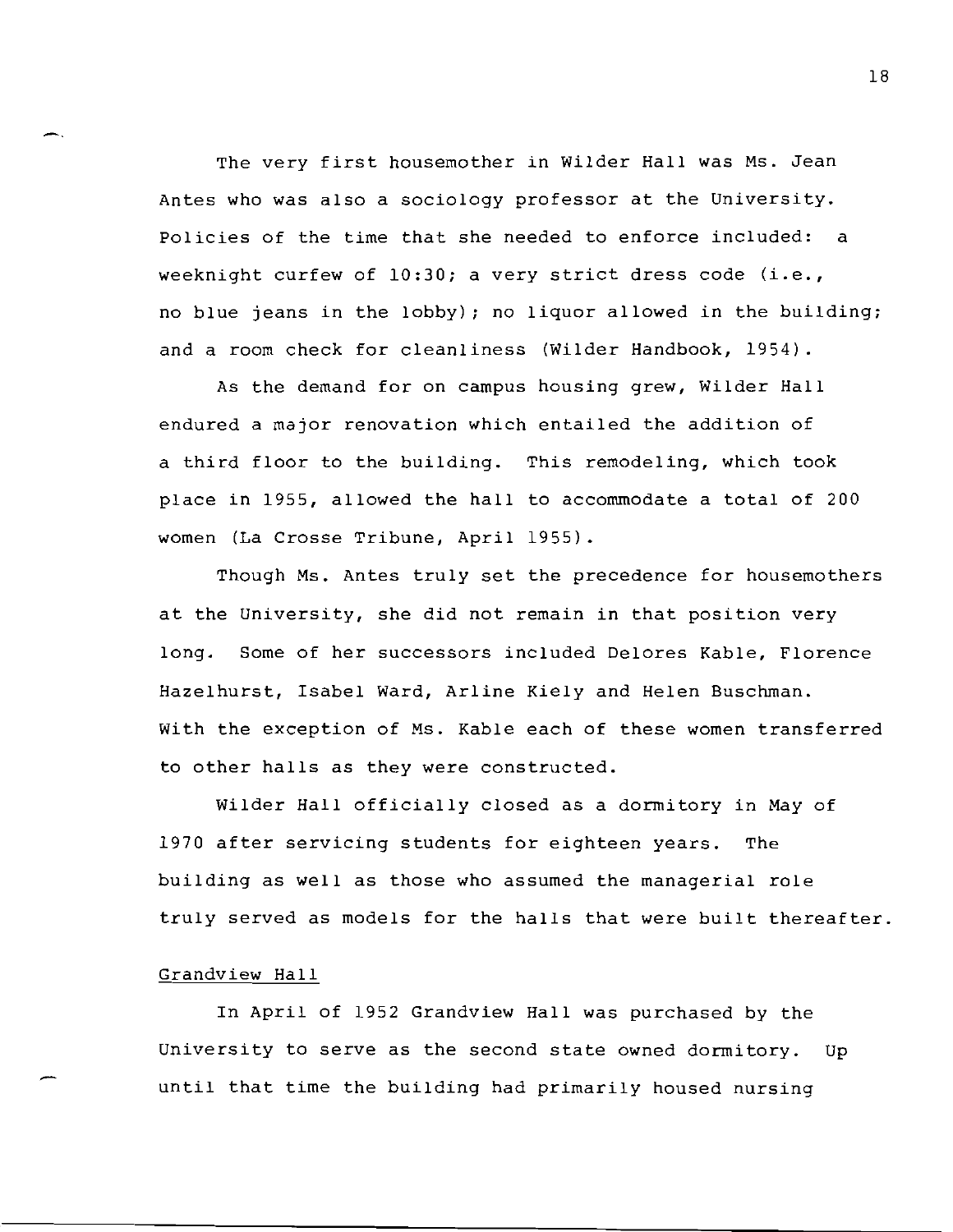The very first housemother in Wilder Hall was Ms. Jean Antes who was also a sociology professor at the University. Policies of the time that she needed to enforce included: a weeknight curfew of 10:30; a very strict dress code (i.e., no blue jeans in the lobby); no liquor allowed in the building; and a room check for cleanliness (Wilder Handbook, 1954).

As the demand for on campus housing grew, Wilder Hall endured a major renovation which entailed the addition of a third floor to the building. This remodeling, which took place in 1955, allowed the hall to accommodate a total of 200 women (La Crosse Tribune, April 1955).

Though Ms. Antes truly set the precedence for housemothers at the University, she did not remain in that position very long. Some of her successors included Delores Kable, Florence Hazelhurst, Isabel Ward, Arline Kiely and Helen Buschman. With the exception of Ms. Kable each of these women transferred to other halls as they were constructed.

Wilder Hall officially closed as a dormitory in May of 1970 after servicing students for eighteen years. The building as well as those who assumed the managerial role truly served as models for the halls that were built thereafter.

Grandview Hall

In April of 1952 Grandview Hall was purchased by the University to serve as the second state owned dormitory. Up until that time the building had primarily housed nursing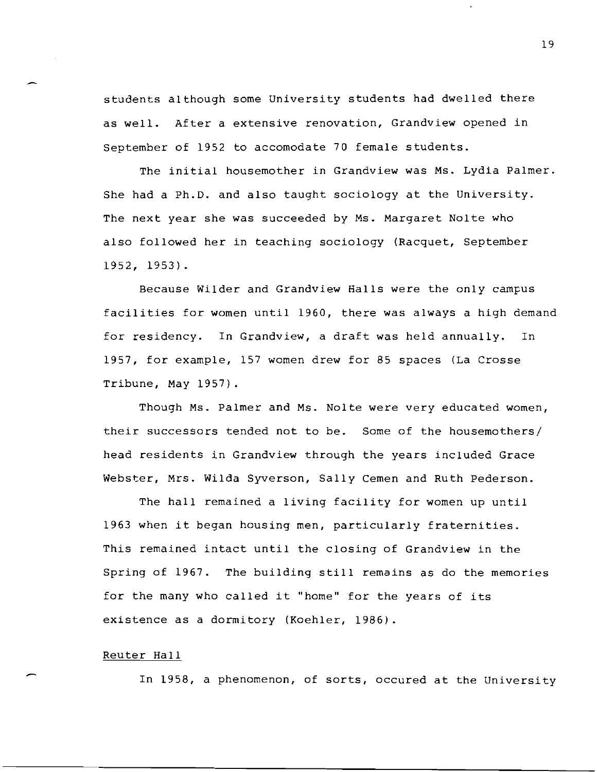students although some University students had dwelled there as well. After a extensive renovation, Grandview opened in September of 1952 to accomodate 70 female students.

The initial housemother in Grandview was Ms. Lydia Palmer. She had a Ph.D. and also taught sociology at the University. The next year she was succeeded by Ms. Margaret Nolte who also followed her in teaching sociology (Racquet, September 1952, 1953).

Because Wilder and Grandview Halls were the only campus facilities for women until 1960, there was always a high demand for residency. In Grandview, a draft was held annually. In 1957, for example, 157 women drew for 85 spaces (La Crosse Tribune, May 1957).

Though Ms. Palmer and Ms. Nolte were very educated women, their successors tended not to be. Some of the housemothers/ head residents in Grandview through the years included Grace Webster, Mrs. Wilda Syverson, Sally Cemen and Ruth Pederson.

The hall remained a living facility for women up until 1963 when it began housing men, particularly fraternities. This remained intact until the closing of Grandview in the Spring of 1967. The building still remains as do the memories for the many who called it "home" for the years of its existence as a dormitory (Koehler, 1986).

<u>Reuter Hall</u>

In 1958, a phenomenon, of sorts, occured at the University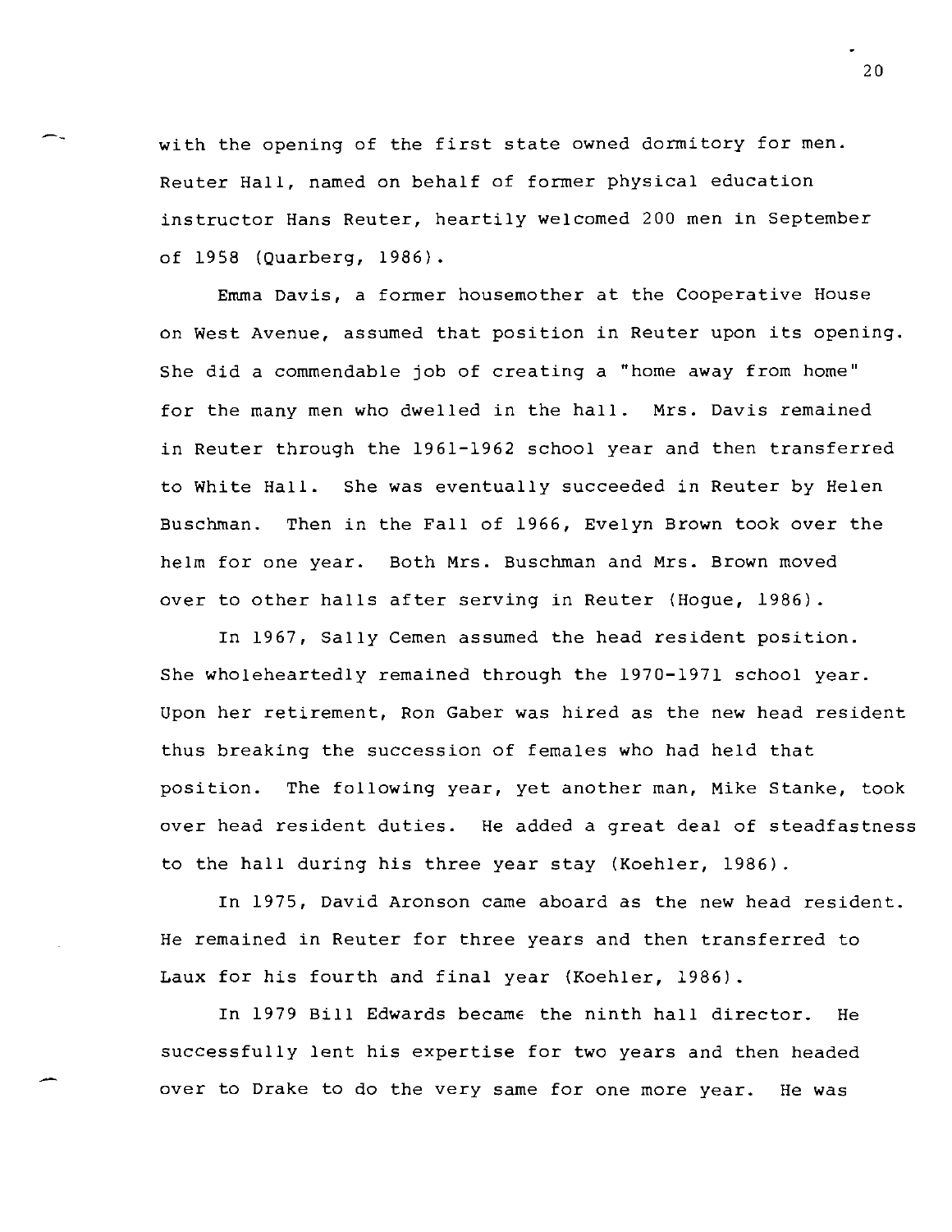with the opening of the first state owned dormitory for men. Reuter Hall, named on behalf of former physical education instructor Hans Reuter, heartily welcomed 200 men in September of 1958 (Quarberg, 1986).

Emma Davis, a former housemother at the Cooperative House on West Avenue, assumed that position in Reuter upon its opening. She did a commendable job of creating a "home away from home" for the many men who dwelled in the hall. Mrs. Davis remained in Reuter through the 1961-1962 school year and then transferred to White Hall. She was eventually succeeded in Reuter by Helen Buschman. Then in the Fall of 1966, Evelyn Brown took over the helm for one year. Both Mrs. Buschman and Mrs. Brown moved over to other halls after serving in Reuter (Hogue, 1986).

In 1967, Sally Cemen assumed the head resident position. She wholeheartedly remained through the 1970-1971 school year. Upon her retirement, Ron Gaber was hired as the new head resident thus breaking the succession of females who had held that position. The following year, yet another man, Mike Stanke, took over head resident duties. He added a great deal of steadfastness to the hall during his three year stay (Koehler, 1986).

In 1975, David Aronson came aboard as the new head resident. He remained in Reuter for three years and then transferred to Laux for his fourth and final year (Koehler, 1986).

In 1979 Bill Edwards became the ninth hall director. He successfully lent his expertise for two years and then headed over to Drake to do the very same for one more year. He was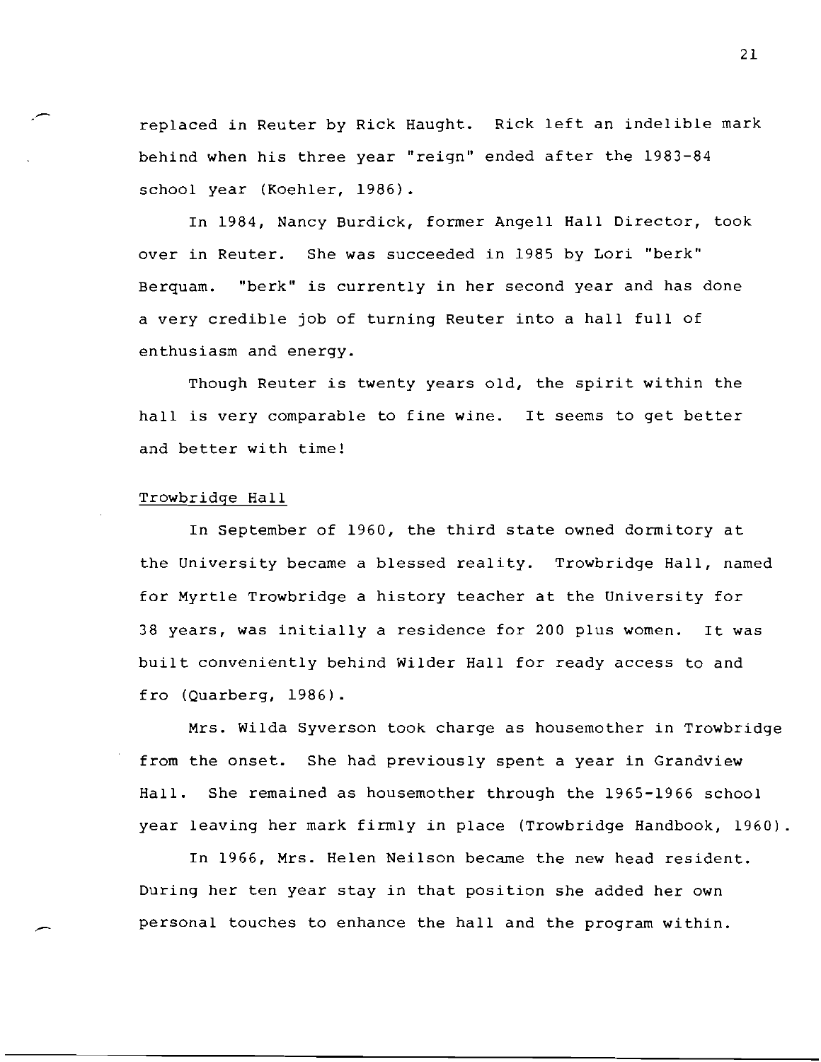replaced in Reuter by Rick Haught. Rick left an indelible mark behind when his three year "reign" ended after the 1983-84 school year (Koehler, 1986).

In 1984, Nancy Burdick, former Angell Hall Director, took over in Reuter. She was succeeded in 1985 by Lori "berk" Berquam. "berk" is currently in her second year and has done a very credible job of turning Reuter into a hall full of enthusiasm and energy.

Though Reuter is twenty years old, the spirit within the hall is very comparable to fine wine. It seems to get better and better with time!

Trowbridge Hall

In September of 1960, the third state owned dormitory at the University became a blessed reality. Trowbridge Hall, named for Myrtle Trowbridge a history teacher at the University for 38 years, was initially a residence for 200 plus women. It was built conveniently behind Wilder Hall for ready access to and fro (Quarberg, 1986).

Mrs. Wilda Syverson took charge as housemother in Trowbridge from the onset. She had previously spent a year in Grandview Hall. She remained as housemother through the 1965-1966 school year leaving her mark firmly in place (Trowbridge Handbook, 1960).

In 1966, Mrs. Helen Neilson became the new head resident. During her ten year stay in that position she added her own personal touches to enhance the hall and the program within.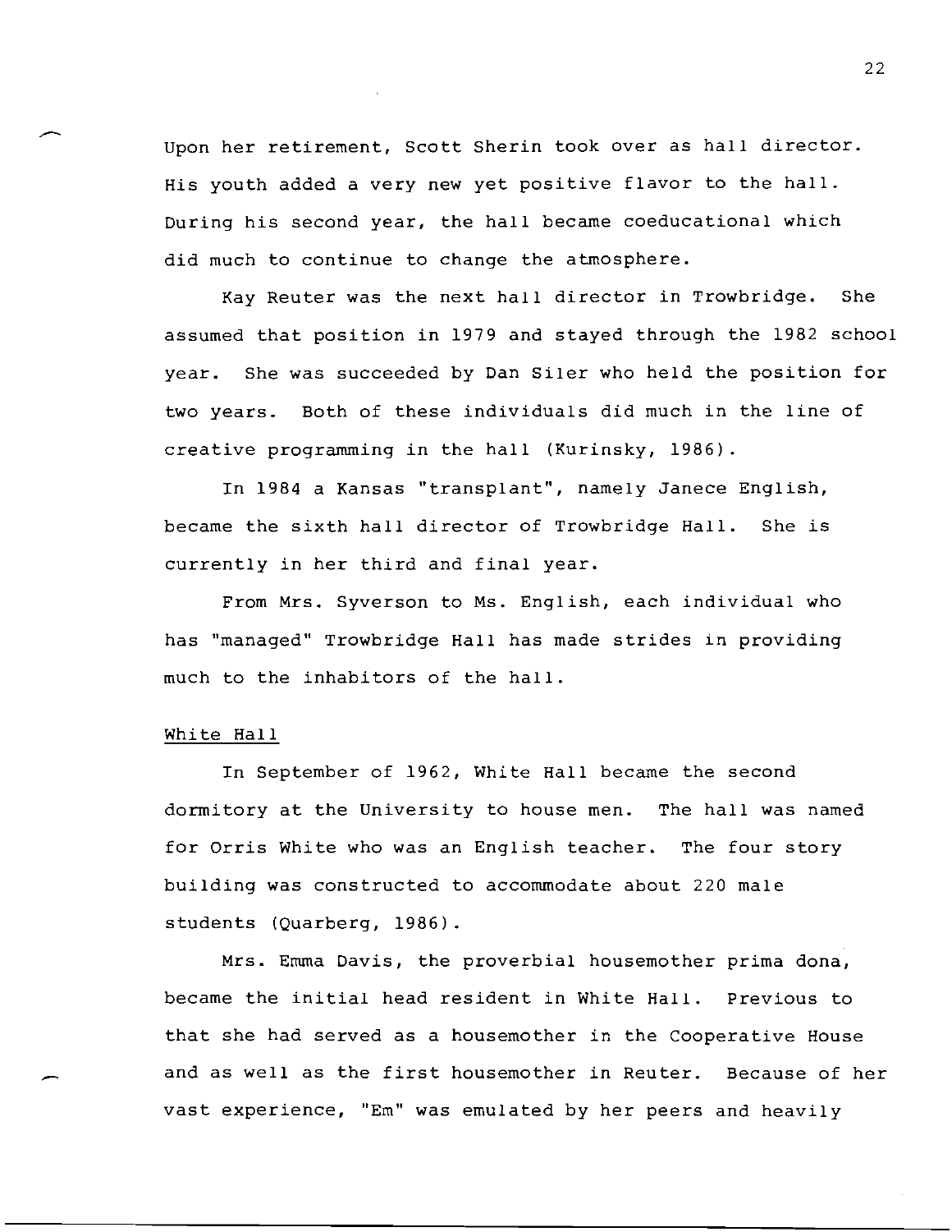Upon her retirement, Scott Sherin took over as hall director. His youth added a very new yet positive flavor to the hall. During his second year, the hall became coeducational which did much to continue to change the atmosphere.

Kay Reuter was the next hall director in Trowbridge. She assumed that position in 1979 and stayed through the 1982 school year. She was succeeded by Dan Siler who held the position for two years. Both of these individuals did much in the line of creative programming in the hall (Kurinsky, 1986).

In 1984 a Kansas "transplant", namely Janece English, became the sixth hall director of Trowbridge Hall. She is currently in her third and final year.

From Mrs. Syverson to Ms. English, each individual who has "managed" Trowbridge Hall has made strides in providing much to the inhabitors of the hall.

<u>White Hall</u>

In September of 1962, White Hall became the second dormitory at the University to house men. The hall was named for Orris White who was an English teacher. The four story building was constructed to accommodate about 220 male students (Quarberg, 1986).

Mrs. Emma Davis, the proverbial housemother prima dona, became the initial head resident in White Hall. Previous to that she had served as a housemother in the Cooperative House and as well as the first housemother in Reuter. Because of her vast experience, "Em" was emulated by her peers and heavily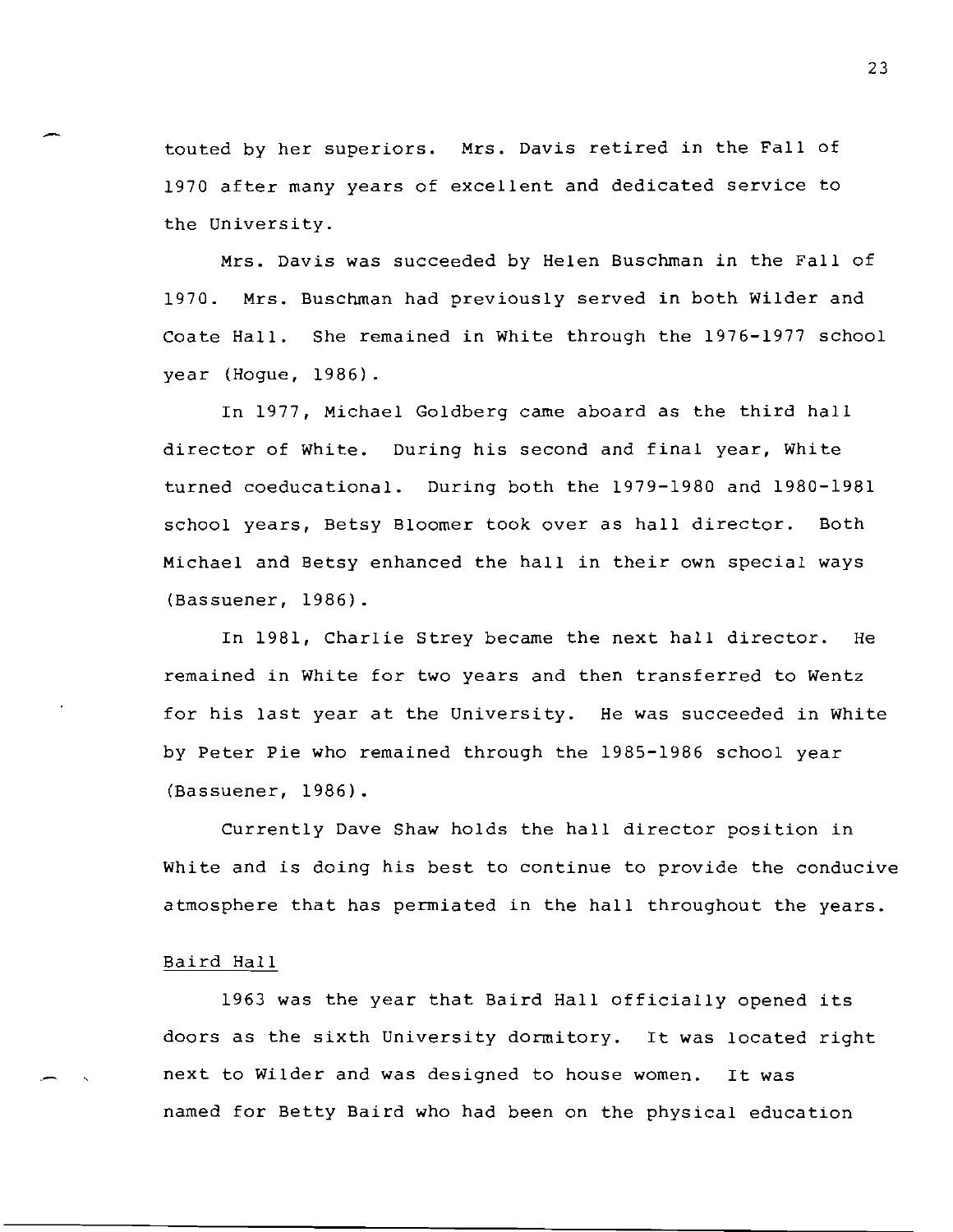touted by her superiors. Mrs. Davis retired in the Fall of 1970 after many years of excellent and dedicated service to the University.

Mrs. Davis was succeeded by Helen Buschman in the Fall of 1970. Mrs. Buschman had previously served in both Wilder and Coate Hall. She remained in White through the 1976-1977 school year (Hogue, 1986).

In 1977, Michael Goldberg came aboard as the third hall director of White. During his second and final year, White turned coeducational. During both the 1979-1980 and 1980-1981 school years, Betsy Bloomer took over as hall director. Both Michael and Betsy enhanced the hall in their own special ways (Bassuener, 1986).

In 1981, Charlie Strey became the next hall director. He remained in White for two years and then transferred to Wentz for his last year at the University. He was succeeded in White by Peter Pie who remained through the 1985-1986 school year (Bassuener, 1986).

Currently Dave Shaw holds the hall director position in White and is doing his best to continue to provide the conducive atmosphere that has permiated in the hall throughout the years.

Baird Hall

1963 was the year that Baird Hall officially opened its doors as the sixth University dormitory. It was located right next to Wilder and was designed to house women. It was named for Betty Baird who had been on the physical education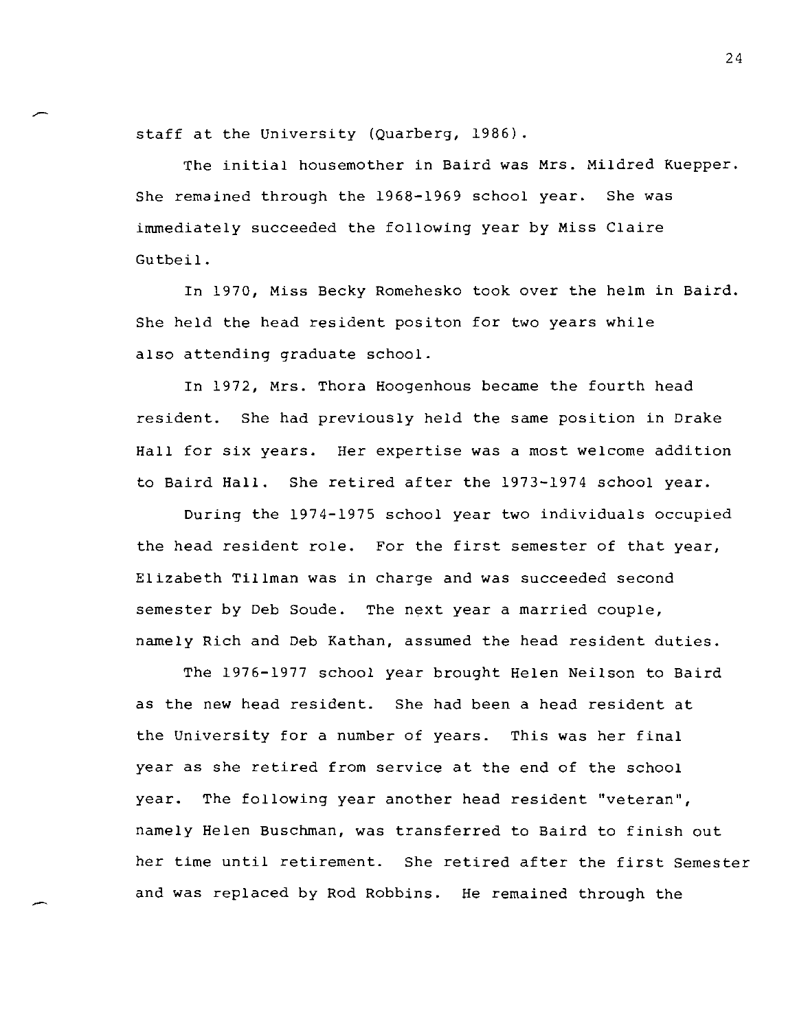staff at the University (Quarberg, 1986).

The initial housemother in Baird was Mrs. Mildred Kuepper. She remained through the 1968-1969 school year. She was immediately succeeded the following year by Miss Claire Gutbeil.

In 1970, Miss Becky Romehesko took over the helm in Baird. She held the head resident positon for two years while also attending graduate school.

In 1972, Mrs. Thora Hoogenhous became the fourth head resident. She had previously held the same position in Drake Hall for six years. Her expertise was a most welcome addition to Baird Hall. She retired after the 1973-1974 school year.

During the 1974-1975 school year two individuals occupied the head resident role. For the first semester of that year, Elizabeth Tillman was in charge and was succeeded second semester by Deb Soude. The next year a married couple, namely Rich and Deb Kathan, assumed the head resident duties.

The 1976-1977 school year brought Helen Neilson to Baird as the new head resident. She had been a head resident at the University for a number of years. This was her final year as she retired from service at the end of the school year. The following year another head resident "veteran", namely Helen Buschman, was transferred to Baird to finish out her time until retirement. She retired after the first Semester and was replaced by Rod Robbins. He remained through the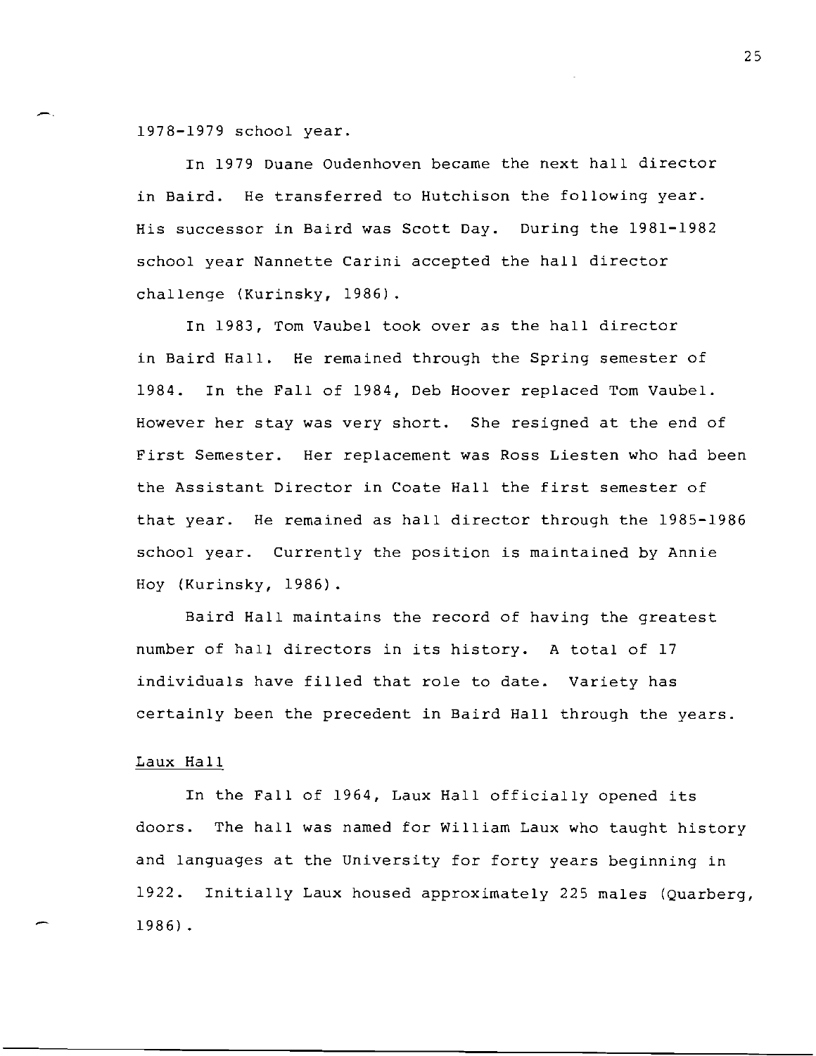1978-1979 school year.

In 1979 Duane Oudenhoven became the next hall director in Baird. He transferred to Hutchison the following year. His successor in Baird was Scott Day. During the 1981-1982 school year Nannette Carini accepted the hall director challenge (Kurinsky, 1986).

In 1983, Tom Vaubel took over as the hall director in Baird Hall. He remained through the Spring semester of 1984. In the Fall of 1984, Deb Hoover replaced Tom Vaubel. However her stay was very short. She resigned at the end of First Semester. Her replacement was Ross Liesten who had been the Assistant Director in Coate Hall the first semester of that year. He remained as hall director through the 1985-1986 school year. Currently the position is maintained by Annie Hoy (Kurinsky, 1986).

Baird Hall maintains the record of having the greatest number of hall directors in its history. A total of 17 individuals have filled that role to date. Variety has certainly been the precedent in Baird Hall through the years.

<u>Laux Hall</u>

In the Fall of 1964, Laux Hall officially opened its doors. The hall was named for William Laux who taught history and languages at the University for forty years beginning in 1922. Initially Laux housed approximately 225 males (Quarberg, 1986).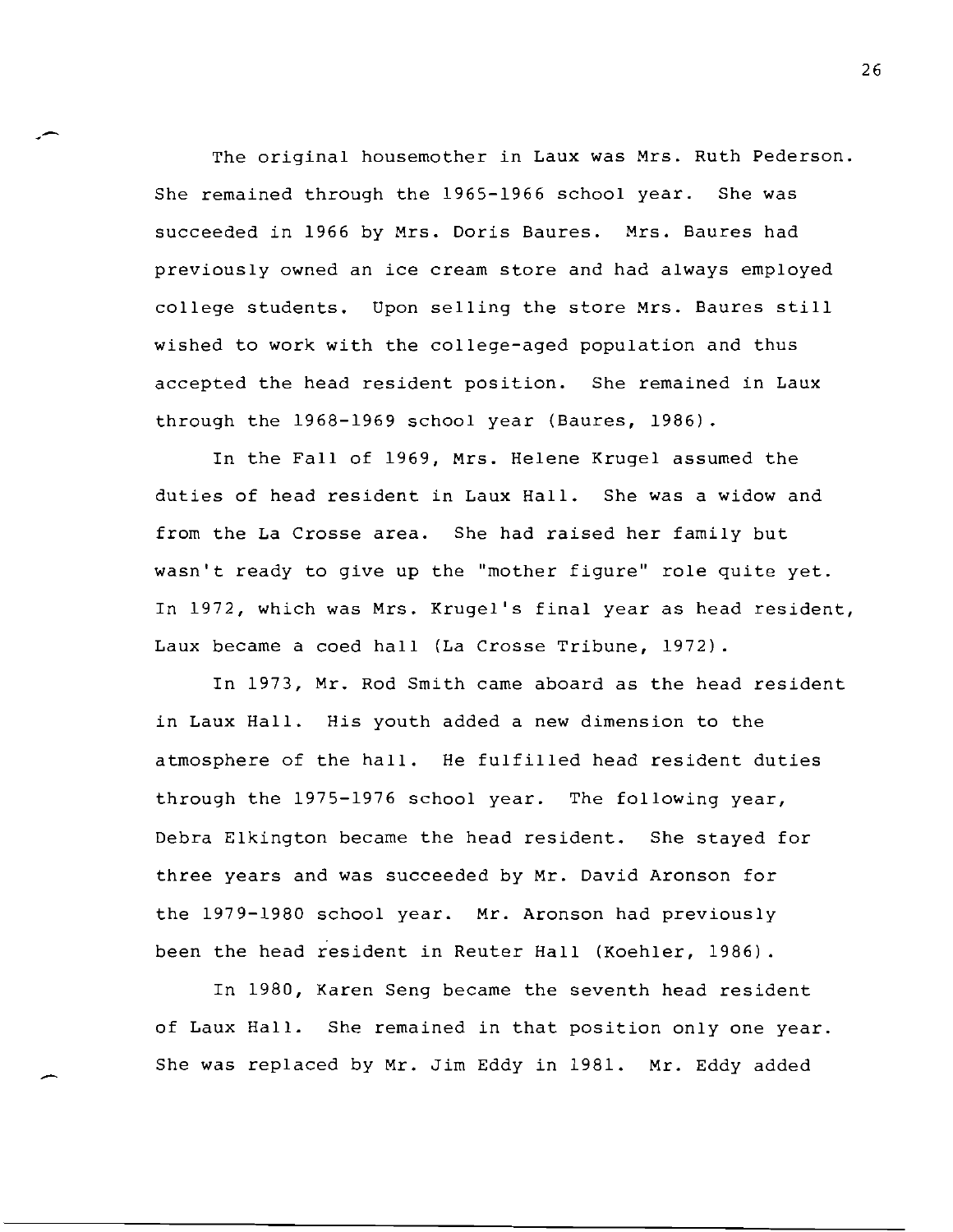The original housemother in Laux was Mrs. Ruth Pederson. She remained through the 1965-1966 school year. She was succeeded in 1966 by Mrs. Doris Baures. Mrs. Baures had previously owned an ice cream store and had always employed college students. Upon selling the store Mrs. Baures still wished to work with the college-aged population and thus accepted the head resident position. She remained in Laux through the 1968-1969 school year (Baures, 1986).

In the Fall of 1969, Mrs. Helene Krugel assumed the duties of head resident in Laux Hall. She was a widow and from the La Crosse area. She had raised her family but wasn't ready to give up the "mother figure" role quite yet. In 1972, which was Mrs. Krugel's final year as head resident, Laux became a coed hall (La Crosse Tribune, 1972).

In 1973, Mr. Rod Smith came aboard as the head resident in Laux Hall. His youth added a new dimension to the atmosphere of the hall. He fulfilled head resident duties through the 1975-1976 school year. The following year, Debra Elkington became the head resident. She stayed for three years and was succeeded by Mr. David Aronson for the 1979-1980 school year. Mr. Aronson had previously been the head resident in Reuter Hall (Koehler, 1986).

In 1980, Karen Seng became the seventh head resident of Laux Hall. She remained in that position only one year. She was replaced by Mr. Jim Eddy in 1981. Mr. Eddy added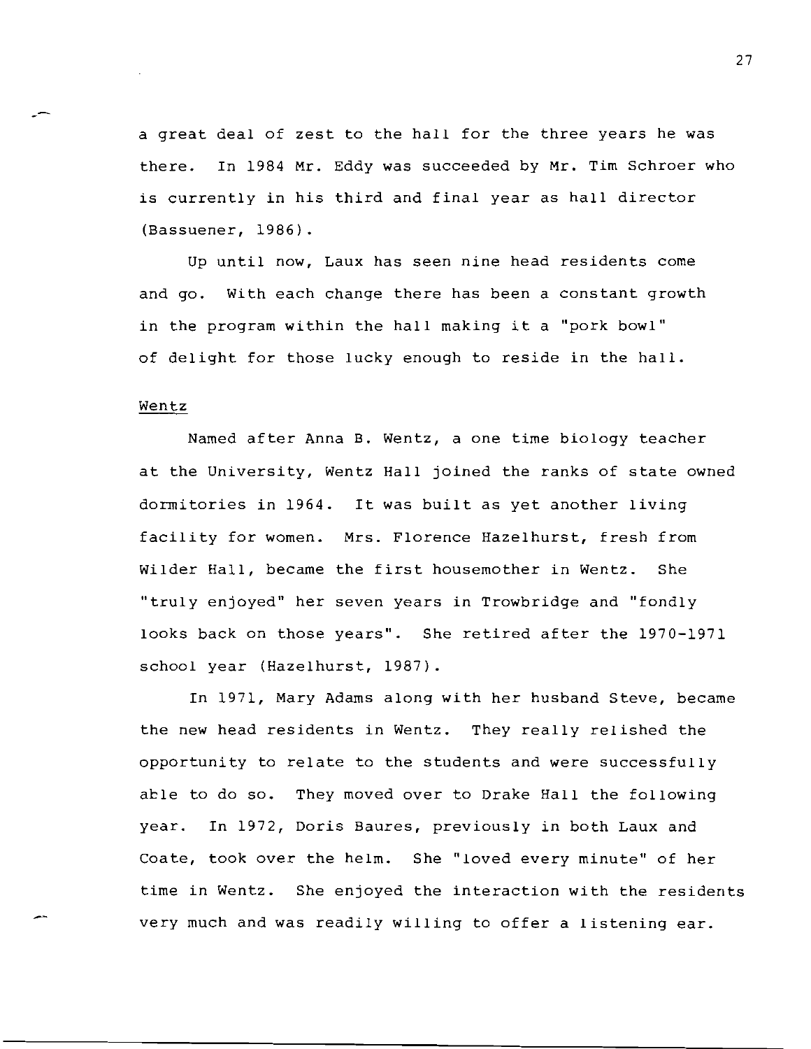a great deal of zest to the hall for the three years he was there. In 1984 Mr. Eddy was succeeded by Mr. Tim Schroer who is currently in his third and final year as hall director (Bassuener, 1986).

Up until now, Laux has seen nine head residents come and go. With each change there has been a constant growth in the program within the hall making it a "pork bowl" of delight for those lucky enough to reside in the hall.

<u>Wentz</u>

Named after Anna B. Wentz, a one time biology teacher at the University, Wentz Hall joined the ranks of state owned dormitories in 1964. It was built as yet another living facility for women. Mrs. Florence Hazelhurst, fresh from Wilder Hall, became the first housemother in Wentz. She "truly enjoyed" her seven years in Trowbridge and "fondly looks back on those years". She retired after the 1970-1971 school year (Hazelhurst, 1987).

In 1971, Mary Adams along with her husband Steve, became the new head residents in Wentz. They really relished the opportunity to relate to the students and were successfully able to do so. They moved over to Drake Hall the following year. In 1972, Doris Baures, previously in both Laux and Coate, took over the helm. She "loved every minute" of her time in Wentz. She enjoyed the interaction with the residents very much and was readily willing to offer a listening ear.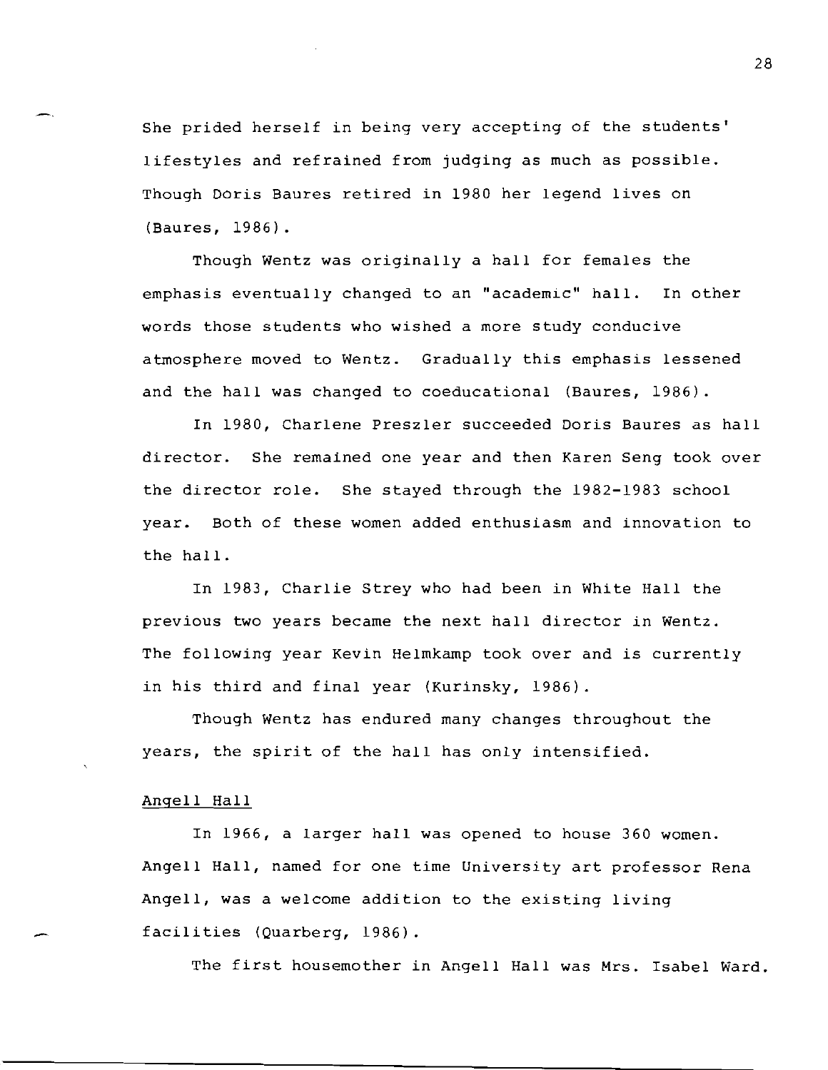She prided herself in being very accepting of the students' lifestyles and refrained from judging as much as possible. Though Doris Baures retired in 1980 her legend lives on (Baures, 1986).

Though Wentz was originally a hall for females the emphasis eventually changed to an "academic" hall. In other words those students who wished a more study conducive atmosphere moved to Wentz. Gradually this emphasis lessened and the hall was changed to coeducational (Baures, 1986).

In 1980, Charlene Preszler succeeded Doris Baures as hall director. She remained one year and then Karen Seng took over the director role. She stayed through the 1982-1983 school year. Both of these women added enthusiasm and innovation to the hall.

In 1983, Charlie Strey who had been in White Hall the previous two years became the next hall director in Wentz. The following year Kevin Helmkamp took over and is currently in his third and final year (Kurinsky, 1986).

Though Wentz has endured many changes throughout the years, the spirit of the hall has only intensified.

## Angell Hall

In 1966, a larger hall was opened to house 360 women. Angell Hall, named for one time University art professor Rena Angell, was a welcome addition to the existing living facilities (Quarberg, 1986).

The first housemother in Angell Hall was Mrs. Isabel Ward.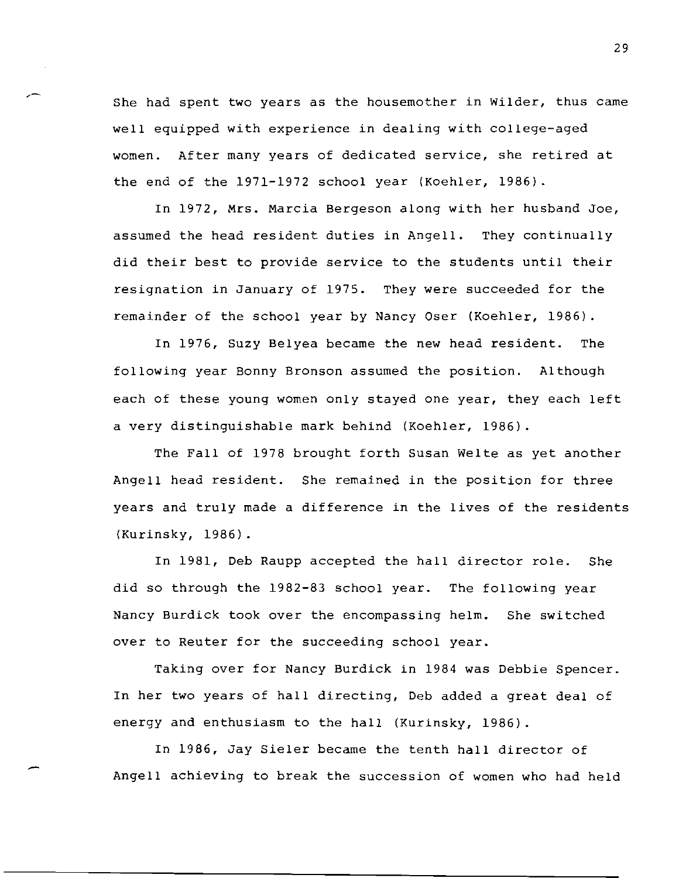She had spent two years as the housemother in Wilder, thus came well equipped with experience in dealing with college-aged women. After many years of dedicated service, she retired at the end of the 1971-1972 school year (Koehler, 1986).

In 1972, Mrs. Marcia Bergeson along with her husband Joe, assumed the head resident duties in Angell. They continually did their best to provide service to the students until their resignation in January of 1975. They were succeeded for the remainder of the school year by Nancy Oser (Koehler, 1986).

In 1976, Suzy Belyea became the new head resident. The following year Bonny Bronson assumed the position. Although each of these young women only stayed one year, they each left a very distinguishable mark behind (Koehler, 1986).

The Fall of 1978 brought forth Susan Welte as yet another Angell head resident. She remained in the position for three years and truly made a difference in the lives of the residents (Kurinsky, 1986).

In 1981, Deb Raupp accepted the hall director role. She did so through the 1982-83 school year. The following year Nancy Burdick took over the encompassing helm. She switched over to Reuter for the succeeding school year.

Taking over for Nancy Burdick in 1984 was Debbie Spencer. In her two years of hall directing, Deb added a great deal of energy and enthusiasm to the hall (Kurinsky, 1986).

In 1986, Jay Sieler became the tenth hall director of Angell achieving to break the succession of women who had held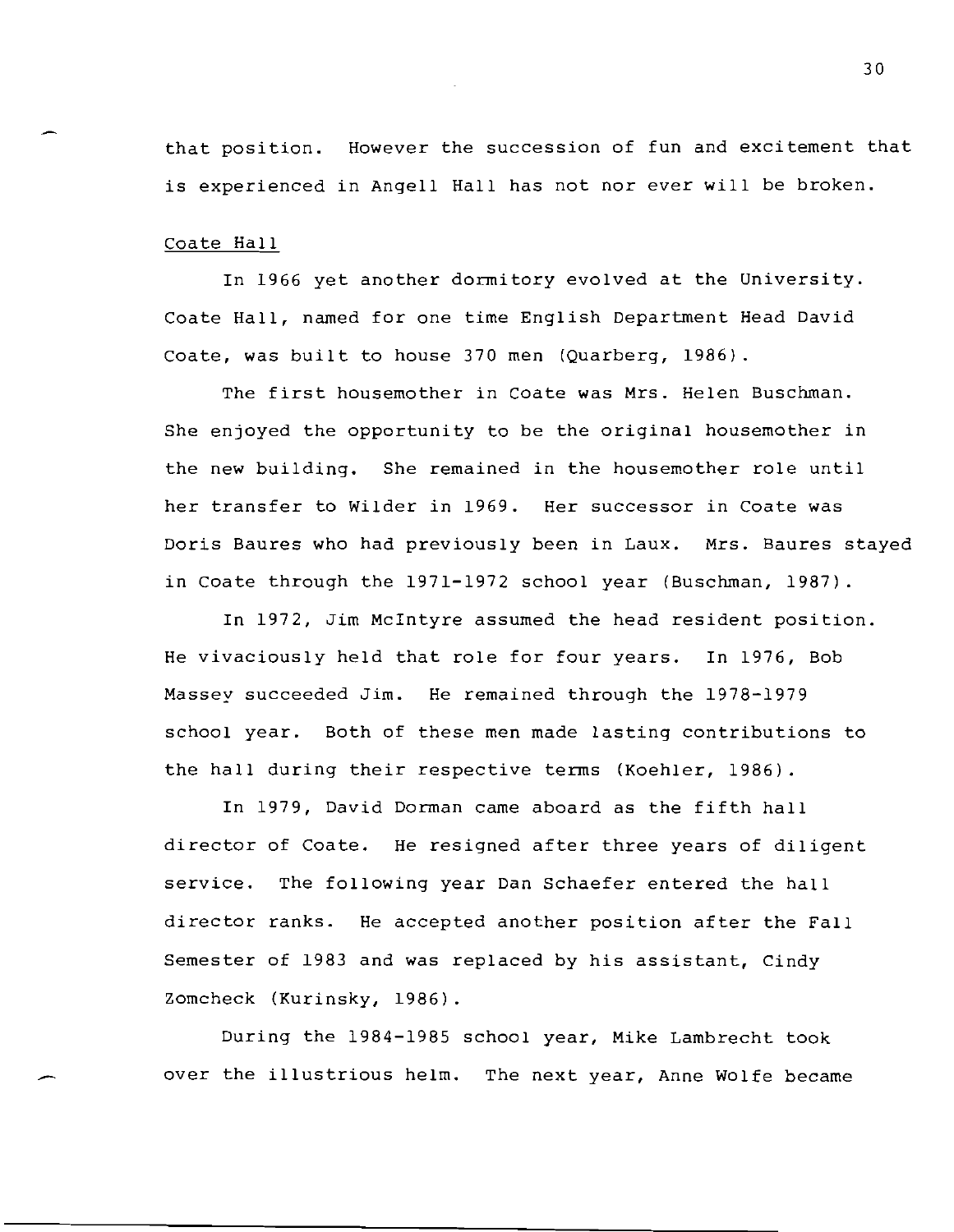that position. However the succession of fun and excitement that is experienced in Angell Hall has not nor ever will be broken.

Coate Hall

In 1966 yet another dormitory evolved at the University. Coate Hall, named for one time English Department Head David Coate, was built to house 370 men (Quarberg, 1986).

The first housemother in Coate was Mrs. Helen Buschman. She enjoyed the opportunity to be the original housemother in the new building. She remained in the housemother role until her transfer to Wilder in 1969. Her successor in Coate was Doris Baures who had previously been in Laux. Mrs. Baures stayed in Coate through the 1971-1972 school year (Buschman, 1987).

In 1972, Jim McIntyre assumed the head resident position. He vivaciously held that role for four years. In 1976, Bob Massey succeeded Jim. He remained through the 1978-1979 school year. Both of these men made lasting contributions to the hall during their respective terms (Koehler, 1986).

In 1979, David Dorman came aboard as the fifth hall director of Coate. He resigned after three years of diligent service. The following year Dan Schaefer entered the hall director ranks. He accepted another position after the Fall Semester of 1983 and was replaced by his assistant, Cindy Zomcheck (Kurinsky, 1986).

During the 1984-1985 school year, Mike Lambrecht took over the illustrious helm. The next year, Anne Wolfe became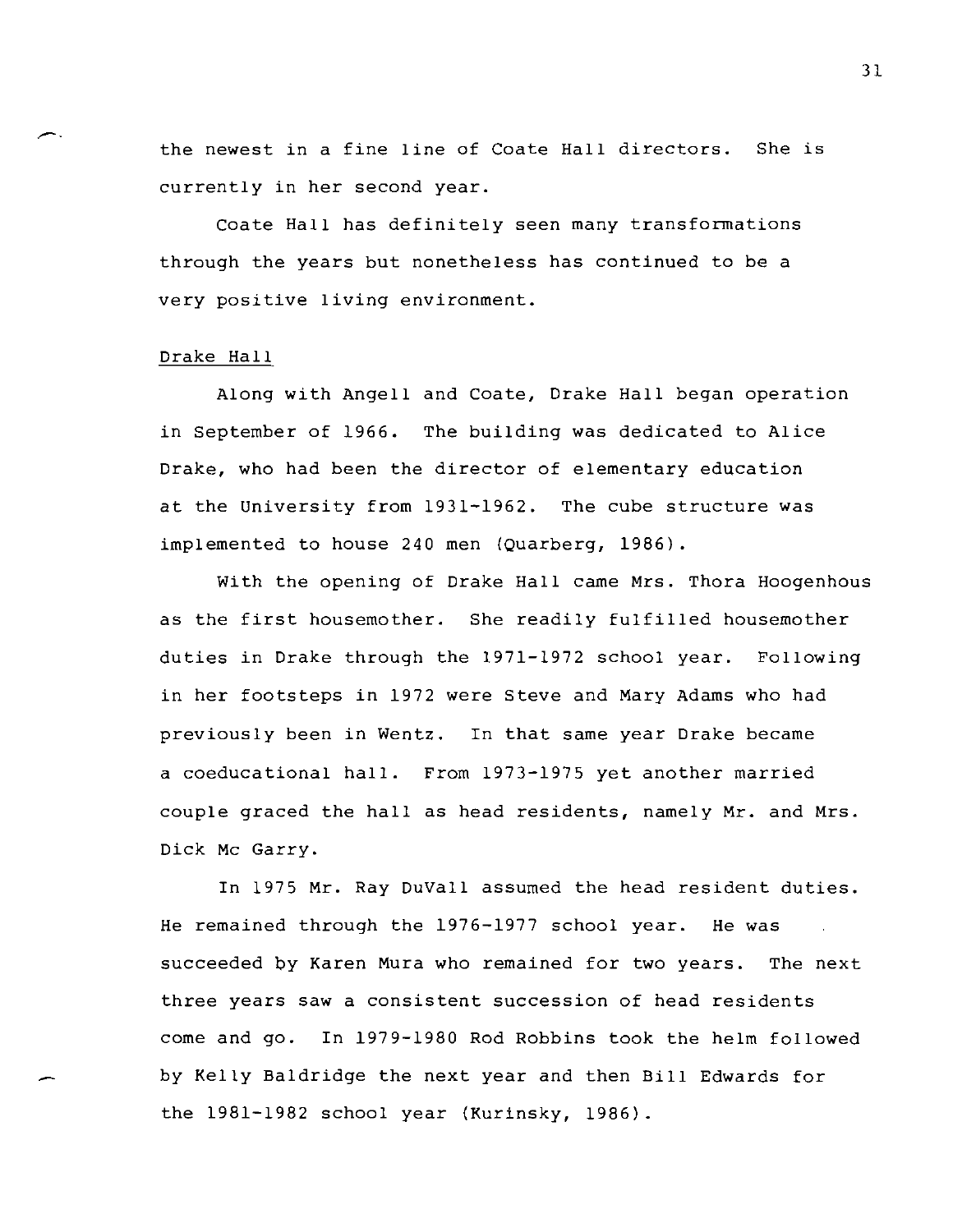the newest in a fine line of Coate Hall directors. She is currently in her second year.

Coate Hall has definitely seen many transformations through the years but nonetheless has continued to be a very positive living environment.

Drake Hall

Along with Angell and Coate, Drake Hall began operation in September of 1966. The building was dedicated to Alice Drake, who had been the director of elementary education at the University from 1931-1962. The cube structure was implemented to house 240 men (Quarberg, 1986).

With the opening of Drake Hall came Mrs. Thora Hoogenhous as the first housemother. She readily fulfilled housemother duties in Drake through the 1971-1972 school year. Following in her footsteps in 1972 were Steve and Mary Adams who had previously been in Wentz. In that same year Drake became a coeducational hall. From 1973-1975 yet another married couple graced the hall as head residents, namely Mr. and Mrs. Dick Mc Garry.

In 1975 Mr. Ray DuVall assumed the head resident duties. He remained through the 1976-1977 school year. He was succeeded by Karen Mura who remained for two years. The next three years saw a consistent succession of head residents come and go. In 1979-1980 Rod Robbins took the helm followed by Kelly Baldridge the next year and then Bill Edwards for the 1981-1982 school year (Kurinsky, 1986).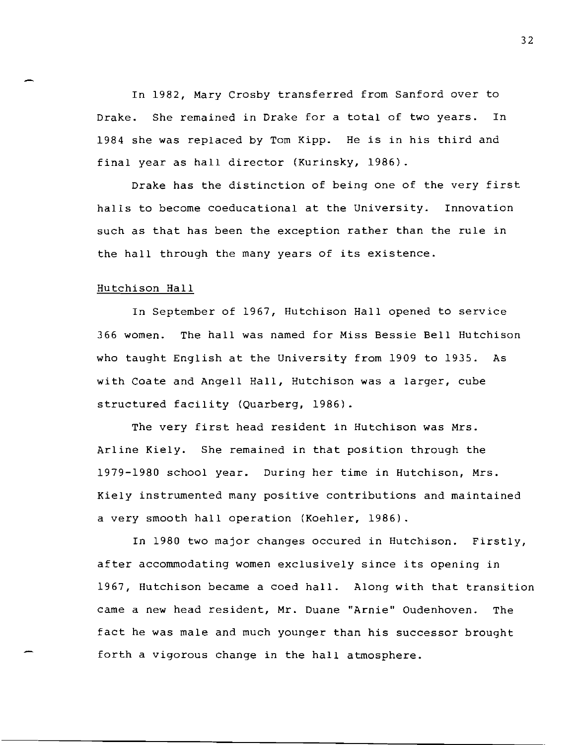In 1982, Mary Crosby transferred from Sanford over to Drake. She remained in Drake for a total of two years. In 1984 she was replaced by Tom Kipp. He is in his third and final year as hall director (Kurinsky, 1986).

Drake has the distinction of being one of the very first halls to become coeducational at the University. Innovation such as that has been the exception rather than the rule in the hall through the many years of its existence.

## Hutchison Hall

In September of 1967, Hutchison Hall opened to service 366 women. The hall was named for Miss Bessie Bell Hutchison who taught English at the University from 1909 to 1935. As with Coate and Angell Hall, Hutchison was a larger, cube structured facility (Quarberg, 1986).

The very first head resident in Hutchison was Mrs. Arline Kiely. She remained in that position through the 1979-1980 school year. During her time in Hutchison, Mrs. Kiely instrumented many positive contributions and maintained a very smooth hall operation (Koehler, 1986).

In 1980 two major changes occured in Hutchison. Firstly, after accommodating women exclusively since its opening in 1967, Hutchison became a coed hall. Along with that transition came a new head resident, Mr. Duane "Arnie" Oudenhoven. The fact he was male and much younger than his successor brought forth a vigorous change in the hall atmosphere.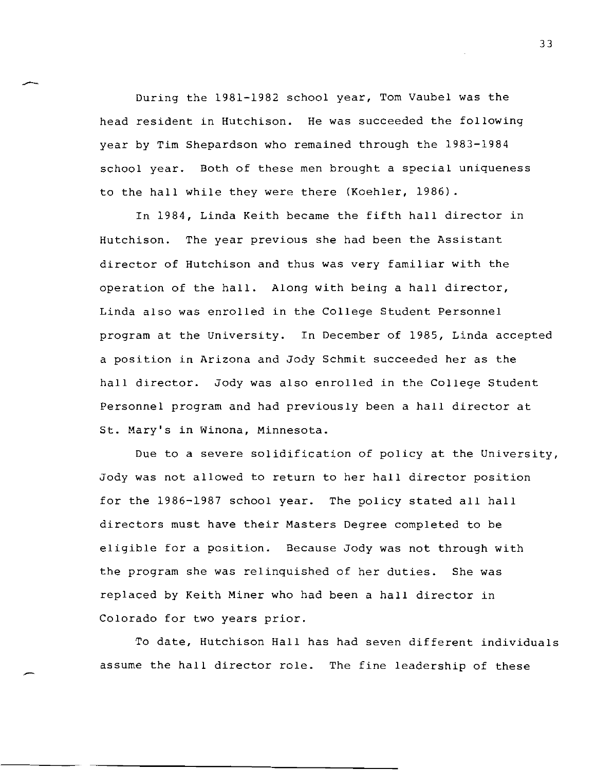During the 1981-1982 school year, Tom Vaubel was the head resident in Hutchison. He was succeeded the following year by Tim Shepardson who remained through the 1983-1984 school year. Both of these men brought a special uniqueness to the hall while they were there (Koehler, 1986).

In 1984, Linda Keith became the fifth hall director in Hutchison. The year previous she had been the Assistant director of Hutchison and thus was very familiar with the operation of the hall. Along with being a hall director, Linda also was enrolled in the College Student Personnel program at the University. In December of 1985, Linda accepted a position in Arizona and Jody Schmit succeeded her as the hall director. Jody was also enrolled in the College Student Personnel program and had previously been a hall director at St. Mary's in Winona, Minnesota.

Due to a severe solidification of policy at the University, Jody was not allowed to return to her hall director position for the 1986-1987 school year. The policy stated all hall directors must have their Masters Degree completed to be eligible for a position. Because Jody was not through with the program she was relinquished of her duties. She was replaced by Keith Miner who had been a hall director in Colorado for two years prior.

To date, Hutchison Hall has had seven different individuals assume the hall director role. The fine leadership of these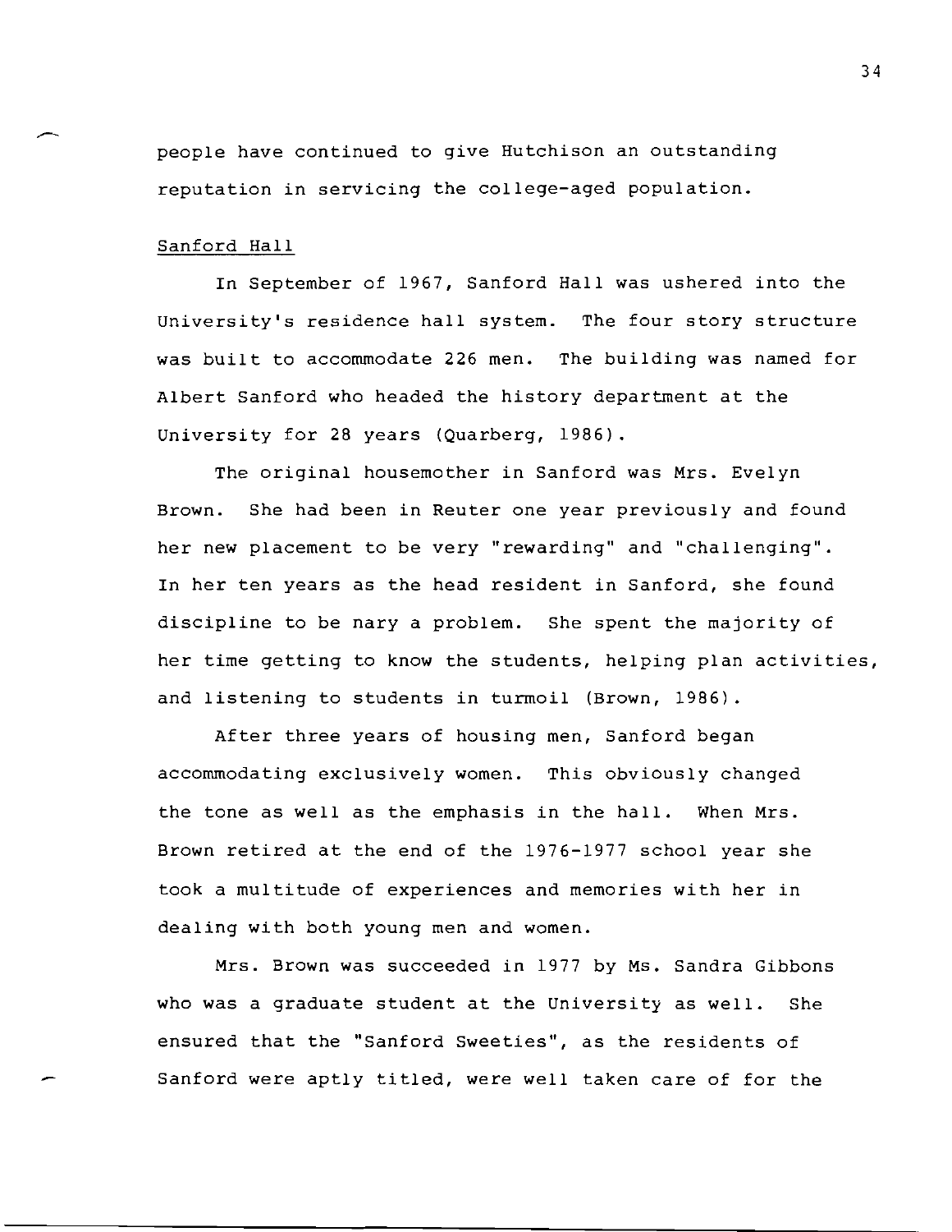people have continued to give Hutchison an outstanding reputation in servicing the college-aged population.

Sanford Hall

In September of 1967, Sanford Hall was ushered into the University's residence hall system. The four story structure was built to accommodate 226 men. The building was named for Albert Sanford who headed the history department at the University for 28 years (Quarberg, 1986).

The original housemother in Sanford was Mrs. Evelyn Brown. She had been in Reuter one year previously and found her new placement to be very "rewarding" and "challenging". In her ten years as the head resident in Sanford, she found discipline to be nary a problem. She spent the majority of her time getting to know the students, helping plan activities, and listening to students in turmoil (Brown, 1986).

After three years of housing men, Sanford began accommodating exclusively women. This obviously changed the tone as well as the emphasis in the hall. When Mrs. Brown retired at the end of the 1976-1977 school year she took a multitude of experiences and memories with her in dealing with both young men and women.

Mrs. Brown was succeeded in 1977 by Ms. Sandra Gibbons who was a graduate student at the University as well. She ensured that the "Sanford Sweeties", as the residents of Sanford were aptly titled, were well taken care of for the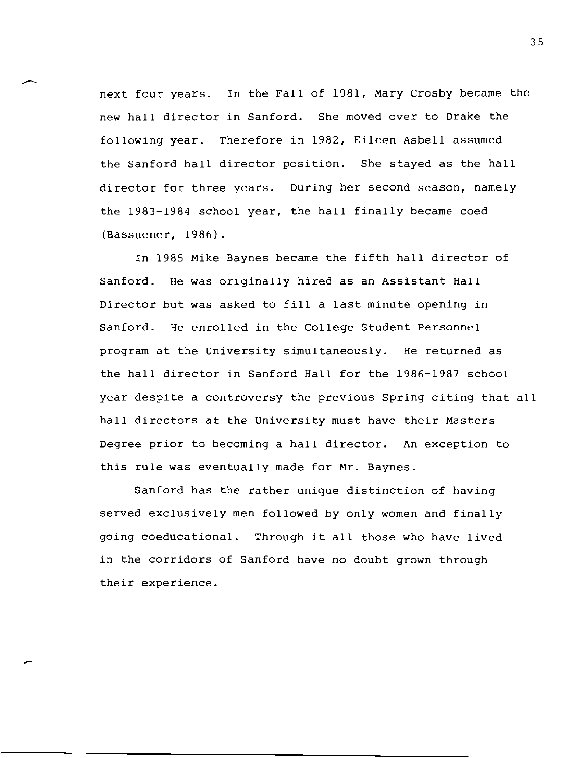next four years. In the Fall of 1981, Mary Crosby became the new hall director in Sanford. She moved over to Drake the following year. Therefore in 1982, Eileen Asbell assumed the Sanford hall director position. She stayed as the hall director for three years. During her second season, namely the 1983-1984 school year, the hall finally became coed (Bassuener, 1986).

In 1985 Mike Baynes became the fifth hall director of Sanford. He was originally hired as an Assistant Hall Director but was asked to fill a last minute opening in Sanford. He enrolled in the College Student Personnel program at the University simultaneously. He returned as the hall director in Sanford Hall for the 1986-1987 school year despite a controversy the previous Spring citing that all hall directors at the University must have their Masters Degree prior to becoming a hall director. An exception to this rule was eventually made for Mr. Baynes.

Sanford has the rather unique distinction of having served exclusively men followed by only women and finally going coeducational. Through it all those who have lived in the corridors of Sanford have no doubt grown through their experience.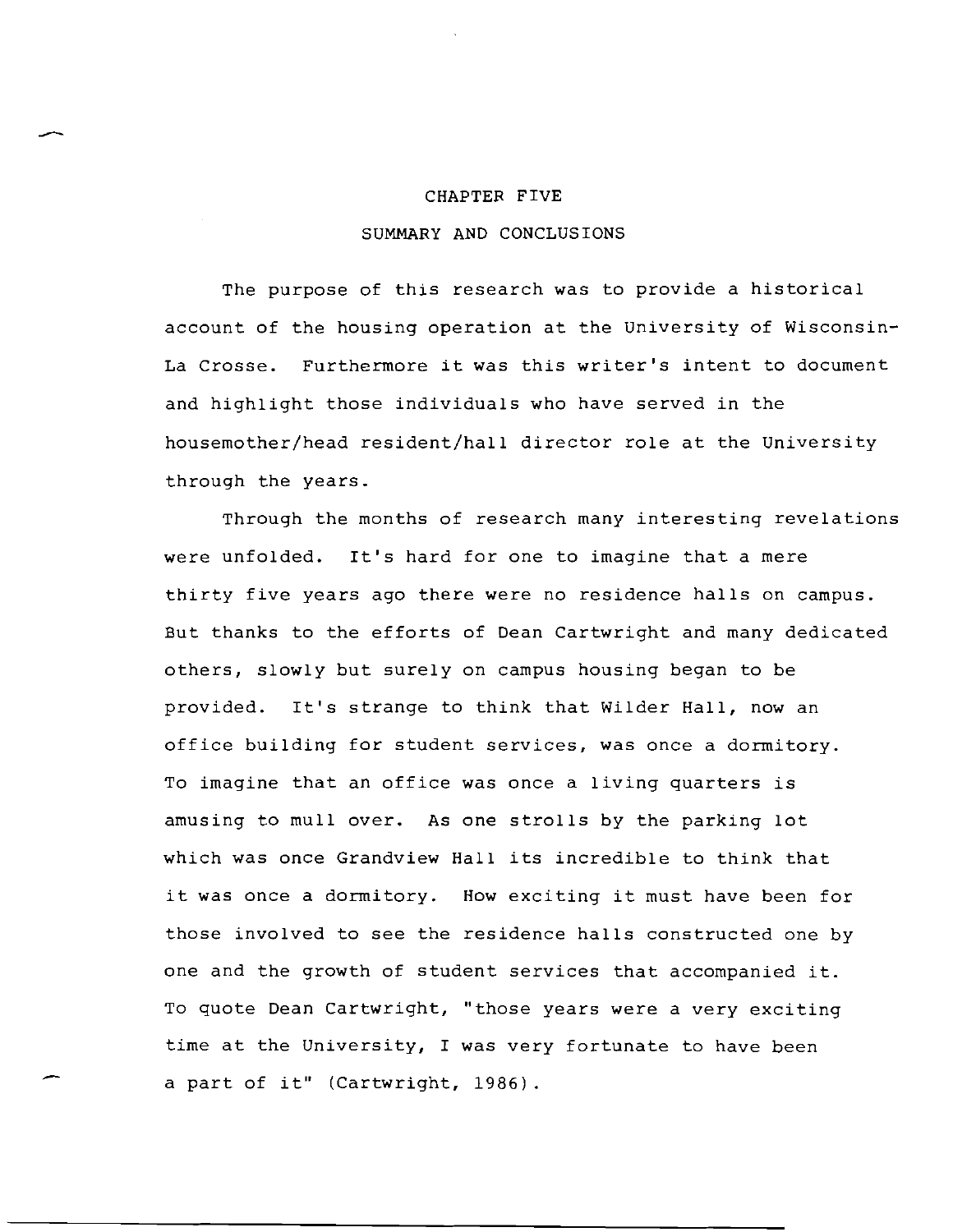# CHAPTER FIVE

## SUMMARY AND CONCLUSIONS

The purpose of this research was to provide a historical account of the housing operation at the University of Wisconsin-La Crosse. Furthermore it was this writer's intent to document and highlight those individuals who have served in the housemother/head resident/hall director role at the University through the years.

Through the months of research many interesting revelations were unfolded. It's hard for one to imagine that a mere thirty five years ago there were no residence halls on campus. But thanks to the efforts of Dean Cartwright and many dedicated others, slowly but surely on campus housing began to be provided. It's strange to think that Wilder Hall, now an office building for student services, was once a dormitory. To imagine that an office was once a living quarters is amusing to mull over. As one strolls by the parking lot which was once Grandview Hall its incredible to think that it was once a dormitory. How exciting it must have been for those involved to see the residence halls constructed one by one and the growth of student services that accompanied it. To quote Dean Cartwright, "those years were a very exciting time at the University, I was very fortunate to have been a part of it" (Cartwright, 1986).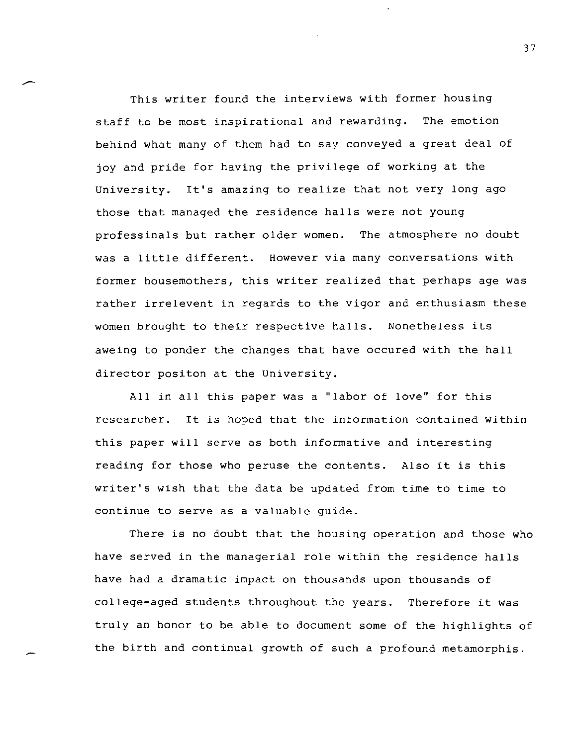This writer found the interviews with former housing staff to be most inspirational and rewarding. The emotion behind what many of them had to say conveyed a great deal of joy and pride for having the privilege of working at the University. It's amazing to realize that not very long ago those that managed the residence halls were not young professinals but rather older women. The atmosphere no doubt was a little different. However via many conversations with former housemothers, this writer realized that perhaps age was rather irrelevent in regards to the vigor and enthusiasm these women brought to their respective halls. Nonetheless its aweing to ponder the changes that have occured with the hall director positon at the University.

All in all this paper was a "labor of love" for this researcher. It is hoped that the information contained within this paper will serve as both informative and interesting reading for those who peruse the contents. Also it is this writer's wish that the data be updated from time to time to continue to serve as a valuable guide.

There is no doubt that the housing operation and those who have served in the managerial role within the residence halls have had a dramatic impact on thousands upon thousands of college-aged students throughout the years. Therefore it was truly an honor to be able to document some of the highlights of the birth and continual growth of such a profound metamorphis.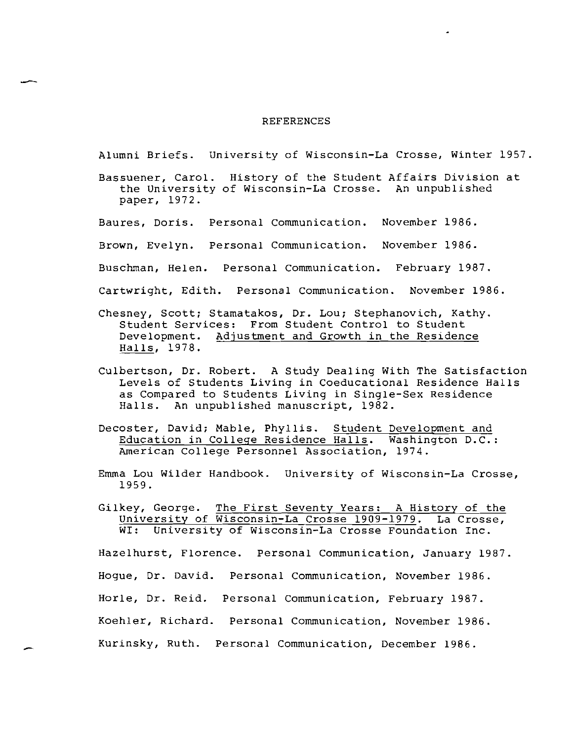# REFERENCES

Alumni Briefs. University of Wisconsin-La Crosse, Winter 1957.

Bassuener, Carol. History of the Student Affairs Division at the University of Wisconsin-La Crosse. An unpublished paper, 1972.

Baures, Doris. Personal Communication. November 1986.

Brown, Evelyn. Personal Communication. November 1986.

Buschman, Helen. Personal Communication. February 1987.

Cartwright, Edith. Personal Communication. November 1986.

Chesney, Scott; Stamatakos, Dr. Lou; Stephanovich, Kathy. Student Services: From Student Control to Student Development. Adjustment and Growth in the Residence Halls, 1978.

Culbertson, Dr. Robert. A Study Dealing With The Satisfaction Levels of Students Living in Coeducational Residence Halls as Compared to Students Living in Single-Sex Residence Halls. An unpublished manuscript, 1982.

Decoster, David; Mable, Phyllis. Student Development and Education in College Residence Halls. Washington D.C.: American College Personnel Association, 1974.

Emma Lou Wilder Handbook. University of Wisconsin-La Crosse, 1959.

Gilkey, George. The First Seventy Years: A History of the University of Wisconsin-La Crosse 1909-1979. La Crosse, WI: University of Wisconsin-La Crosse Foundation Inc.

Hazelhurst, Florence. Personal Communication, January 1987.

Hogue, Dr. David. Personal Communication, November 1986.

Horle, Dr. Reid. Personal Communication, February 1987.

Koehler, Richard. Personal Communication, November 1986.

Kurinsky, Ruth. Personal Communication, December 1986.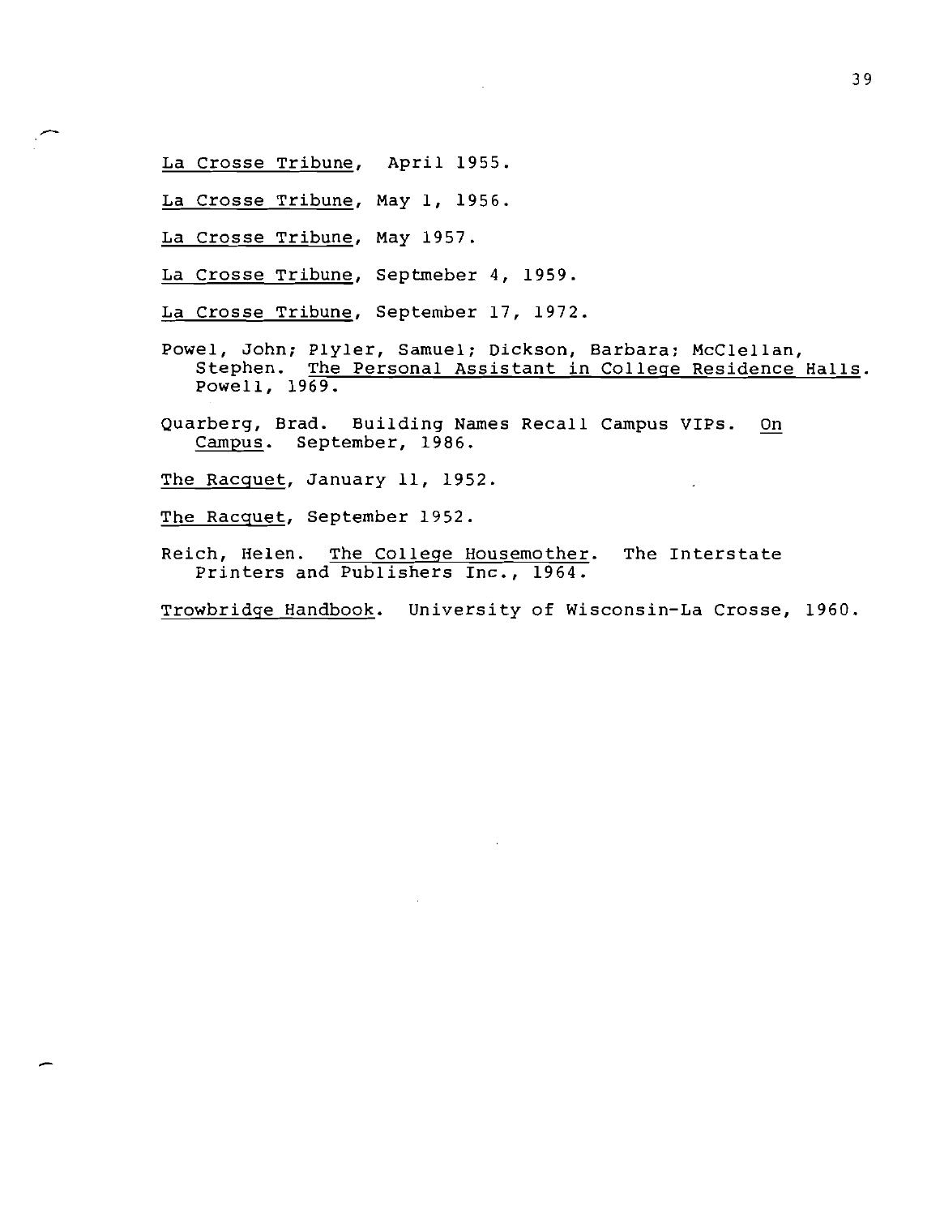_La Crosse Tribune_, April 1955.

_La Crosse Tribune_, May 1, 1956.

_La Crosse Tribune_, May 1957.

_La Crosse Tribune_, Septmeber 4, 1959.

_La Crosse Tribune_, September 17, 1972.

Powel, John; Plyler, Samuel; Dickson, Barbara; McClellan, Stephen. _The Personal Assistant in College Residence Halls_. Powell, 1969.

Quarberg, Brad. Building Names Recall Campus VIPs. _On Campus_. September, 1986.

_The Racquet_, January 11, 1952.

_The Racquet_, September 1952.

Reich, Helen. _The College Housemother_. The Interstate Printers and Publishers Inc., 1964.

_Trowbridge Handbook_. University of Wisconsin-La Crosse, 1960.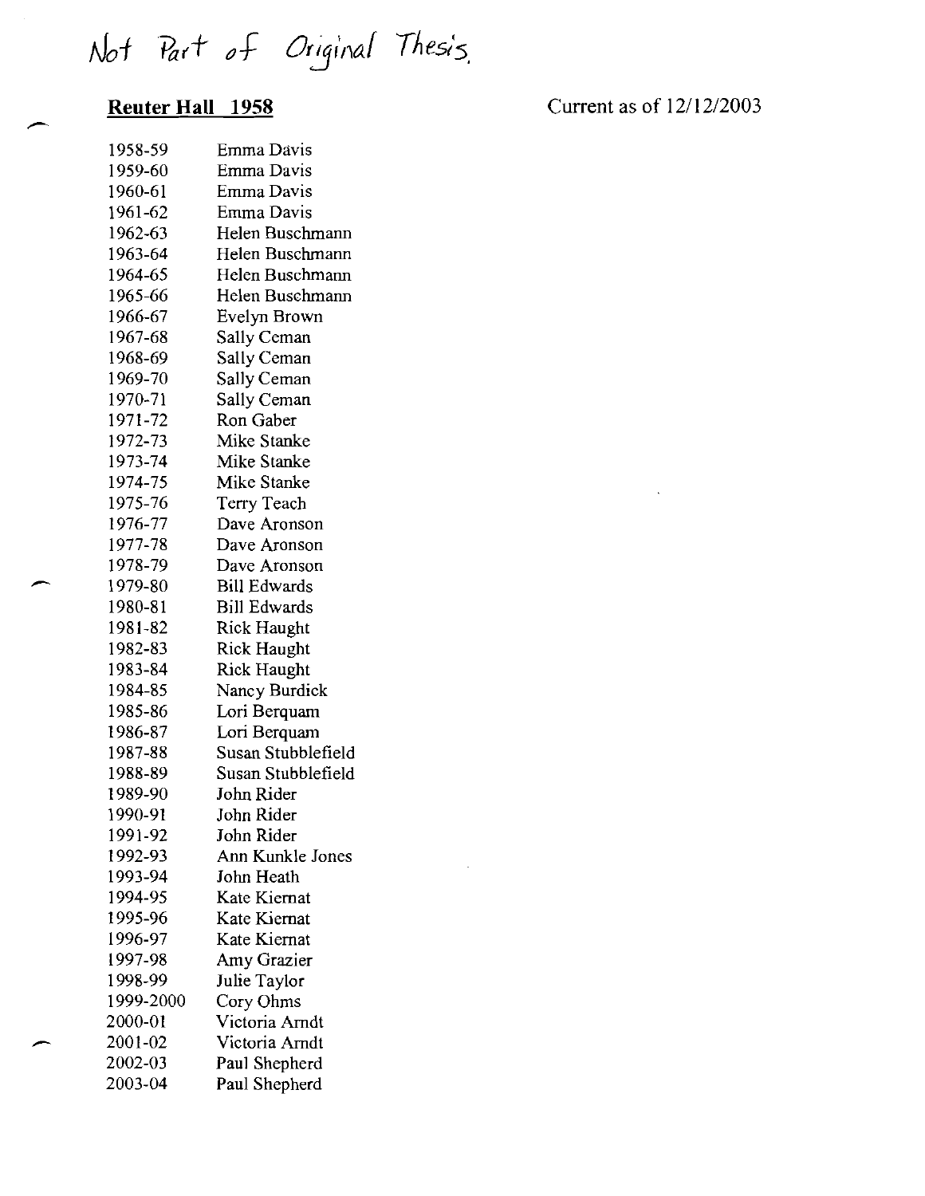Not Part of Original Thesis.

**Reuter Hall 1958**

Current as of 12/12/2003

| | |
|---|---|
| 1958-59 | Emma Davis |
| 1959-60 | Emma Davis |
| 1960-61 | Emma Davis |
| 1961-62 | Emma Davis |
| 1962-63 | Helen Buschmann |
| 1963-64 | Helen Buschmann |
| 1964-65 | Helen Buschmann |
| 1965-66 | Helen Buschmann |
| 1966-67 | Evelyn Brown |
| 1967-68 | Sally Ceman |
| 1968-69 | Sally Ceman |
| 1969-70 | Sally Ceman |
| 1970-71 | Sally Ceman |
| 1971-72 | Ron Gaber |
| 1972-73 | Mike Stanke |
| 1973-74 | Mike Stanke |
| 1974-75 | Mike Stanke |
| 1975-76 | Terry Teach |
| 1976-77 | Dave Aronson |
| 1977-78 | Dave Aronson |
| 1978-79 | Dave Aronson |
| 1979-80 | Bill Edwards |
| 1980-81 | Bill Edwards |
| 1981-82 | Rick Haught |
| 1982-83 | Rick Haught |
| 1983-84 | Rick Haught |
| 1984-85 | Nancy Burdick |
| 1985-86 | Lori Berquam |
| 1986-87 | Lori Berquam |
| 1987-88 | Susan Stubblefield |
| 1988-89 | Susan Stubblefield |
| 1989-90 | John Rider |
| 1990-91 | John Rider |
| 1991-92 | John Rider |
| 1992-93 | Ann Kunkle Jones |
| 1993-94 | John Heath |
| 1994-95 | Kate Kiernat |
| 1995-96 | Kate Kiernat |
| 1996-97 | Kate Kiernat |
| 1997-98 | Amy Grazier |
| 1998-99 | Julie Taylor |
| 1999-2000 | Cory Ohms |
| 2000-01 | Victoria Arndt |
| 2001-02 | Victoria Arndt |
| 2002-03 | Paul Shepherd |
| 2003-04 | Paul Shepherd |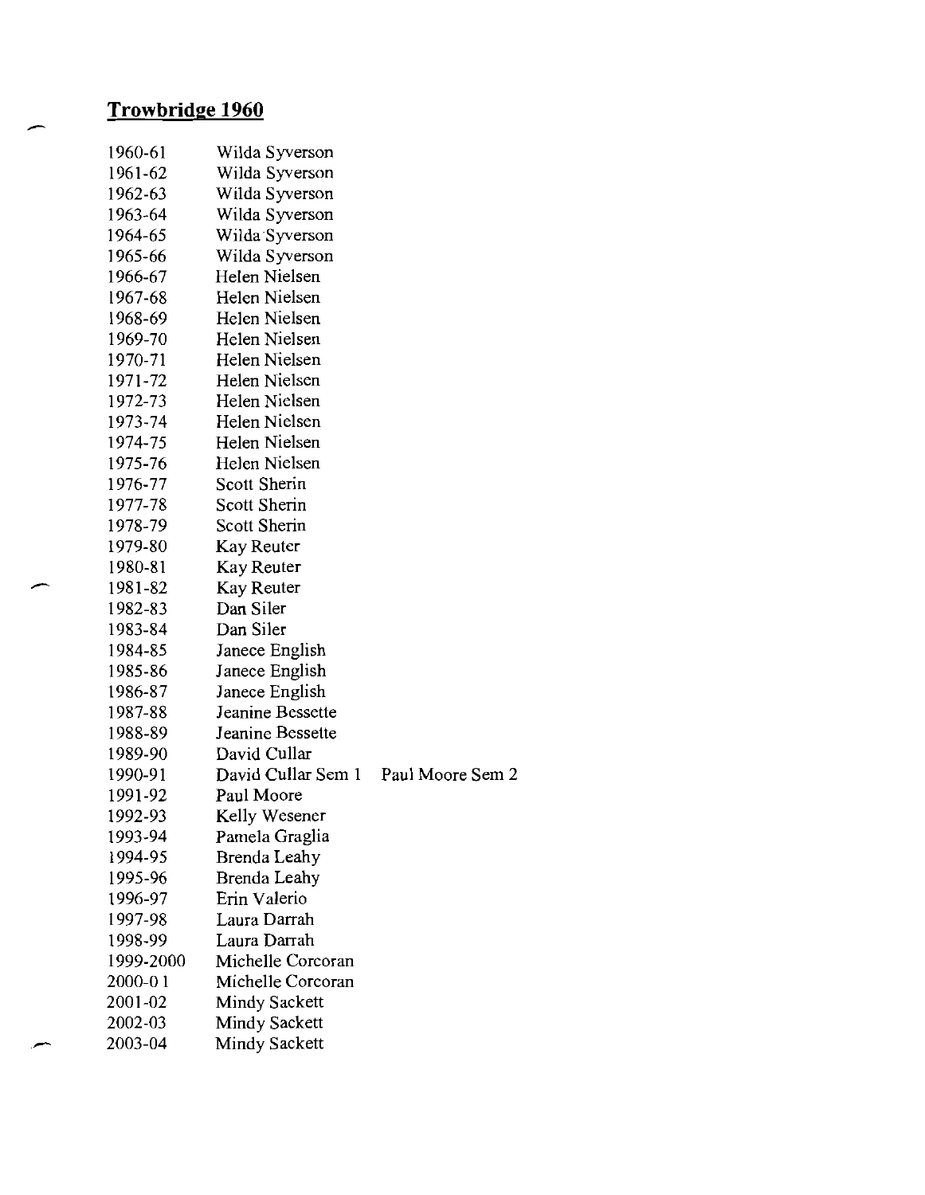## Trowbridge 1960

| | | |
|---|---|---|
| 1960-61 | Wilda Syverson | |
| 1961-62 | Wilda Syverson | |
| 1962-63 | Wilda Syverson | |
| 1963-64 | Wilda Syverson | |
| 1964-65 | Wilda Syverson | |
| 1965-66 | Wilda Syverson | |
| 1966-67 | Helen Nielsen | |
| 1967-68 | Helen Nielsen | |
| 1968-69 | Helen Nielsen | |
| 1969-70 | Helen Nielsen | |
| 1970-71 | Helen Nielsen | |
| 1971-72 | Helen Nielsen | |
| 1972-73 | Helen Nielsen | |
| 1973-74 | Helen Nielsen | |
| 1974-75 | Helen Nielsen | |
| 1975-76 | Helen Nielsen | |
| 1976-77 | Scott Sherin | |
| 1977-78 | Scott Sherin | |
| 1978-79 | Scott Sherin | |
| 1979-80 | Kay Reuter | |
| 1980-81 | Kay Reuter | |
| 1981-82 | Kay Reuter | |
| 1982-83 | Dan Siler | |
| 1983-84 | Dan Siler | |
| 1984-85 | Janece English | |
| 1985-86 | Janece English | |
| 1986-87 | Janece English | |
| 1987-88 | Jeanine Bessette | |
| 1988-89 | Jeanine Bessette | |
| 1989-90 | David Cullar | |
| 1990-91 | David Cullar Sem 1 | Paul Moore Sem 2 |
| 1991-92 | Paul Moore | |
| 1992-93 | Kelly Wesener | |
| 1993-94 | Pamela Graglia | |
| 1994-95 | Brenda Leahy | |
| 1995-96 | Brenda Leahy | |
| 1996-97 | Erin Valerio | |
| 1997-98 | Laura Darrah | |
| 1998-99 | Laura Darrah | |
| 1999-2000 | Michelle Corcoran | |
| 2000-01 | Michelle Corcoran | |
| 2001-02 | Mindy Sackett | |
| 2002-03 | Mindy Sackett | |
| 2003-04 | Mindy Sackett | |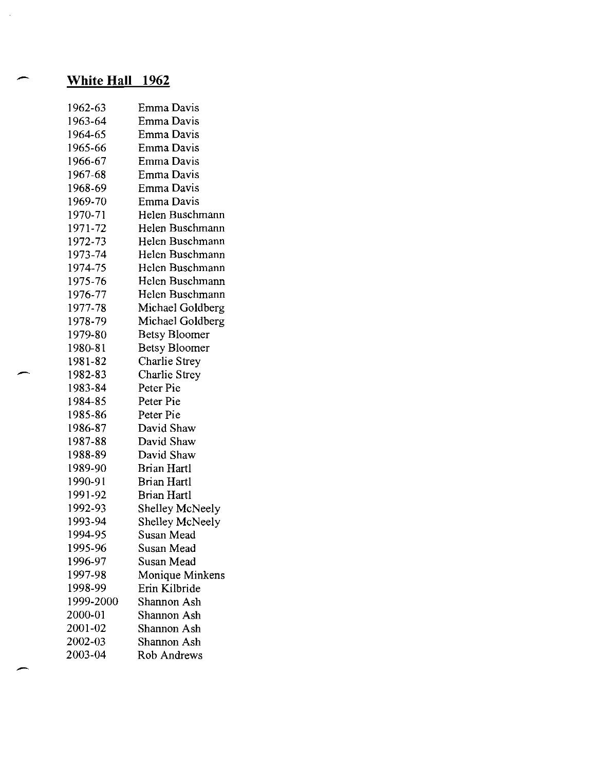## **White Hall 1962**

| | |
|---|---|
| 1962-63 | Emma Davis |
| 1963-64 | Emma Davis |
| 1964-65 | Emma Davis |
| 1965-66 | Emma Davis |
| 1966-67 | Emma Davis |
| 1967-68 | Emma Davis |
| 1968-69 | Emma Davis |
| 1969-70 | Emma Davis |
| 1970-71 | Helen Buschmann |
| 1971-72 | Helen Buschmann |
| 1972-73 | Helen Buschmann |
| 1973-74 | Helen Buschmann |
| 1974-75 | Helen Buschmann |
| 1975-76 | Helen Buschmann |
| 1976-77 | Helen Buschmann |
| 1977-78 | Michael Goldberg |
| 1978-79 | Michael Goldberg |
| 1979-80 | Betsy Bloomer |
| 1980-81 | Betsy Bloomer |
| 1981-82 | Charlie Strey |
| 1982-83 | Charlie Strey |
| 1983-84 | Peter Pie |
| 1984-85 | Peter Pie |
| 1985-86 | Peter Pie |
| 1986-87 | David Shaw |
| 1987-88 | David Shaw |
| 1988-89 | David Shaw |
| 1989-90 | Brian Hartl |
| 1990-91 | Brian Hartl |
| 1991-92 | Brian Hartl |
| 1992-93 | Shelley McNeely |
| 1993-94 | Shelley McNeely |
| 1994-95 | Susan Mead |
| 1995-96 | Susan Mead |
| 1996-97 | Susan Mead |
| 1997-98 | Monique Minkens |
| 1998-99 | Erin Kilbride |
| 1999-2000 | Shannon Ash |
| 2000-01 | Shannon Ash |
| 2001-02 | Shannon Ash |
| 2002-03 | Shannon Ash |
| 2003-04 | Rob Andrews |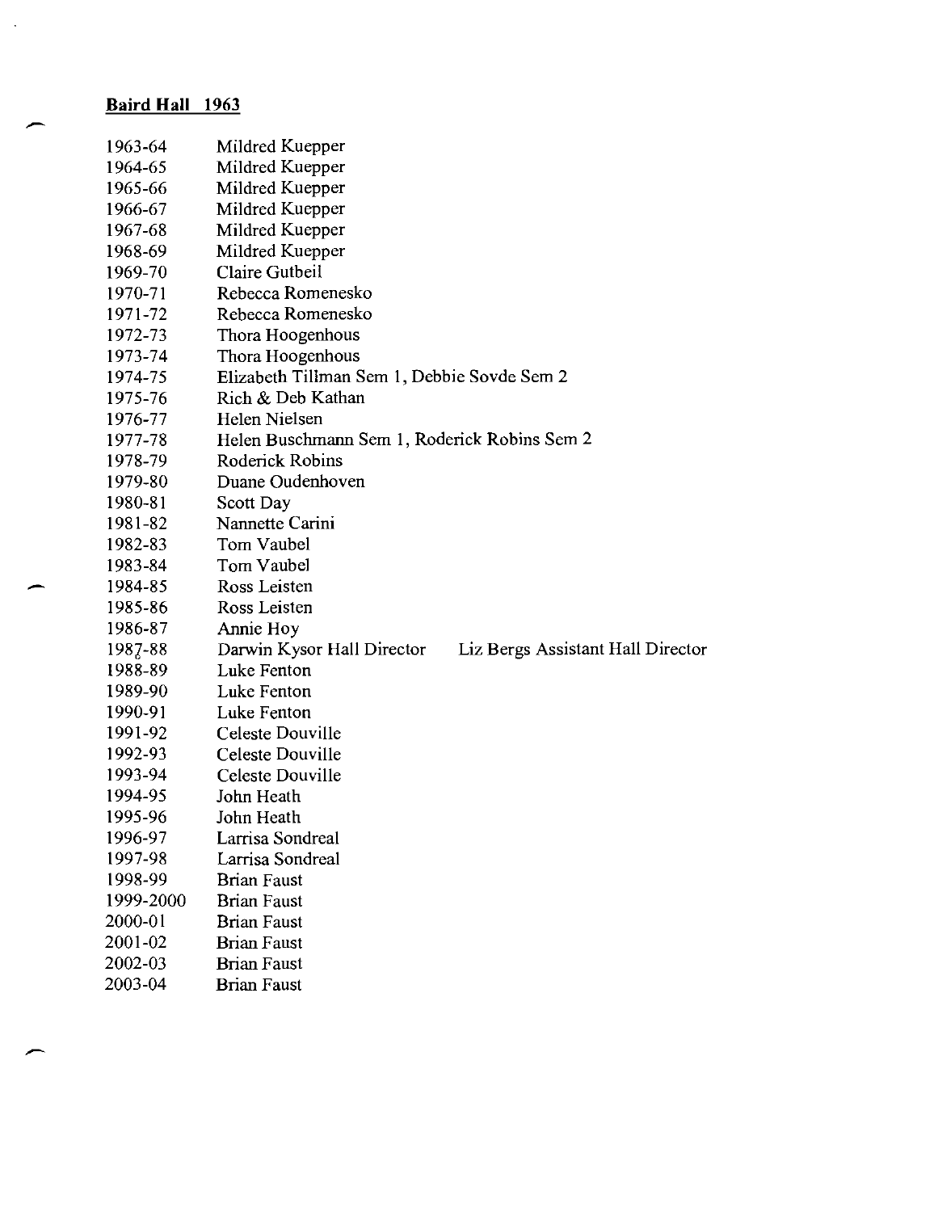**Baird Hall 1963**

| | |
|---|---|
| 1963-64 | Mildred Kuepper |
| 1964-65 | Mildred Kuepper |
| 1965-66 | Mildred Kuepper |
| 1966-67 | Mildred Kuepper |
| 1967-68 | Mildred Kuepper |
| 1968-69 | Mildred Kuepper |
| 1969-70 | Claire Gutbeil |
| 1970-71 | Rebecca Romenesko |
| 1971-72 | Rebecca Romenesko |
| 1972-73 | Thora Hoogenhous |
| 1973-74 | Thora Hoogenhous |
| 1974-75 | Elizabeth Tillman Sem 1, Debbie Sovde Sem 2 |
| 1975-76 | Rich & Deb Kathan |
| 1976-77 | Helen Nielsen |
| 1977-78 | Helen Buschmann Sem 1, Roderick Robins Sem 2 |
| 1978-79 | Roderick Robins |
| 1979-80 | Duane Oudenhoven |
| 1980-81 | Scott Day |
| 1981-82 | Nannette Carini |
| 1982-83 | Tom Vaubel |
| 1983-84 | Tom Vaubel |
| 1984-85 | Ross Leisten |
| 1985-86 | Ross Leisten |
| 1986-87 | Annie Hoy |
| 1987-88 | Darwin Kysor Hall Director &nbsp;&nbsp;&nbsp; Liz Bergs Assistant Hall Director |
| 1988-89 | Luke Fenton |
| 1989-90 | Luke Fenton |
| 1990-91 | Luke Fenton |
| 1991-92 | Celeste Douville |
| 1992-93 | Celeste Douville |
| 1993-94 | Celeste Douville |
| 1994-95 | John Heath |
| 1995-96 | John Heath |
| 1996-97 | Larrisa Sondreal |
| 1997-98 | Larrisa Sondreal |
| 1998-99 | Brian Faust |
| 1999-2000 | Brian Faust |
| 2000-01 | Brian Faust |
| 2001-02 | Brian Faust |
| 2002-03 | Brian Faust |
| 2003-04 | Brian Faust |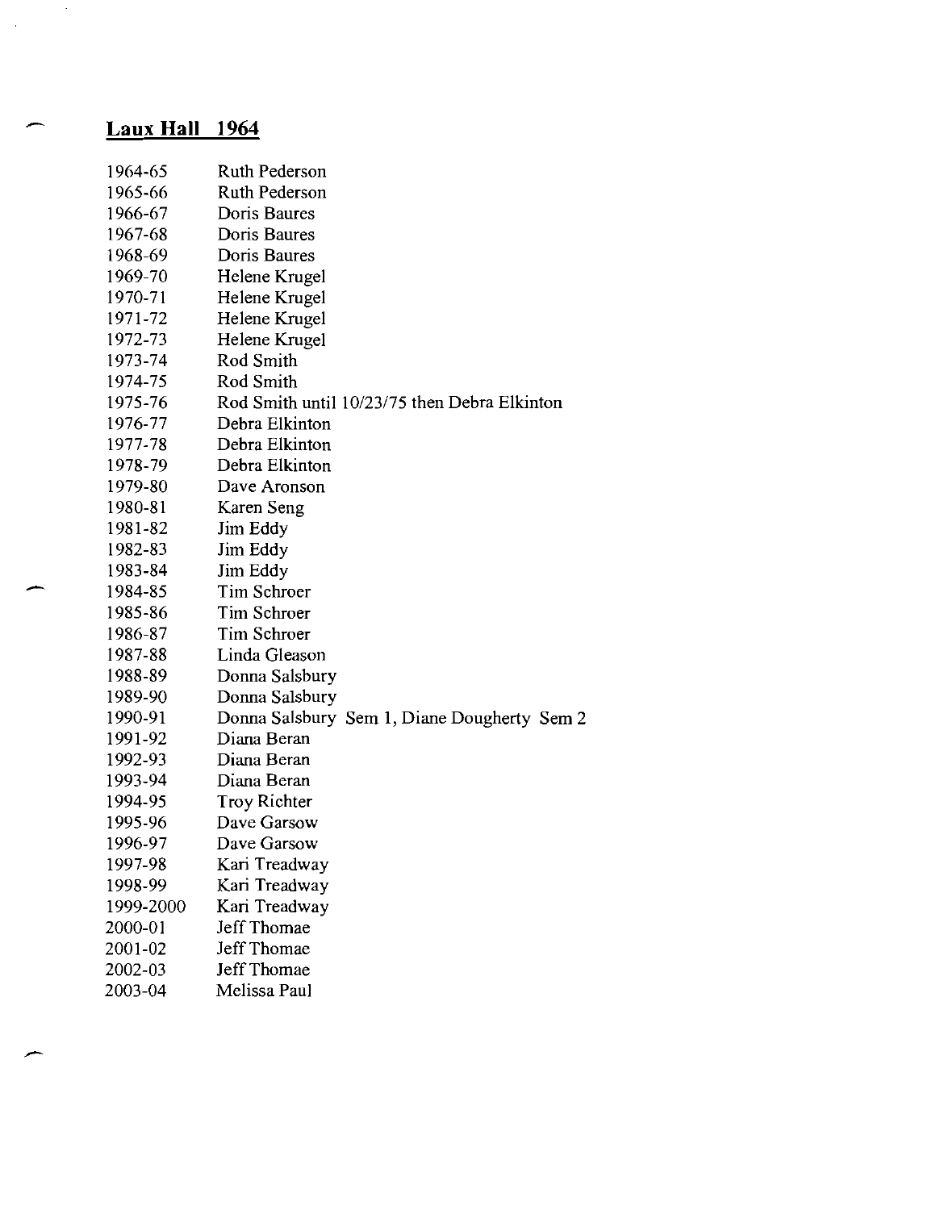**Laux Hall 1964**

| | |
|---|---|
| 1964-65 | Ruth Pederson |
| 1965-66 | Ruth Pederson |
| 1966-67 | Doris Baures |
| 1967-68 | Doris Baures |
| 1968-69 | Doris Baures |
| 1969-70 | Helene Krugel |
| 1970-71 | Helene Krugel |
| 1971-72 | Helene Krugel |
| 1972-73 | Helene Krugel |
| 1973-74 | Rod Smith |
| 1974-75 | Rod Smith |
| 1975-76 | Rod Smith until 10/23/75 then Debra Elkinton |
| 1976-77 | Debra Elkinton |
| 1977-78 | Debra Elkinton |
| 1978-79 | Debra Elkinton |
| 1979-80 | Dave Aronson |
| 1980-81 | Karen Seng |
| 1981-82 | Jim Eddy |
| 1982-83 | Jim Eddy |
| 1983-84 | Jim Eddy |
| 1984-85 | Tim Schroer |
| 1985-86 | Tim Schroer |
| 1986-87 | Tim Schroer |
| 1987-88 | Linda Gleason |
| 1988-89 | Donna Salsbury |
| 1989-90 | Donna Salsbury |
| 1990-91 | Donna Salsbury Sem 1, Diane Dougherty Sem 2 |
| 1991-92 | Diana Beran |
| 1992-93 | Diana Beran |
| 1993-94 | Diana Beran |
| 1994-95 | Troy Richter |
| 1995-96 | Dave Garsow |
| 1996-97 | Dave Garsow |
| 1997-98 | Kari Treadway |
| 1998-99 | Kari Treadway |
| 1999-2000 | Kari Treadway |
| 2000-01 | Jeff Thomae |
| 2001-02 | Jeff Thomae |
| 2002-03 | Jeff Thomae |
| 2003-04 | Melissa Paul |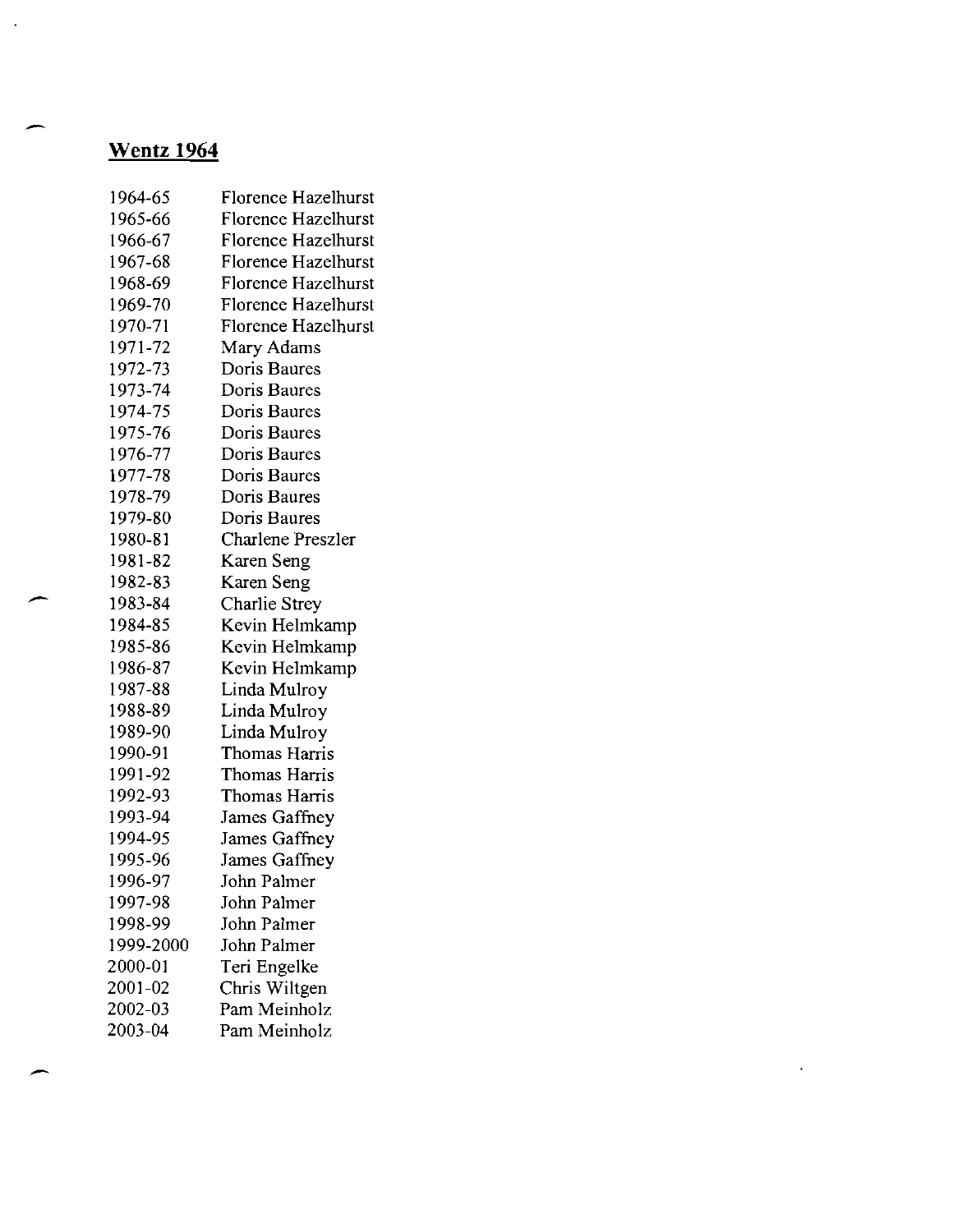## Wentz 1964

| | |
|---|---|
| 1964-65 | Florence Hazelhurst |
| 1965-66 | Florence Hazelhurst |
| 1966-67 | Florence Hazelhurst |
| 1967-68 | Florence Hazelhurst |
| 1968-69 | Florence Hazelhurst |
| 1969-70 | Florence Hazelhurst |
| 1970-71 | Florence Hazelhurst |
| 1971-72 | Mary Adams |
| 1972-73 | Doris Baures |
| 1973-74 | Doris Baures |
| 1974-75 | Doris Baures |
| 1975-76 | Doris Baures |
| 1976-77 | Doris Baures |
| 1977-78 | Doris Baures |
| 1978-79 | Doris Baures |
| 1979-80 | Doris Baures |
| 1980-81 | Charlene Preszler |
| 1981-82 | Karen Seng |
| 1982-83 | Karen Seng |
| 1983-84 | Charlie Strey |
| 1984-85 | Kevin Helmkamp |
| 1985-86 | Kevin Helmkamp |
| 1986-87 | Kevin Helmkamp |
| 1987-88 | Linda Mulroy |
| 1988-89 | Linda Mulroy |
| 1989-90 | Linda Mulroy |
| 1990-91 | Thomas Harris |
| 1991-92 | Thomas Harris |
| 1992-93 | Thomas Harris |
| 1993-94 | James Gaffney |
| 1994-95 | James Gaffney |
| 1995-96 | James Gaffney |
| 1996-97 | John Palmer |
| 1997-98 | John Palmer |
| 1998-99 | John Palmer |
| 1999-2000 | John Palmer |
| 2000-01 | Teri Engelke |
| 2001-02 | Chris Wiltgen |
| 2002-03 | Pam Meinholz |
| 2003-04 | Pam Meinholz |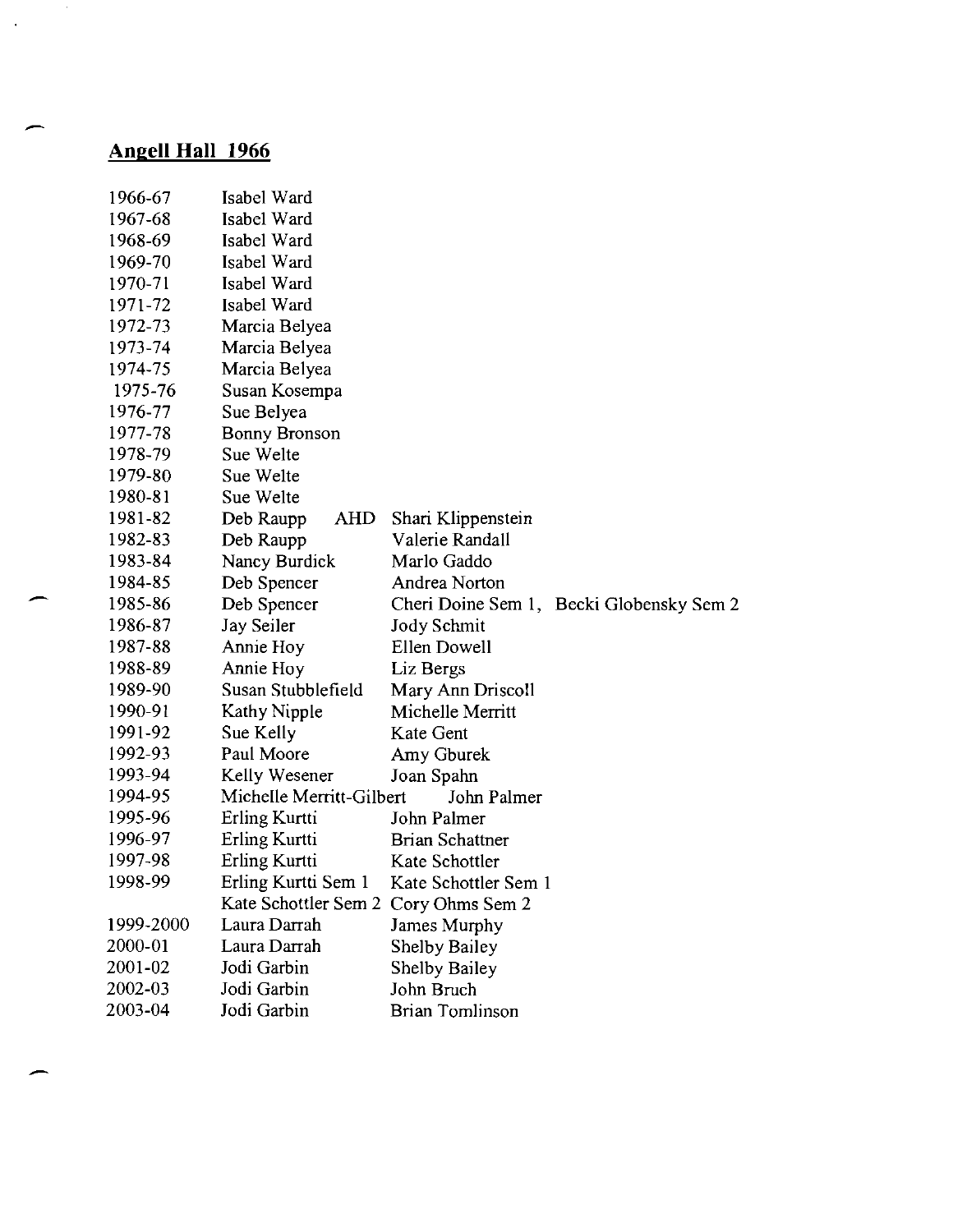## Angell Hall 1966

| | | |
|---|---|---|
| 1966-67 | Isabel Ward | |
| 1967-68 | Isabel Ward | |
| 1968-69 | Isabel Ward | |
| 1969-70 | Isabel Ward | |
| 1970-71 | Isabel Ward | |
| 1971-72 | Isabel Ward | |
| 1972-73 | Marcia Belyea | |
| 1973-74 | Marcia Belyea | |
| 1974-75 | Marcia Belyea | |
| 1975-76 | Susan Kosempa | |
| 1976-77 | Sue Belyea | |
| 1977-78 | Bonny Bronson | |
| 1978-79 | Sue Welte | |
| 1979-80 | Sue Welte | |
| 1980-81 | Sue Welte | |
| 1981-82 | Deb Raupp AHD | Shari Klippenstein |
| 1982-83 | Deb Raupp | Valerie Randall |
| 1983-84 | Nancy Burdick | Marlo Gaddo |
| 1984-85 | Deb Spencer | Andrea Norton |
| 1985-86 | Deb Spencer | Cheri Doine Sem 1, Becki Globensky Sem 2 |
| 1986-87 | Jay Seiler | Jody Schmit |
| 1987-88 | Annie Hoy | Ellen Dowell |
| 1988-89 | Annie Hoy | Liz Bergs |
| 1989-90 | Susan Stubblefield | Mary Ann Driscoll |
| 1990-91 | Kathy Nipple | Michelle Merritt |
| 1991-92 | Sue Kelly | Kate Gent |
| 1992-93 | Paul Moore | Amy Gburek |
| 1993-94 | Kelly Wesener | Joan Spahn |
| 1994-95 | Michelle Merritt-Gilbert | John Palmer |
| 1995-96 | Erling Kurtti | John Palmer |
| 1996-97 | Erling Kurtti | Brian Schattner |
| 1997-98 | Erling Kurtti | Kate Schottler |
| 1998-99 | Erling Kurtti Sem 1 | Kate Schottler Sem 1 |
| | Kate Schottler Sem 2 | Cory Ohms Sem 2 |
| 1999-2000 | Laura Darrah | James Murphy |
| 2000-01 | Laura Darrah | Shelby Bailey |
| 2001-02 | Jodi Garbin | Shelby Bailey |
| 2002-03 | Jodi Garbin | John Bruch |
| 2003-04 | Jodi Garbin | Brian Tomlinson |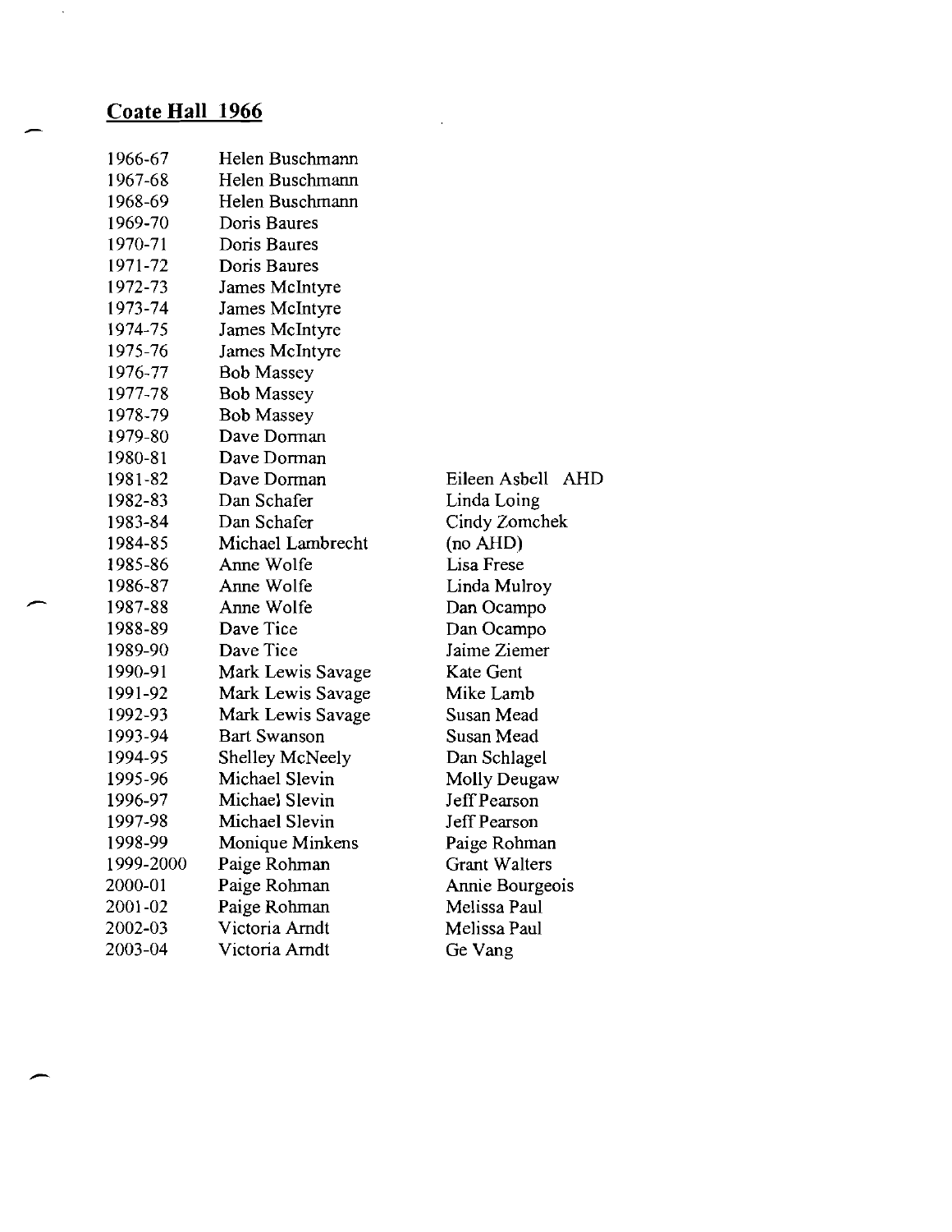## **Coate Hall 1966**

| | | |
|---|---|---|
| 1966-67 | Helen Buschmann | |
| 1967-68 | Helen Buschmann | |
| 1968-69 | Helen Buschmann | |
| 1969-70 | Doris Baures | |
| 1970-71 | Doris Baures | |
| 1971-72 | Doris Baures | |
| 1972-73 | James McIntyre | |
| 1973-74 | James McIntyre | |
| 1974-75 | James McIntyre | |
| 1975-76 | James McIntyre | |
| 1976-77 | Bob Massey | |
| 1977-78 | Bob Massey | |
| 1978-79 | Bob Massey | |
| 1979-80 | Dave Dorman | |
| 1980-81 | Dave Dorman | |
| 1981-82 | Dave Dorman | Eileen Asbell AHD |
| 1982-83 | Dan Schafer | Linda Loing |
| 1983-84 | Dan Schafer | Cindy Zomchek |
| 1984-85 | Michael Lambrecht | (no AHD) |
| 1985-86 | Anne Wolfe | Lisa Frese |
| 1986-87 | Anne Wolfe | Linda Mulroy |
| 1987-88 | Anne Wolfe | Dan Ocampo |
| 1988-89 | Dave Tice | Dan Ocampo |
| 1989-90 | Dave Tice | Jaime Ziemer |
| 1990-91 | Mark Lewis Savage | Kate Gent |
| 1991-92 | Mark Lewis Savage | Mike Lamb |
| 1992-93 | Mark Lewis Savage | Susan Mead |
| 1993-94 | Bart Swanson | Susan Mead |
| 1994-95 | Shelley McNeely | Dan Schlagel |
| 1995-96 | Michael Slevin | Molly Deugaw |
| 1996-97 | Michael Slevin | Jeff Pearson |
| 1997-98 | Michael Slevin | Jeff Pearson |
| 1998-99 | Monique Minkens | Paige Rohman |
| 1999-2000 | Paige Rohman | Grant Walters |
| 2000-01 | Paige Rohman | Annie Bourgeois |
| 2001-02 | Paige Rohman | Melissa Paul |
| 2002-03 | Victoria Arndt | Melissa Paul |
| 2003-04 | Victoria Arndt | Ge Vang |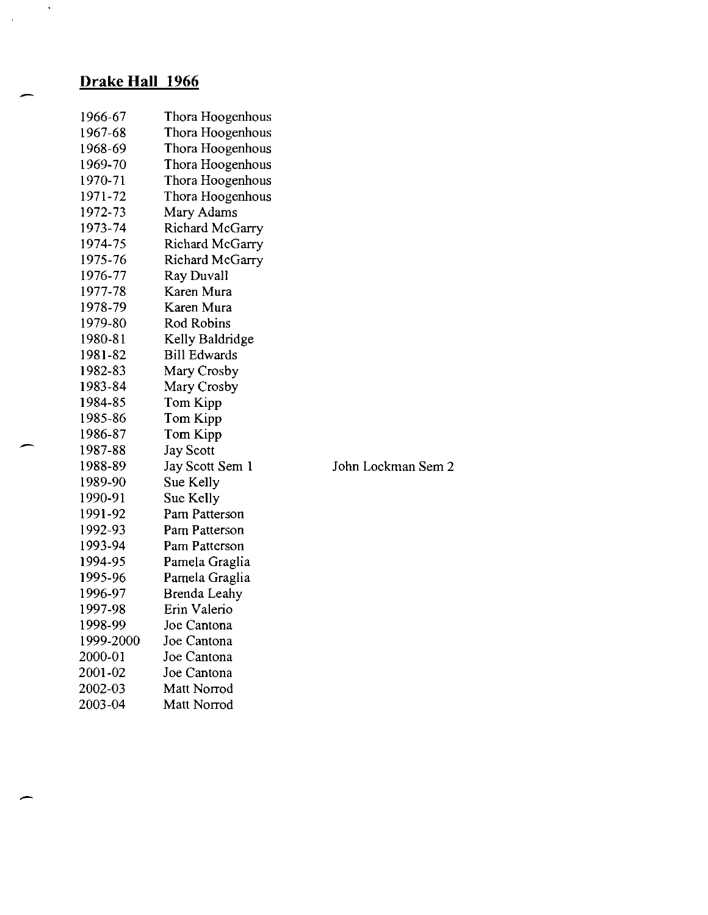## **Drake Hall 1966**

| | | |
|---|---|---|
| 1966-67 | Thora Hoogenhous | |
| 1967-68 | Thora Hoogenhous | |
| 1968-69 | Thora Hoogenhous | |
| 1969-70 | Thora Hoogenhous | |
| 1970-71 | Thora Hoogenhous | |
| 1971-72 | Thora Hoogenhous | |
| 1972-73 | Mary Adams | |
| 1973-74 | Richard McGarry | |
| 1974-75 | Richard McGarry | |
| 1975-76 | Richard McGarry | |
| 1976-77 | Ray Duvall | |
| 1977-78 | Karen Mura | |
| 1978-79 | Karen Mura | |
| 1979-80 | Rod Robins | |
| 1980-81 | Kelly Baldridge | |
| 1981-82 | Bill Edwards | |
| 1982-83 | Mary Crosby | |
| 1983-84 | Mary Crosby | |
| 1984-85 | Tom Kipp | |
| 1985-86 | Tom Kipp | |
| 1986-87 | Tom Kipp | |
| 1987-88 | Jay Scott | |
| 1988-89 | Jay Scott Sem 1 | John Lockman Sem 2 |
| 1989-90 | Sue Kelly | |
| 1990-91 | Sue Kelly | |
| 1991-92 | Pam Patterson | |
| 1992-93 | Pam Patterson | |
| 1993-94 | Pam Patterson | |
| 1994-95 | Pamela Graglia | |
| 1995-96 | Pamela Graglia | |
| 1996-97 | Brenda Leahy | |
| 1997-98 | Erin Valerio | |
| 1998-99 | Joe Cantona | |
| 1999-2000 | Joe Cantona | |
| 2000-01 | Joe Cantona | |
| 2001-02 | Joe Cantona | |
| 2002-03 | Matt Norrod | |
| 2003-04 | Matt Norrod | |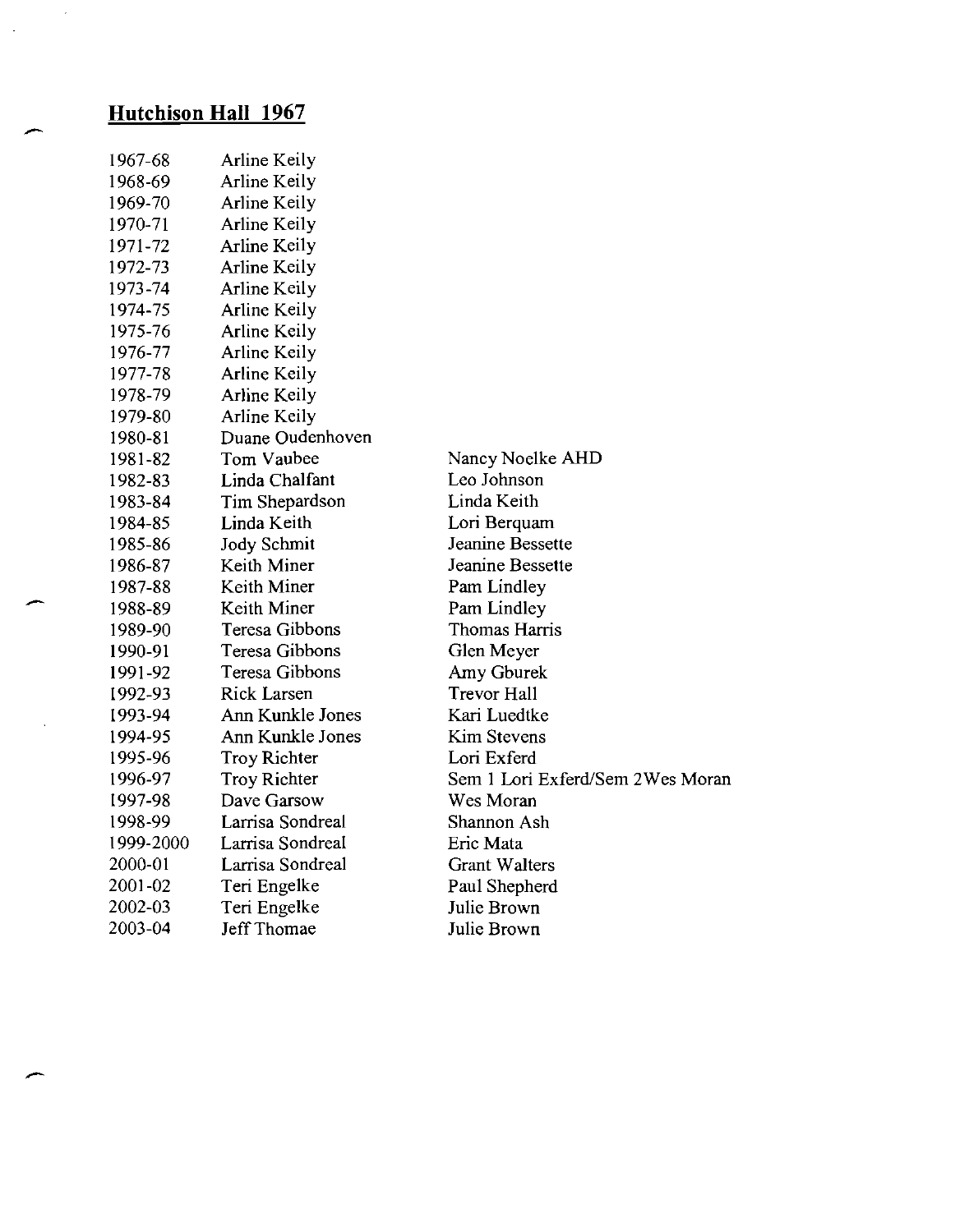## Hutchison Hall 1967

| | | |
|---|---|---|
| 1967-68 | Arline Keily | |
| 1968-69 | Arline Keily | |
| 1969-70 | Arline Keily | |
| 1970-71 | Arline Keily | |
| 1971-72 | Arline Keily | |
| 1972-73 | Arline Keily | |
| 1973-74 | Arline Keily | |
| 1974-75 | Arline Keily | |
| 1975-76 | Arline Keily | |
| 1976-77 | Arline Keily | |
| 1977-78 | Arline Keily | |
| 1978-79 | Arline Keily | |
| 1979-80 | Arline Keily | |
| 1980-81 | Duane Oudenhoven | |
| 1981-82 | Tom Vaubee | Nancy Noelke AHD |
| 1982-83 | Linda Chalfant | Leo Johnson |
| 1983-84 | Tim Shepardson | Linda Keith |
| 1984-85 | Linda Keith | Lori Berquam |
| 1985-86 | Jody Schmit | Jeanine Bessette |
| 1986-87 | Keith Miner | Jeanine Bessette |
| 1987-88 | Keith Miner | Pam Lindley |
| 1988-89 | Keith Miner | Pam Lindley |
| 1989-90 | Teresa Gibbons | Thomas Harris |
| 1990-91 | Teresa Gibbons | Glen Meyer |
| 1991-92 | Teresa Gibbons | Amy Gburek |
| 1992-93 | Rick Larsen | Trevor Hall |
| 1993-94 | Ann Kunkle Jones | Kari Luedtke |
| 1994-95 | Ann Kunkle Jones | Kim Stevens |
| 1995-96 | Troy Richter | Lori Exferd |
| 1996-97 | Troy Richter | Sem 1 Lori Exferd/Sem 2Wes Moran |
| 1997-98 | Dave Garsow | Wes Moran |
| 1998-99 | Larrisa Sondreal | Shannon Ash |
| 1999-2000 | Larrisa Sondreal | Eric Mata |
| 2000-01 | Larrisa Sondreal | Grant Walters |
| 2001-02 | Teri Engelke | Paul Shepherd |
| 2002-03 | Teri Engelke | Julie Brown |
| 2003-04 | Jeff Thomae | Julie Brown |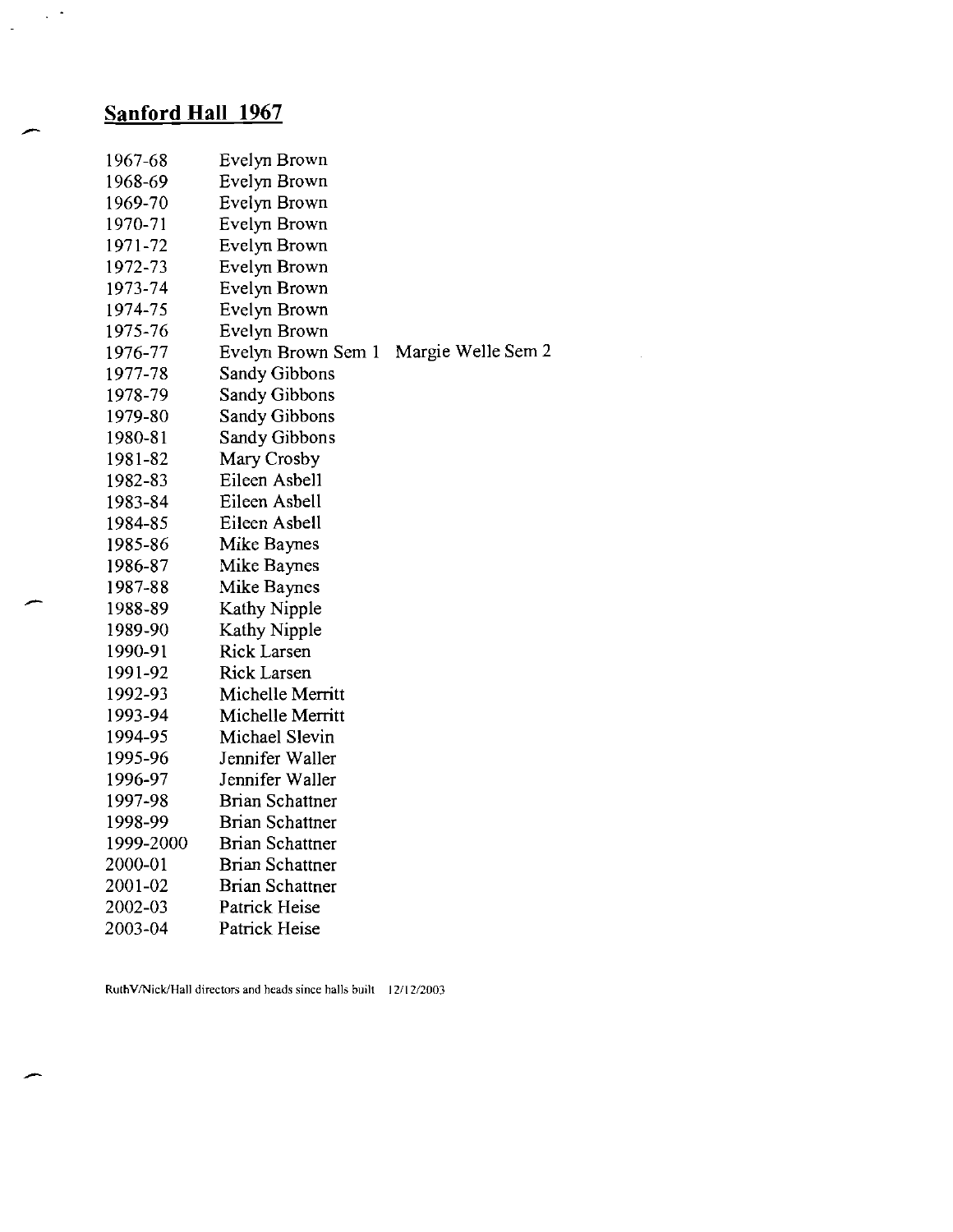## Sanford Hall 1967

| | |
|---|---|
| 1967-68 | Evelyn Brown |
| 1968-69 | Evelyn Brown |
| 1969-70 | Evelyn Brown |
| 1970-71 | Evelyn Brown |
| 1971-72 | Evelyn Brown |
| 1972-73 | Evelyn Brown |
| 1973-74 | Evelyn Brown |
| 1974-75 | Evelyn Brown |
| 1975-76 | Evelyn Brown |
| 1976-77 | Evelyn Brown Sem 1 Margie Welle Sem 2 |
| 1977-78 | Sandy Gibbons |
| 1978-79 | Sandy Gibbons |
| 1979-80 | Sandy Gibbons |
| 1980-81 | Sandy Gibbons |
| 1981-82 | Mary Crosby |
| 1982-83 | Eileen Asbell |
| 1983-84 | Eileen Asbell |
| 1984-85 | Eileen Asbell |
| 1985-86 | Mike Baynes |
| 1986-87 | Mike Baynes |
| 1987-88 | Mike Baynes |
| 1988-89 | Kathy Nipple |
| 1989-90 | Kathy Nipple |
| 1990-91 | Rick Larsen |
| 1991-92 | Rick Larsen |
| 1992-93 | Michelle Merritt |
| 1993-94 | Michelle Merritt |
| 1994-95 | Michael Slevin |
| 1995-96 | Jennifer Waller |
| 1996-97 | Jennifer Waller |
| 1997-98 | Brian Schattner |
| 1998-99 | Brian Schattner |
| 1999-2000 | Brian Schattner |
| 2000-01 | Brian Schattner |
| 2001-02 | Brian Schattner |
| 2002-03 | Patrick Heise |
| 2003-04 | Patrick Heise |

RuthV/Nick/Hall directors and heads since halls built 12/12/2003